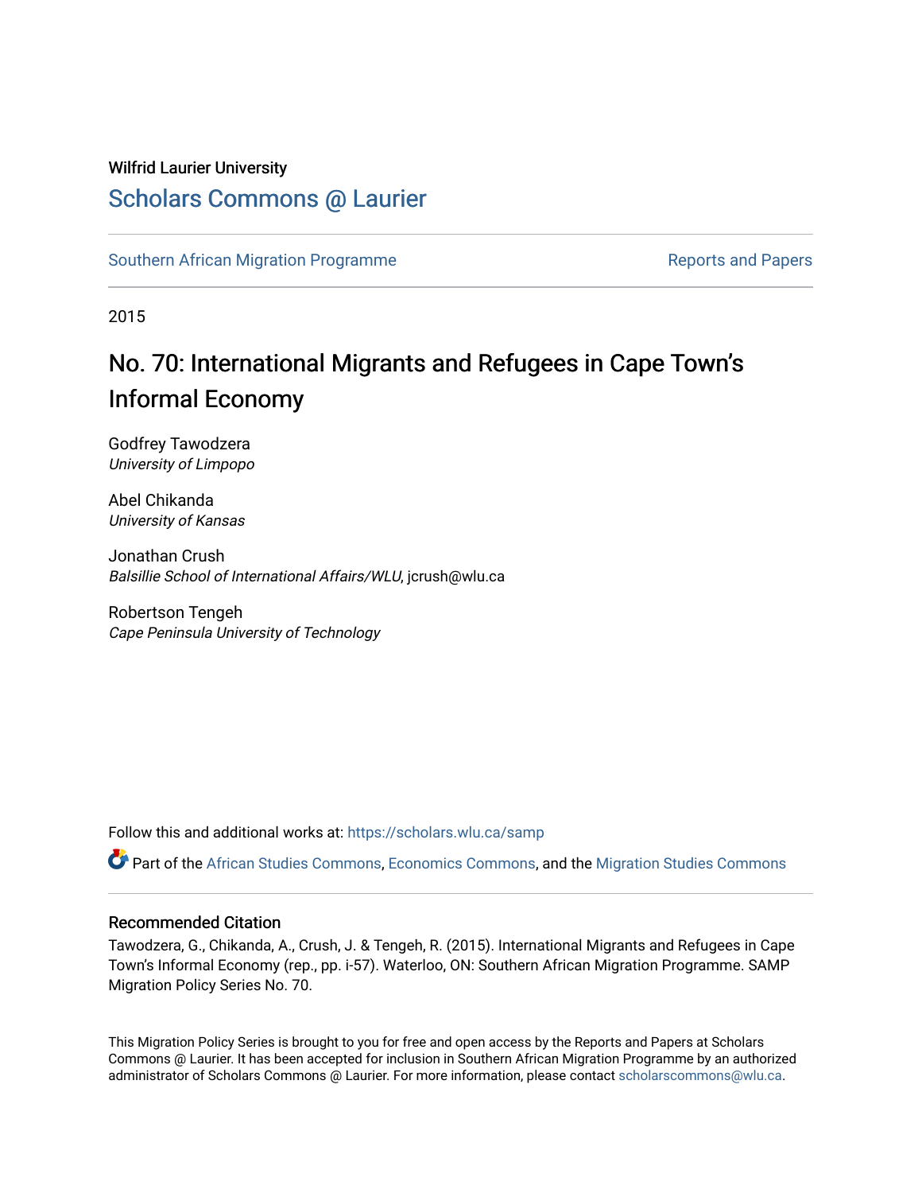Wilfrid Laurier University

# Scholars Commons @ Laurier

Southern African Migration Programme | Reports and Papers

2015

# No. 70: International Migrants and Refugees in Cape Town's Informal Economy

Godfrey Tawodzera
*University of Limpopo*

Abel Chikanda
*University of Kansas*

Jonathan Crush
*Balsillie School of International Affairs/WLU*, jcrush@wlu.ca

Robertson Tengeh
*Cape Peninsula University of Technology*

Follow this and additional works at: https://scholars.wlu.ca/samp

Part of the African Studies Commons, Economics Commons, and the Migration Studies Commons

## Recommended Citation

Tawodzera, G., Chikanda, A., Crush, J. & Tengeh, R. (2015). International Migrants and Refugees in Cape Town's Informal Economy (rep., pp. i-57). Waterloo, ON: Southern African Migration Programme. SAMP Migration Policy Series No. 70.

This Migration Policy Series is brought to you for free and open access by the Reports and Papers at Scholars Commons @ Laurier. It has been accepted for inclusion in Southern African Migration Programme by an authorized administrator of Scholars Commons @ Laurier. For more information, please contact scholarscommons@wlu.ca.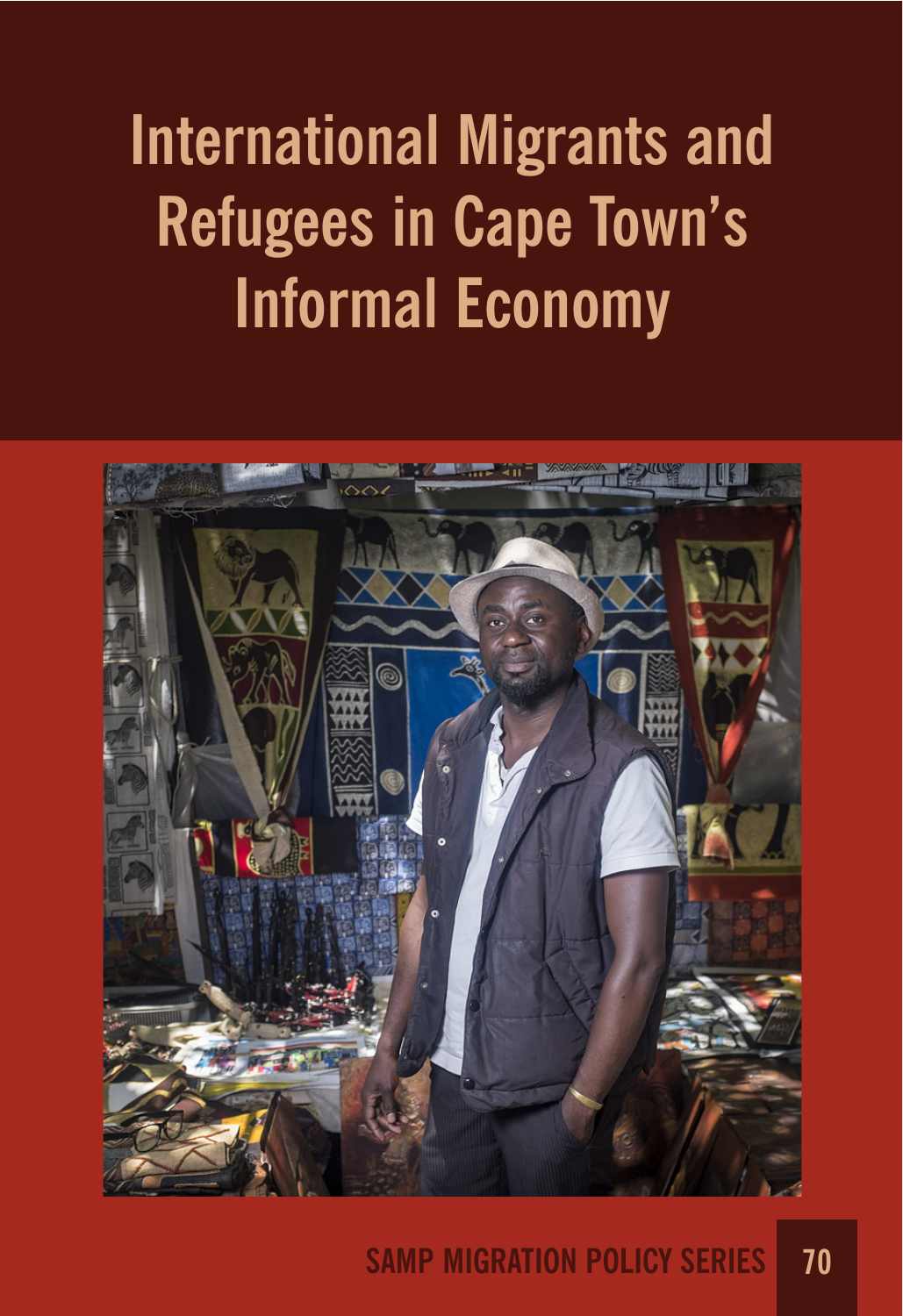# International Migrants and Refugees in Cape Town's Informal Economy

SAMP MIGRATION POLICY SERIES 70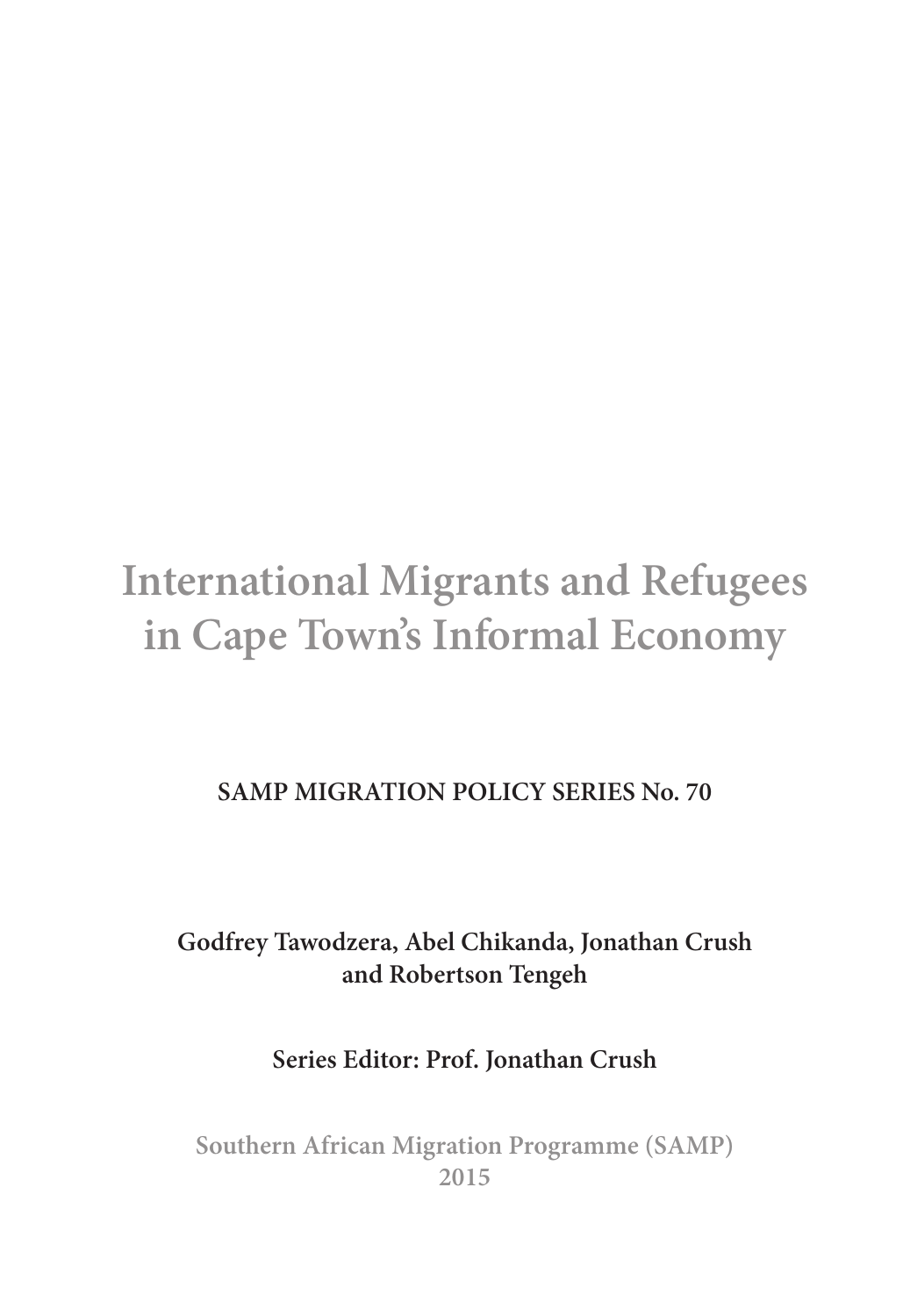# International Migrants and Refugees in Cape Town's Informal Economy

**SAMP MIGRATION POLICY SERIES No. 70**

**Godfrey Tawodzera, Abel Chikanda, Jonathan Crush and Robertson Tengeh**

**Series Editor: Prof. Jonathan Crush**

**Southern African Migration Programme (SAMP)**
**2015**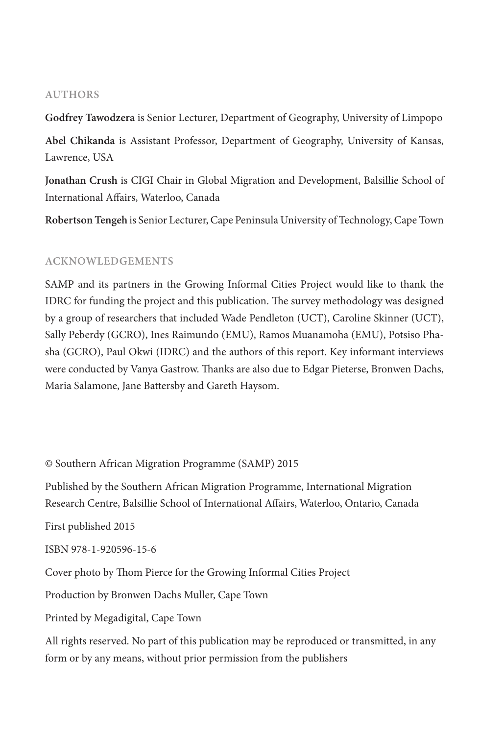## AUTHORS

**Godfrey Tawodzera** is Senior Lecturer, Department of Geography, University of Limpopo

**Abel Chikanda** is Assistant Professor, Department of Geography, University of Kansas, Lawrence, USA

**Jonathan Crush** is CIGI Chair in Global Migration and Development, Balsillie School of International Affairs, Waterloo, Canada

**Robertson Tengeh** is Senior Lecturer, Cape Peninsula University of Technology, Cape Town

## ACKNOWLEDGEMENTS

SAMP and its partners in the Growing Informal Cities Project would like to thank the IDRC for funding the project and this publication. The survey methodology was designed by a group of researchers that included Wade Pendleton (UCT), Caroline Skinner (UCT), Sally Peberdy (GCRO), Ines Raimundo (EMU), Ramos Muanamoha (EMU), Potsiso Phasha (GCRO), Paul Okwi (IDRC) and the authors of this report. Key informant interviews were conducted by Vanya Gastrow. Thanks are also due to Edgar Pieterse, Bronwen Dachs, Maria Salamone, Jane Battersby and Gareth Haysom.

© Southern African Migration Programme (SAMP) 2015

Published by the Southern African Migration Programme, International Migration Research Centre, Balsillie School of International Affairs, Waterloo, Ontario, Canada

First published 2015

ISBN 978-1-920596-15-6

Cover photo by Thom Pierce for the Growing Informal Cities Project

Production by Bronwen Dachs Muller, Cape Town

Printed by Megadigital, Cape Town

All rights reserved. No part of this publication may be reproduced or transmitted, in any form or by any means, without prior permission from the publishers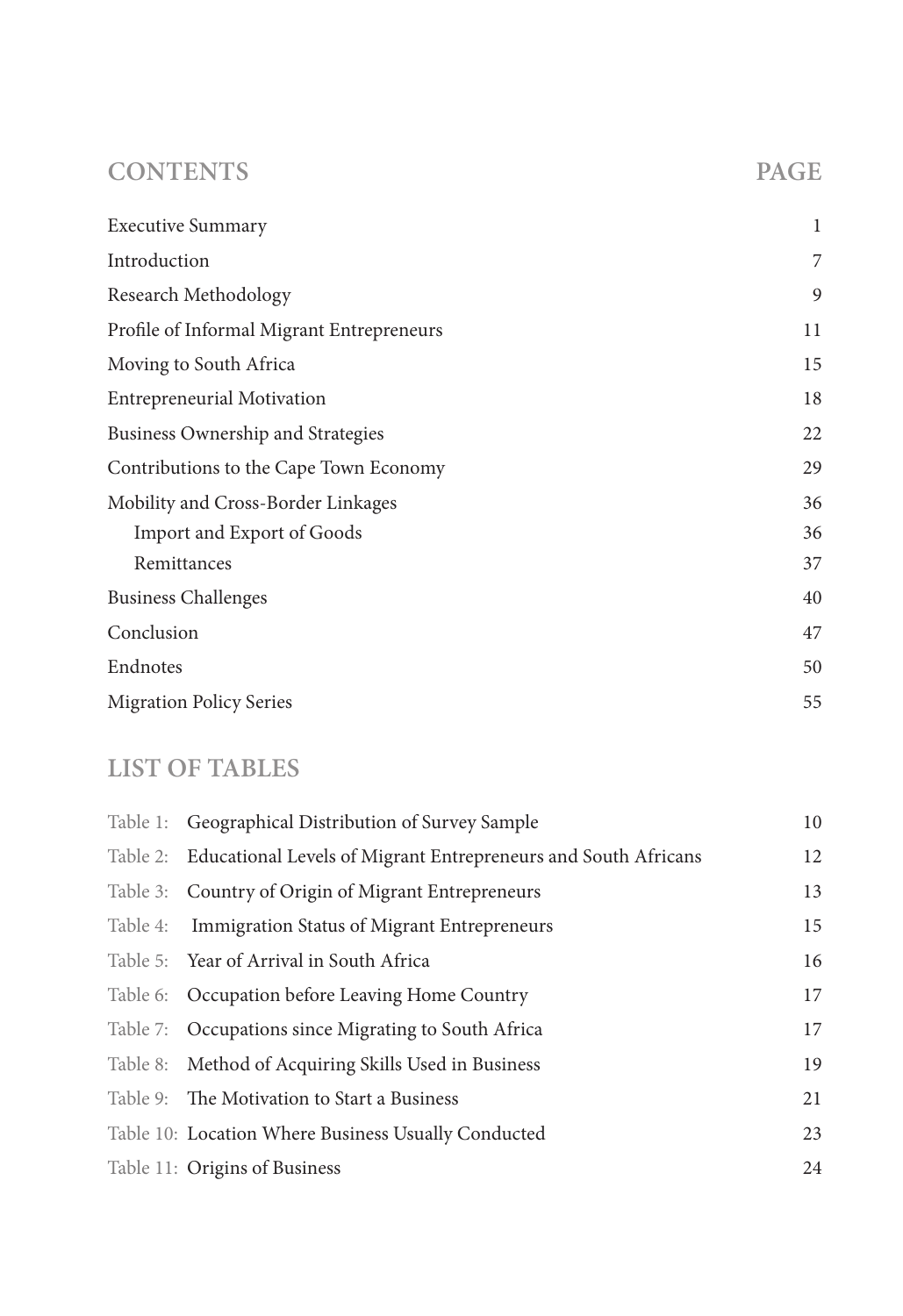## CONTENTS

| CONTENTS | PAGE |
|---|---|
| Executive Summary | 1 |
| Introduction | 7 |
| Research Methodology | 9 |
| Profile of Informal Migrant Entrepreneurs | 11 |
| Moving to South Africa | 15 |
| Entrepreneurial Motivation | 18 |
| Business Ownership and Strategies | 22 |
| Contributions to the Cape Town Economy | 29 |
| Mobility and Cross-Border Linkages | 36 |
| Import and Export of Goods | 36 |
| Remittances | 37 |
| Business Challenges | 40 |
| Conclusion | 47 |
| Endnotes | 50 |
| Migration Policy Series | 55 |

## LIST OF TABLES

| | | |
|---|---|---|
| Table 1: | Geographical Distribution of Survey Sample | 10 |
| Table 2: | Educational Levels of Migrant Entrepreneurs and South Africans | 12 |
| Table 3: | Country of Origin of Migrant Entrepreneurs | 13 |
| Table 4: | Immigration Status of Migrant Entrepreneurs | 15 |
| Table 5: | Year of Arrival in South Africa | 16 |
| Table 6: | Occupation before Leaving Home Country | 17 |
| Table 7: | Occupations since Migrating to South Africa | 17 |
| Table 8: | Method of Acquiring Skills Used in Business | 19 |
| Table 9: | The Motivation to Start a Business | 21 |
| Table 10: | Location Where Business Usually Conducted | 23 |
| Table 11: | Origins of Business | 24 |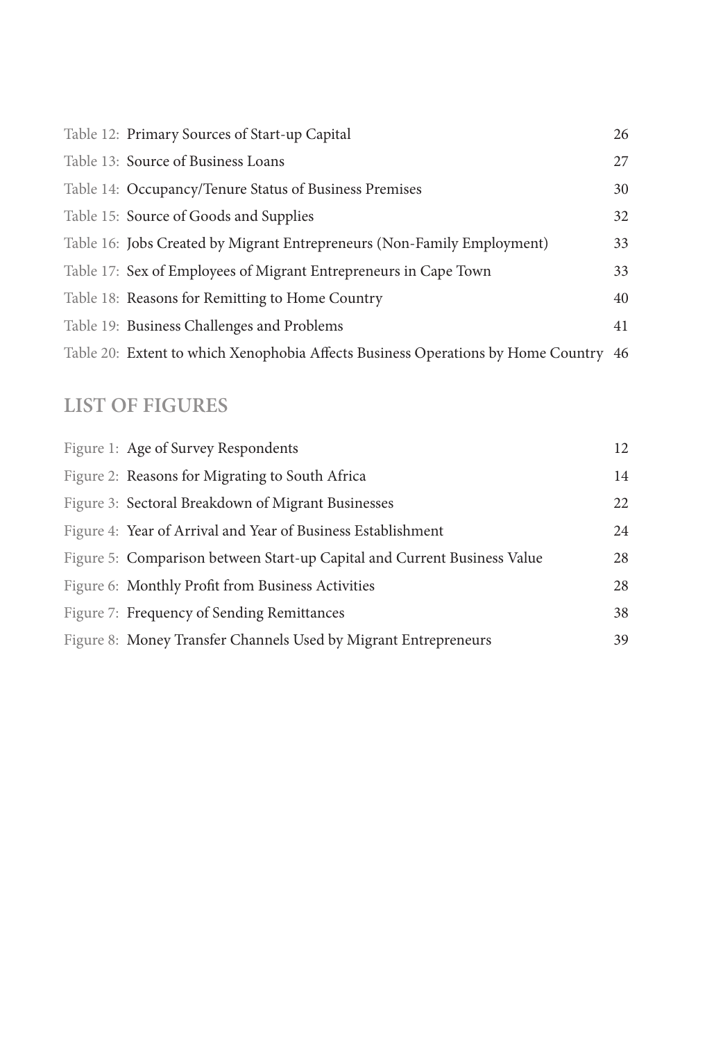| | |
|---|---|
| Table 12: Primary Sources of Start-up Capital | 26 |
| Table 13: Source of Business Loans | 27 |
| Table 14: Occupancy/Tenure Status of Business Premises | 30 |
| Table 15: Source of Goods and Supplies | 32 |
| Table 16: Jobs Created by Migrant Entrepreneurs (Non-Family Employment) | 33 |
| Table 17: Sex of Employees of Migrant Entrepreneurs in Cape Town | 33 |
| Table 18: Reasons for Remitting to Home Country | 40 |
| Table 19: Business Challenges and Problems | 41 |
| Table 20: Extent to which Xenophobia Affects Business Operations by Home Country | 46 |

## LIST OF FIGURES

| | |
|---|---|
| Figure 1: Age of Survey Respondents | 12 |
| Figure 2: Reasons for Migrating to South Africa | 14 |
| Figure 3: Sectoral Breakdown of Migrant Businesses | 22 |
| Figure 4: Year of Arrival and Year of Business Establishment | 24 |
| Figure 5: Comparison between Start-up Capital and Current Business Value | 28 |
| Figure 6: Monthly Profit from Business Activities | 28 |
| Figure 7: Frequency of Sending Remittances | 38 |
| Figure 8: Money Transfer Channels Used by Migrant Entrepreneurs | 39 |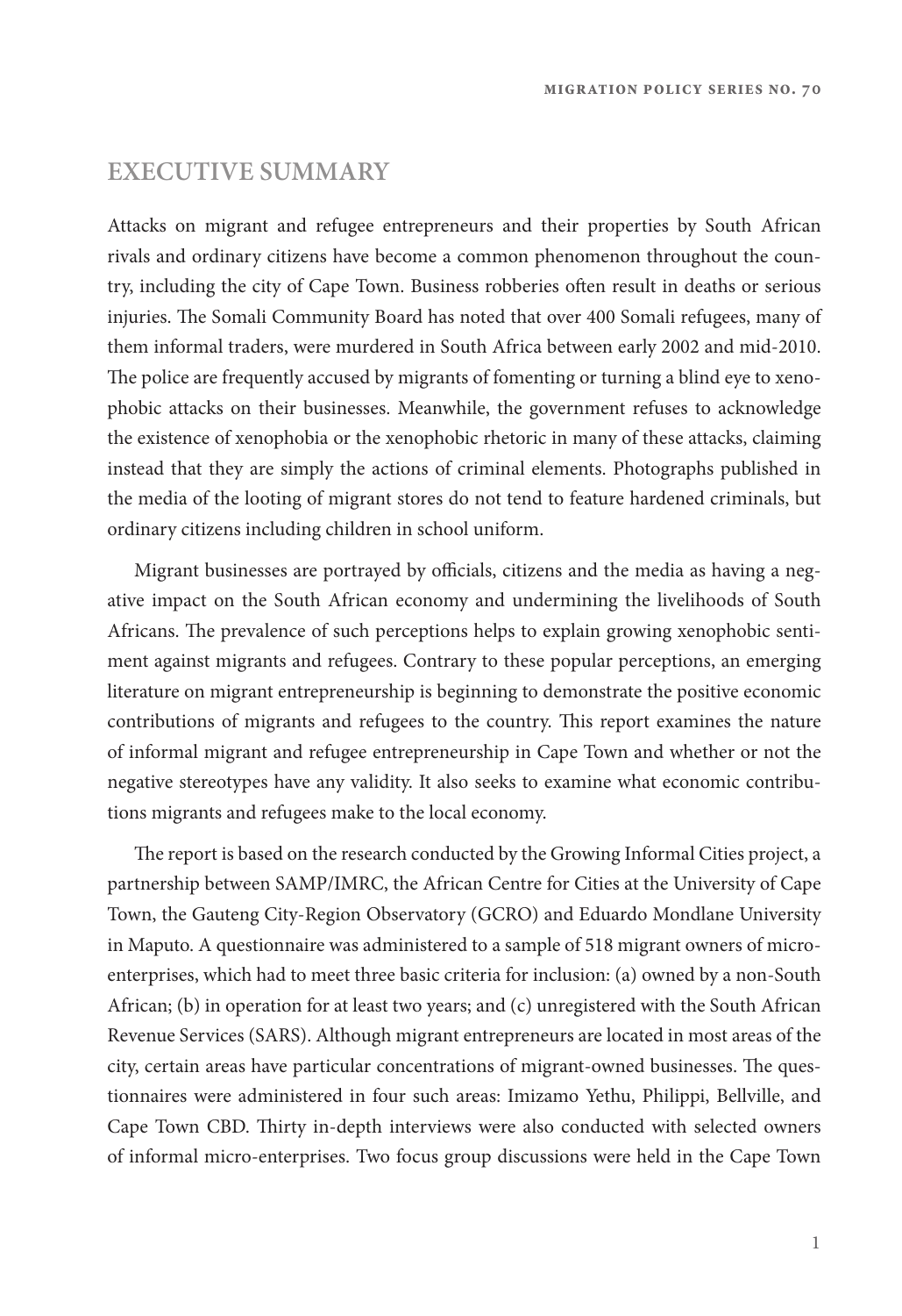# EXECUTIVE SUMMARY

Attacks on migrant and refugee entrepreneurs and their properties by South African rivals and ordinary citizens have become a common phenomenon throughout the country, including the city of Cape Town. Business robberies often result in deaths or serious injuries. The Somali Community Board has noted that over 400 Somali refugees, many of them informal traders, were murdered in South Africa between early 2002 and mid-2010. The police are frequently accused by migrants of fomenting or turning a blind eye to xenophobic attacks on their businesses. Meanwhile, the government refuses to acknowledge the existence of xenophobia or the xenophobic rhetoric in many of these attacks, claiming instead that they are simply the actions of criminal elements. Photographs published in the media of the looting of migrant stores do not tend to feature hardened criminals, but ordinary citizens including children in school uniform.

Migrant businesses are portrayed by officials, citizens and the media as having a negative impact on the South African economy and undermining the livelihoods of South Africans. The prevalence of such perceptions helps to explain growing xenophobic sentiment against migrants and refugees. Contrary to these popular perceptions, an emerging literature on migrant entrepreneurship is beginning to demonstrate the positive economic contributions of migrants and refugees to the country. This report examines the nature of informal migrant and refugee entrepreneurship in Cape Town and whether or not the negative stereotypes have any validity. It also seeks to examine what economic contributions migrants and refugees make to the local economy.

The report is based on the research conducted by the Growing Informal Cities project, a partnership between SAMP/IMRC, the African Centre for Cities at the University of Cape Town, the Gauteng City-Region Observatory (GCRO) and Eduardo Mondlane University in Maputo. A questionnaire was administered to a sample of 518 migrant owners of micro-enterprises, which had to meet three basic criteria for inclusion: (a) owned by a non-South African; (b) in operation for at least two years; and (c) unregistered with the South African Revenue Services (SARS). Although migrant entrepreneurs are located in most areas of the city, certain areas have particular concentrations of migrant-owned businesses. The questionnaires were administered in four such areas: Imizamo Yethu, Philippi, Bellville, and Cape Town CBD. Thirty in-depth interviews were also conducted with selected owners of informal micro-enterprises. Two focus group discussions were held in the Cape Town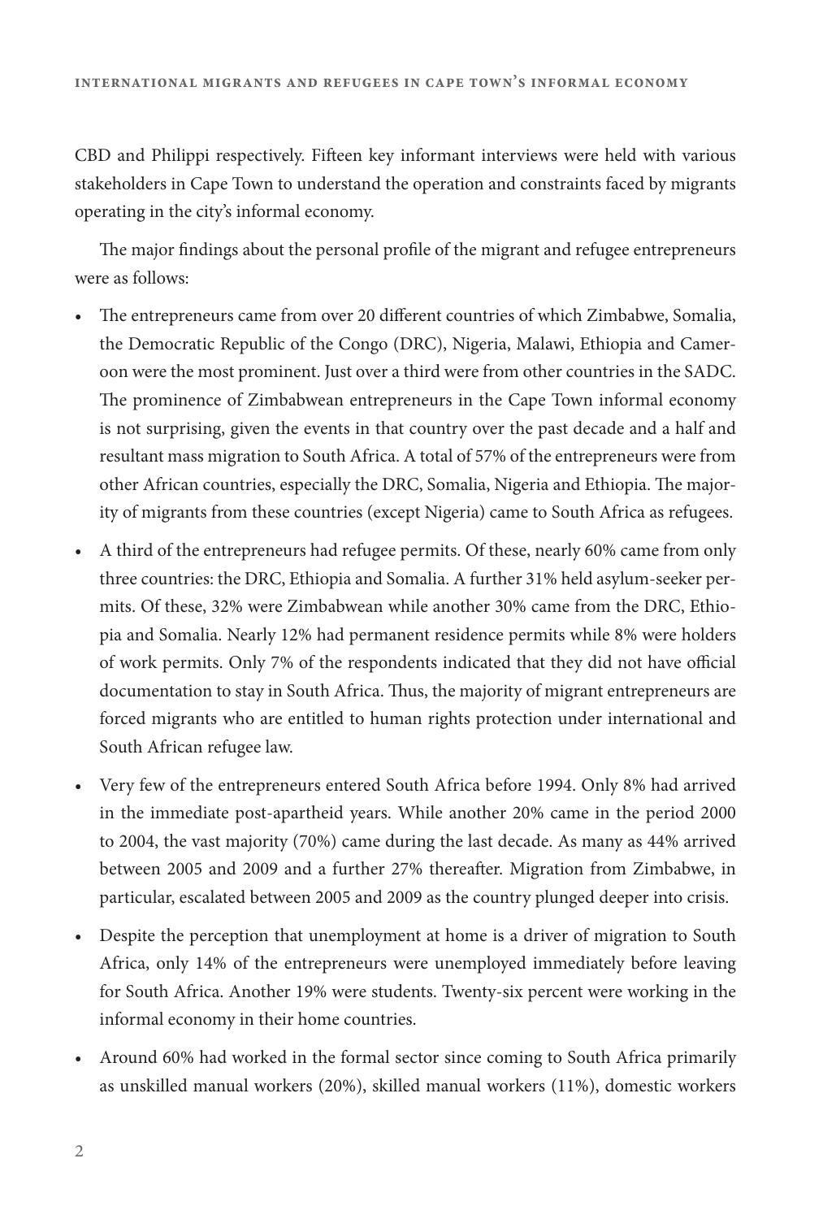CBD and Philippi respectively. Fifteen key informant interviews were held with various stakeholders in Cape Town to understand the operation and constraints faced by migrants operating in the city's informal economy.

The major findings about the personal profile of the migrant and refugee entrepreneurs were as follows:

- The entrepreneurs came from over 20 different countries of which Zimbabwe, Somalia, the Democratic Republic of the Congo (DRC), Nigeria, Malawi, Ethiopia and Cameroon were the most prominent. Just over a third were from other countries in the SADC. The prominence of Zimbabwean entrepreneurs in the Cape Town informal economy is not surprising, given the events in that country over the past decade and a half and resultant mass migration to South Africa. A total of 57% of the entrepreneurs were from other African countries, especially the DRC, Somalia, Nigeria and Ethiopia. The majority of migrants from these countries (except Nigeria) came to South Africa as refugees.
- A third of the entrepreneurs had refugee permits. Of these, nearly 60% came from only three countries: the DRC, Ethiopia and Somalia. A further 31% held asylum-seeker permits. Of these, 32% were Zimbabwean while another 30% came from the DRC, Ethiopia and Somalia. Nearly 12% had permanent residence permits while 8% were holders of work permits. Only 7% of the respondents indicated that they did not have official documentation to stay in South Africa. Thus, the majority of migrant entrepreneurs are forced migrants who are entitled to human rights protection under international and South African refugee law.
- Very few of the entrepreneurs entered South Africa before 1994. Only 8% had arrived in the immediate post-apartheid years. While another 20% came in the period 2000 to 2004, the vast majority (70%) came during the last decade. As many as 44% arrived between 2005 and 2009 and a further 27% thereafter. Migration from Zimbabwe, in particular, escalated between 2005 and 2009 as the country plunged deeper into crisis.
- Despite the perception that unemployment at home is a driver of migration to South Africa, only 14% of the entrepreneurs were unemployed immediately before leaving for South Africa. Another 19% were students. Twenty-six percent were working in the informal economy in their home countries.
- Around 60% had worked in the formal sector since coming to South Africa primarily as unskilled manual workers (20%), skilled manual workers (11%), domestic workers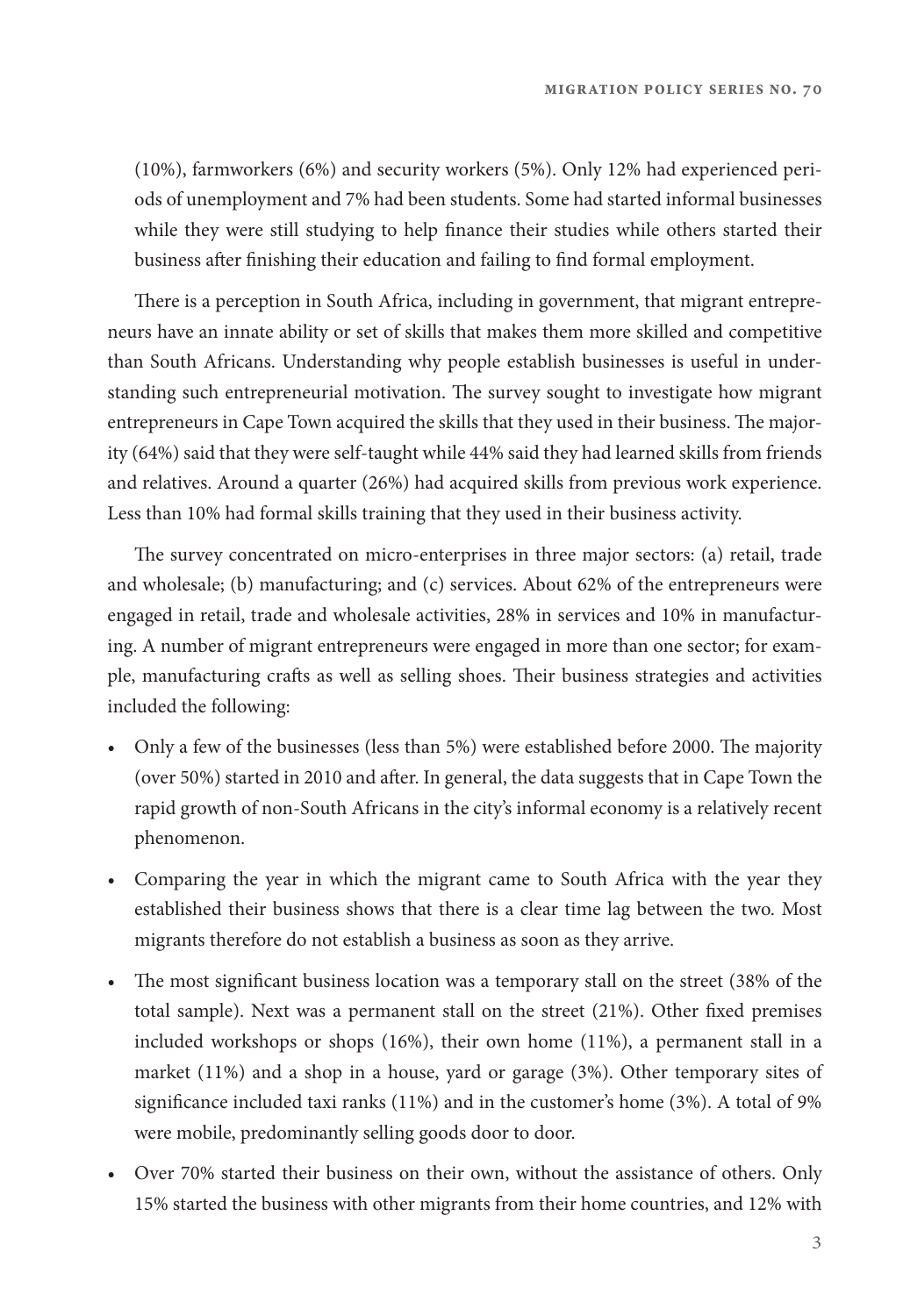(10%), farmworkers (6%) and security workers (5%). Only 12% had experienced periods of unemployment and 7% had been students. Some had started informal businesses while they were still studying to help finance their studies while others started their business after finishing their education and failing to find formal employment.

There is a perception in South Africa, including in government, that migrant entrepreneurs have an innate ability or set of skills that makes them more skilled and competitive than South Africans. Understanding why people establish businesses is useful in understanding such entrepreneurial motivation. The survey sought to investigate how migrant entrepreneurs in Cape Town acquired the skills that they used in their business. The majority (64%) said that they were self-taught while 44% said they had learned skills from friends and relatives. Around a quarter (26%) had acquired skills from previous work experience. Less than 10% had formal skills training that they used in their business activity.

The survey concentrated on micro-enterprises in three major sectors: (a) retail, trade and wholesale; (b) manufacturing; and (c) services. About 62% of the entrepreneurs were engaged in retail, trade and wholesale activities, 28% in services and 10% in manufacturing. A number of migrant entrepreneurs were engaged in more than one sector; for example, manufacturing crafts as well as selling shoes. Their business strategies and activities included the following:

- Only a few of the businesses (less than 5%) were established before 2000. The majority (over 50%) started in 2010 and after. In general, the data suggests that in Cape Town the rapid growth of non-South Africans in the city's informal economy is a relatively recent phenomenon.
- Comparing the year in which the migrant came to South Africa with the year they established their business shows that there is a clear time lag between the two. Most migrants therefore do not establish a business as soon as they arrive.
- The most significant business location was a temporary stall on the street (38% of the total sample). Next was a permanent stall on the street (21%). Other fixed premises included workshops or shops (16%), their own home (11%), a permanent stall in a market (11%) and a shop in a house, yard or garage (3%). Other temporary sites of significance included taxi ranks (11%) and in the customer's home (3%). A total of 9% were mobile, predominantly selling goods door to door.
- Over 70% started their business on their own, without the assistance of others. Only 15% started the business with other migrants from their home countries, and 12% with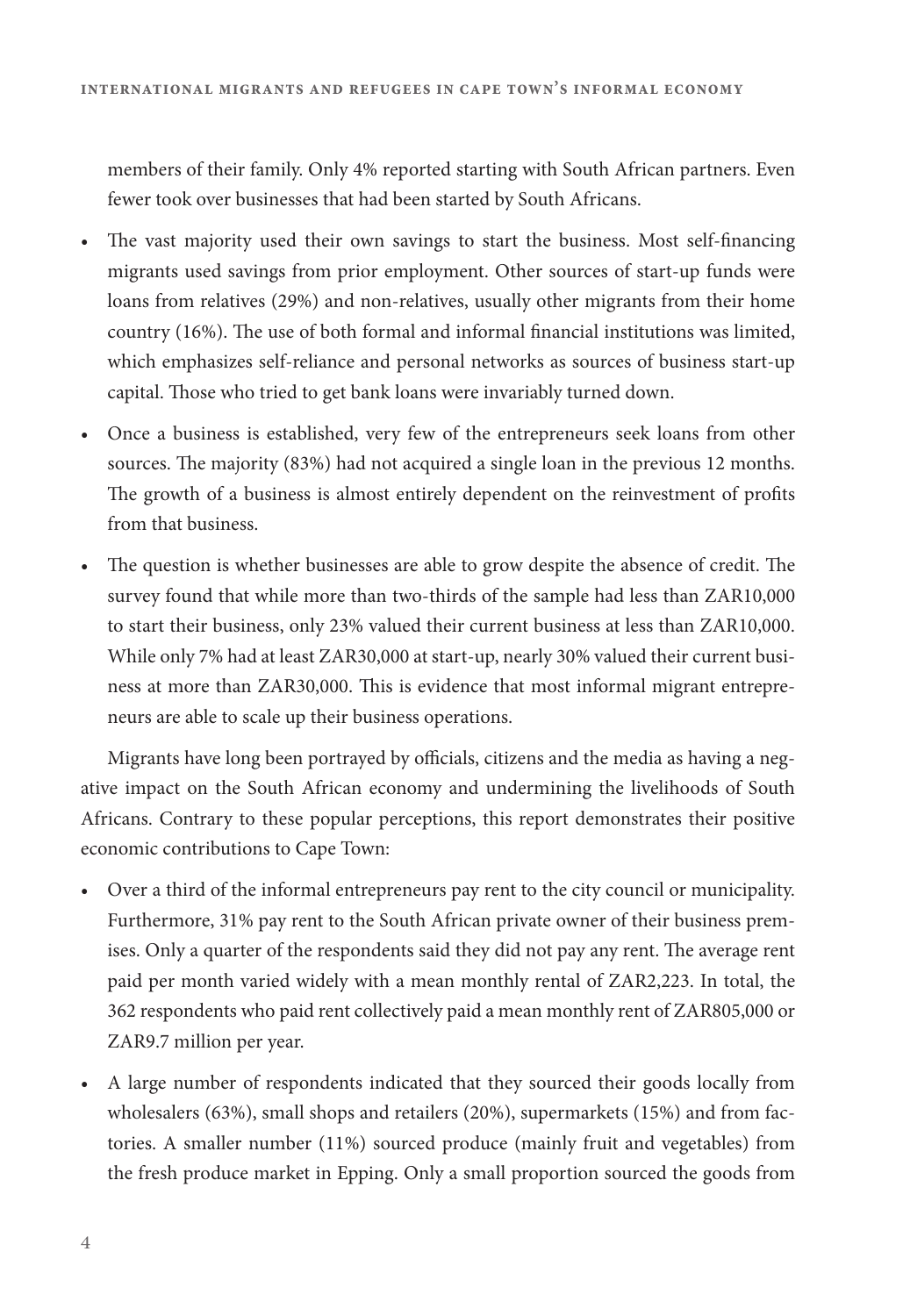members of their family. Only 4% reported starting with South African partners. Even fewer took over businesses that had been started by South Africans.

- The vast majority used their own savings to start the business. Most self-financing migrants used savings from prior employment. Other sources of start-up funds were loans from relatives (29%) and non-relatives, usually other migrants from their home country (16%). The use of both formal and informal financial institutions was limited, which emphasizes self-reliance and personal networks as sources of business start-up capital. Those who tried to get bank loans were invariably turned down.
- Once a business is established, very few of the entrepreneurs seek loans from other sources. The majority (83%) had not acquired a single loan in the previous 12 months. The growth of a business is almost entirely dependent on the reinvestment of profits from that business.
- The question is whether businesses are able to grow despite the absence of credit. The survey found that while more than two-thirds of the sample had less than ZAR10,000 to start their business, only 23% valued their current business at less than ZAR10,000. While only 7% had at least ZAR30,000 at start-up, nearly 30% valued their current business at more than ZAR30,000. This is evidence that most informal migrant entrepreneurs are able to scale up their business operations.

Migrants have long been portrayed by officials, citizens and the media as having a negative impact on the South African economy and undermining the livelihoods of South Africans. Contrary to these popular perceptions, this report demonstrates their positive economic contributions to Cape Town:

- Over a third of the informal entrepreneurs pay rent to the city council or municipality. Furthermore, 31% pay rent to the South African private owner of their business premises. Only a quarter of the respondents said they did not pay any rent. The average rent paid per month varied widely with a mean monthly rental of ZAR2,223. In total, the 362 respondents who paid rent collectively paid a mean monthly rent of ZAR805,000 or ZAR9.7 million per year.
- A large number of respondents indicated that they sourced their goods locally from wholesalers (63%), small shops and retailers (20%), supermarkets (15%) and from factories. A smaller number (11%) sourced produce (mainly fruit and vegetables) from the fresh produce market in Epping. Only a small proportion sourced the goods from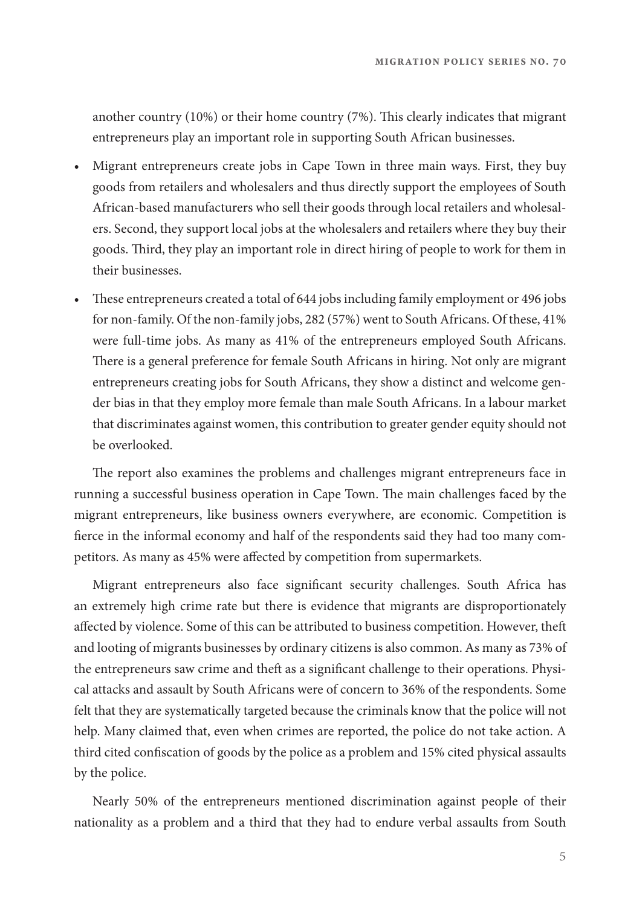another country (10%) or their home country (7%). This clearly indicates that migrant entrepreneurs play an important role in supporting South African businesses.

- Migrant entrepreneurs create jobs in Cape Town in three main ways. First, they buy goods from retailers and wholesalers and thus directly support the employees of South African-based manufacturers who sell their goods through local retailers and wholesalers. Second, they support local jobs at the wholesalers and retailers where they buy their goods. Third, they play an important role in direct hiring of people to work for them in their businesses.
- These entrepreneurs created a total of 644 jobs including family employment or 496 jobs for non-family. Of the non-family jobs, 282 (57%) went to South Africans. Of these, 41% were full-time jobs. As many as 41% of the entrepreneurs employed South Africans. There is a general preference for female South Africans in hiring. Not only are migrant entrepreneurs creating jobs for South Africans, they show a distinct and welcome gender bias in that they employ more female than male South Africans. In a labour market that discriminates against women, this contribution to greater gender equity should not be overlooked.

The report also examines the problems and challenges migrant entrepreneurs face in running a successful business operation in Cape Town. The main challenges faced by the migrant entrepreneurs, like business owners everywhere, are economic. Competition is fierce in the informal economy and half of the respondents said they had too many competitors. As many as 45% were affected by competition from supermarkets.

Migrant entrepreneurs also face significant security challenges. South Africa has an extremely high crime rate but there is evidence that migrants are disproportionately affected by violence. Some of this can be attributed to business competition. However, theft and looting of migrants businesses by ordinary citizens is also common. As many as 73% of the entrepreneurs saw crime and theft as a significant challenge to their operations. Physical attacks and assault by South Africans were of concern to 36% of the respondents. Some felt that they are systematically targeted because the criminals know that the police will not help. Many claimed that, even when crimes are reported, the police do not take action. A third cited confiscation of goods by the police as a problem and 15% cited physical assaults by the police.

Nearly 50% of the entrepreneurs mentioned discrimination against people of their nationality as a problem and a third that they had to endure verbal assaults from South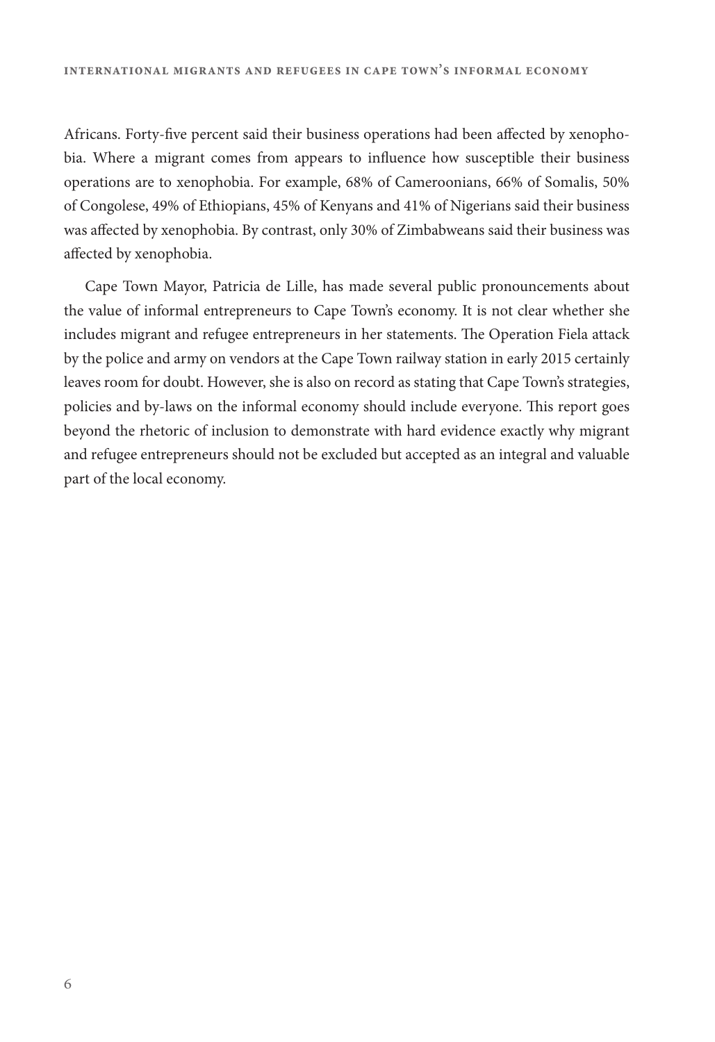Africans. Forty-five percent said their business operations had been affected by xenophobia. Where a migrant comes from appears to influence how susceptible their business operations are to xenophobia. For example, 68% of Cameroonians, 66% of Somalis, 50% of Congolese, 49% of Ethiopians, 45% of Kenyans and 41% of Nigerians said their business was affected by xenophobia. By contrast, only 30% of Zimbabweans said their business was affected by xenophobia.

Cape Town Mayor, Patricia de Lille, has made several public pronouncements about the value of informal entrepreneurs to Cape Town's economy. It is not clear whether she includes migrant and refugee entrepreneurs in her statements. The Operation Fiela attack by the police and army on vendors at the Cape Town railway station in early 2015 certainly leaves room for doubt. However, she is also on record as stating that Cape Town's strategies, policies and by-laws on the informal economy should include everyone. This report goes beyond the rhetoric of inclusion to demonstrate with hard evidence exactly why migrant and refugee entrepreneurs should not be excluded but accepted as an integral and valuable part of the local economy.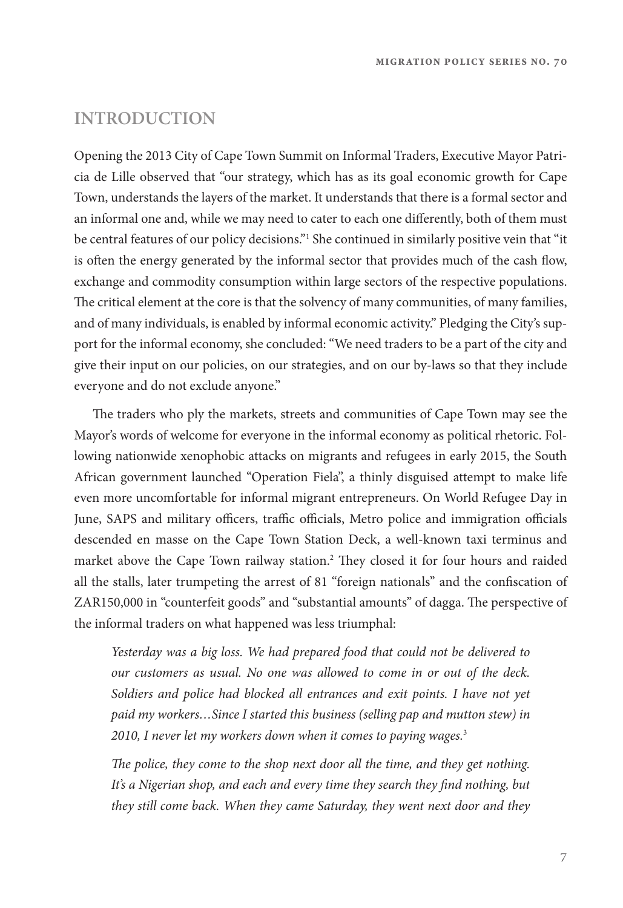## INTRODUCTION

Opening the 2013 City of Cape Town Summit on Informal Traders, Executive Mayor Patricia de Lille observed that "our strategy, which has as its goal economic growth for Cape Town, understands the layers of the market. It understands that there is a formal sector and an informal one and, while we may need to cater to each one differently, both of them must be central features of our policy decisions."[1] She continued in similarly positive vein that "it is often the energy generated by the informal sector that provides much of the cash flow, exchange and commodity consumption within large sectors of the respective populations. The critical element at the core is that the solvency of many communities, of many families, and of many individuals, is enabled by informal economic activity." Pledging the City's support for the informal economy, she concluded: "We need traders to be a part of the city and give their input on our policies, on our strategies, and on our by-laws so that they include everyone and do not exclude anyone."

The traders who ply the markets, streets and communities of Cape Town may see the Mayor's words of welcome for everyone in the informal economy as political rhetoric. Following nationwide xenophobic attacks on migrants and refugees in early 2015, the South African government launched "Operation Fiela", a thinly disguised attempt to make life even more uncomfortable for informal migrant entrepreneurs. On World Refugee Day in June, SAPS and military officers, traffic officials, Metro police and immigration officials descended en masse on the Cape Town Station Deck, a well-known taxi terminus and market above the Cape Town railway station.[2] They closed it for four hours and raided all the stalls, later trumpeting the arrest of 81 "foreign nationals" and the confiscation of ZAR150,000 in "counterfeit goods" and "substantial amounts" of dagga. The perspective of the informal traders on what happened was less triumphal:

> *Yesterday was a big loss. We had prepared food that could not be delivered to our customers as usual. No one was allowed to come in or out of the deck. Soldiers and police had blocked all entrances and exit points. I have not yet paid my workers…Since I started this business (selling pap and mutton stew) in 2010, I never let my workers down when it comes to paying wages.*[3]

> *The police, they come to the shop next door all the time, and they get nothing. It's a Nigerian shop, and each and every time they search they find nothing, but they still come back. When they came Saturday, they went next door and they*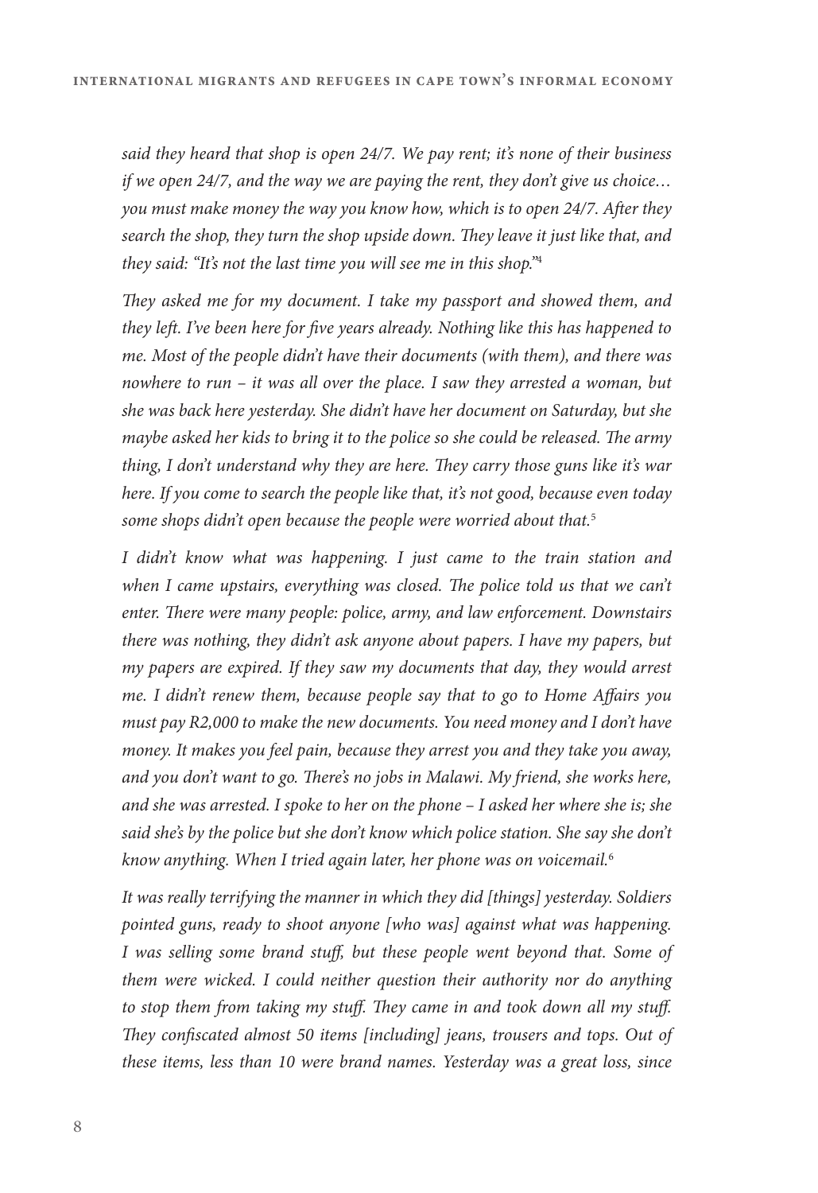*said they heard that shop is open 24/7. We pay rent; it's none of their business if we open 24/7, and the way we are paying the rent, they don't give us choice… you must make money the way you know how, which is to open 24/7. After they search the shop, they turn the shop upside down. They leave it just like that, and they said: "It's not the last time you will see me in this shop."*[4]

*They asked me for my document. I take my passport and showed them, and they left. I've been here for five years already. Nothing like this has happened to me. Most of the people didn't have their documents (with them), and there was nowhere to run – it was all over the place. I saw they arrested a woman, but she was back here yesterday. She didn't have her document on Saturday, but she maybe asked her kids to bring it to the police so she could be released. The army thing, I don't understand why they are here. They carry those guns like it's war here. If you come to search the people like that, it's not good, because even today some shops didn't open because the people were worried about that.*[5]

*I didn't know what was happening. I just came to the train station and when I came upstairs, everything was closed. The police told us that we can't enter. There were many people: police, army, and law enforcement. Downstairs there was nothing, they didn't ask anyone about papers. I have my papers, but my papers are expired. If they saw my documents that day, they would arrest me. I didn't renew them, because people say that to go to Home Affairs you must pay R2,000 to make the new documents. You need money and I don't have money. It makes you feel pain, because they arrest you and they take you away, and you don't want to go. There's no jobs in Malawi. My friend, she works here, and she was arrested. I spoke to her on the phone – I asked her where she is; she said she's by the police but she don't know which police station. She say she don't know anything. When I tried again later, her phone was on voicemail.*[6]

*It was really terrifying the manner in which they did [things] yesterday. Soldiers pointed guns, ready to shoot anyone [who was] against what was happening. I was selling some brand stuff, but these people went beyond that. Some of them were wicked. I could neither question their authority nor do anything to stop them from taking my stuff. They came in and took down all my stuff. They confiscated almost 50 items [including] jeans, trousers and tops. Out of these items, less than 10 were brand names. Yesterday was a great loss, since*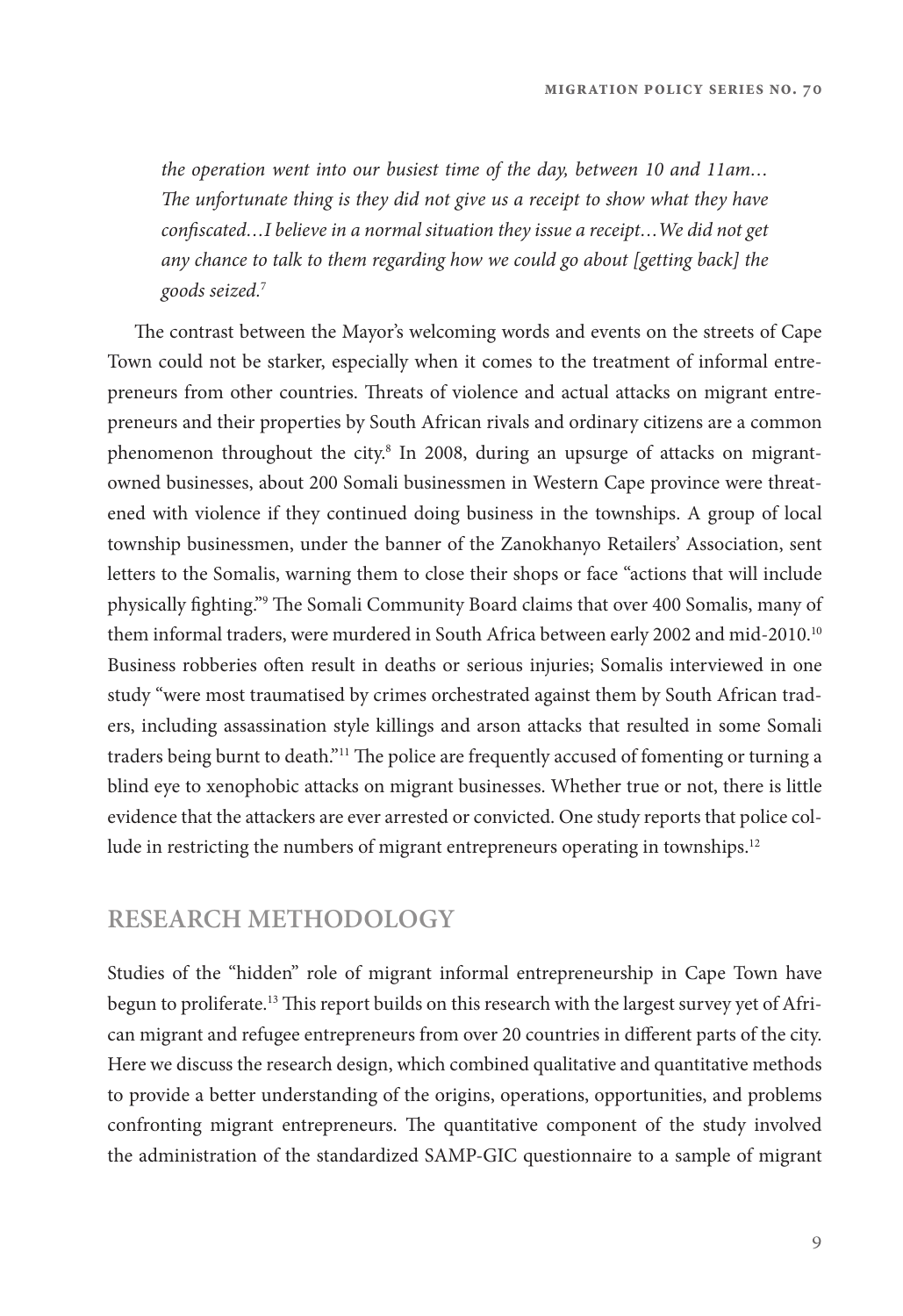*the operation went into our busiest time of the day, between 10 and 11am… The unfortunate thing is they did not give us a receipt to show what they have confiscated…I believe in a normal situation they issue a receipt…We did not get any chance to talk to them regarding how we could go about [getting back] the goods seized.*[7]

The contrast between the Mayor's welcoming words and events on the streets of Cape Town could not be starker, especially when it comes to the treatment of informal entrepreneurs from other countries. Threats of violence and actual attacks on migrant entrepreneurs and their properties by South African rivals and ordinary citizens are a common phenomenon throughout the city.[8] In 2008, during an upsurge of attacks on migrant-owned businesses, about 200 Somali businessmen in Western Cape province were threatened with violence if they continued doing business in the townships. A group of local township businessmen, under the banner of the Zanokhanyo Retailers' Association, sent letters to the Somalis, warning them to close their shops or face "actions that will include physically fighting."[9] The Somali Community Board claims that over 400 Somalis, many of them informal traders, were murdered in South Africa between early 2002 and mid-2010.[10] Business robberies often result in deaths or serious injuries; Somalis interviewed in one study "were most traumatised by crimes orchestrated against them by South African traders, including assassination style killings and arson attacks that resulted in some Somali traders being burnt to death."[11] The police are frequently accused of fomenting or turning a blind eye to xenophobic attacks on migrant businesses. Whether true or not, there is little evidence that the attackers are ever arrested or convicted. One study reports that police collude in restricting the numbers of migrant entrepreneurs operating in townships.[12]

## RESEARCH METHODOLOGY

Studies of the "hidden" role of migrant informal entrepreneurship in Cape Town have begun to proliferate.[13] This report builds on this research with the largest survey yet of African migrant and refugee entrepreneurs from over 20 countries in different parts of the city. Here we discuss the research design, which combined qualitative and quantitative methods to provide a better understanding of the origins, operations, opportunities, and problems confronting migrant entrepreneurs. The quantitative component of the study involved the administration of the standardized SAMP-GIC questionnaire to a sample of migrant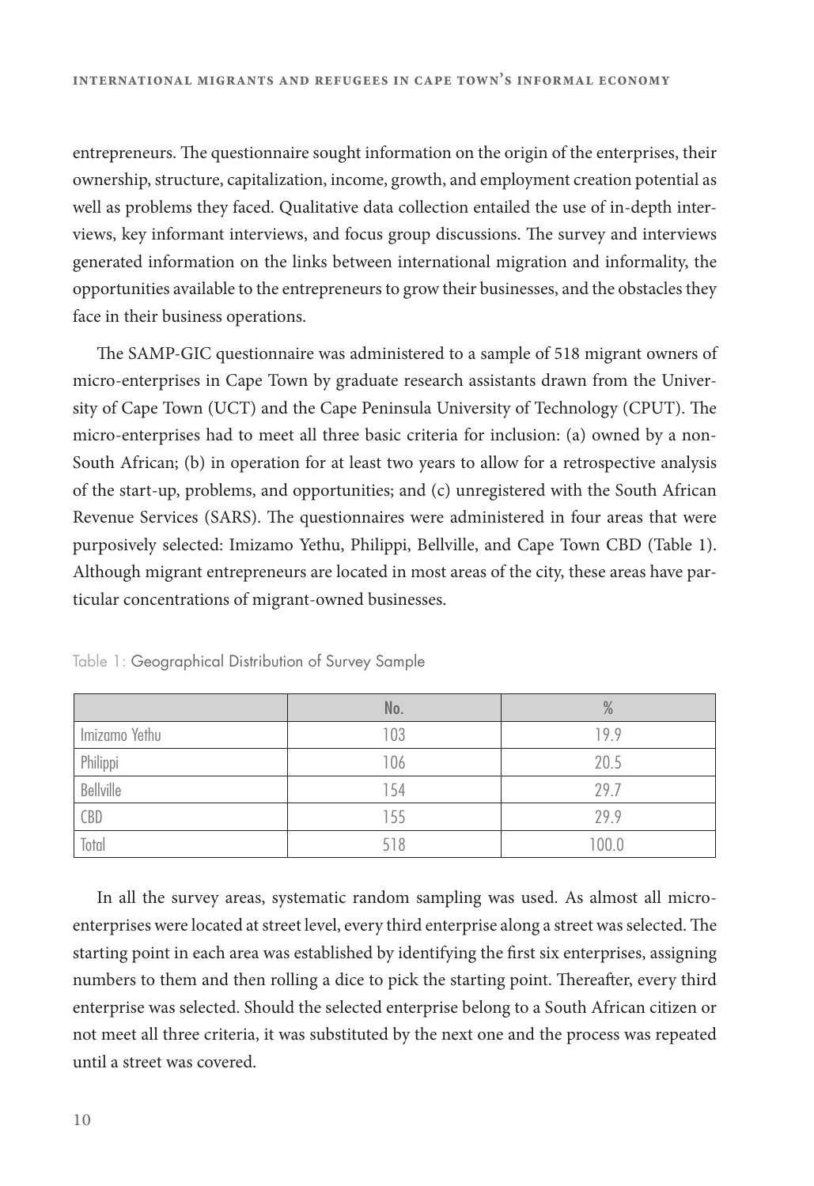entrepreneurs. The questionnaire sought information on the origin of the enterprises, their ownership, structure, capitalization, income, growth, and employment creation potential as well as problems they faced. Qualitative data collection entailed the use of in-depth interviews, key informant interviews, and focus group discussions. The survey and interviews generated information on the links between international migration and informality, the opportunities available to the entrepreneurs to grow their businesses, and the obstacles they face in their business operations.

The SAMP-GIC questionnaire was administered to a sample of 518 migrant owners of micro-enterprises in Cape Town by graduate research assistants drawn from the University of Cape Town (UCT) and the Cape Peninsula University of Technology (CPUT). The micro-enterprises had to meet all three basic criteria for inclusion: (a) owned by a non-South African; (b) in operation for at least two years to allow for a retrospective analysis of the start-up, problems, and opportunities; and (c) unregistered with the South African Revenue Services (SARS). The questionnaires were administered in four areas that were purposively selected: Imizamo Yethu, Philippi, Bellville, and Cape Town CBD (Table 1). Although migrant entrepreneurs are located in most areas of the city, these areas have particular concentrations of migrant-owned businesses.

Table 1: Geographical Distribution of Survey Sample

| | No. | % |
|---|---|---|
| Imizamo Yethu | 103 | 19.9 |
| Philippi | 106 | 20.5 |
| Bellville | 154 | 29.7 |
| CBD | 155 | 29.9 |
| Total | 518 | 100.0 |

In all the survey areas, systematic random sampling was used. As almost all micro-enterprises were located at street level, every third enterprise along a street was selected. The starting point in each area was established by identifying the first six enterprises, assigning numbers to them and then rolling a dice to pick the starting point. Thereafter, every third enterprise was selected. Should the selected enterprise belong to a South African citizen or not meet all three criteria, it was substituted by the next one and the process was repeated until a street was covered.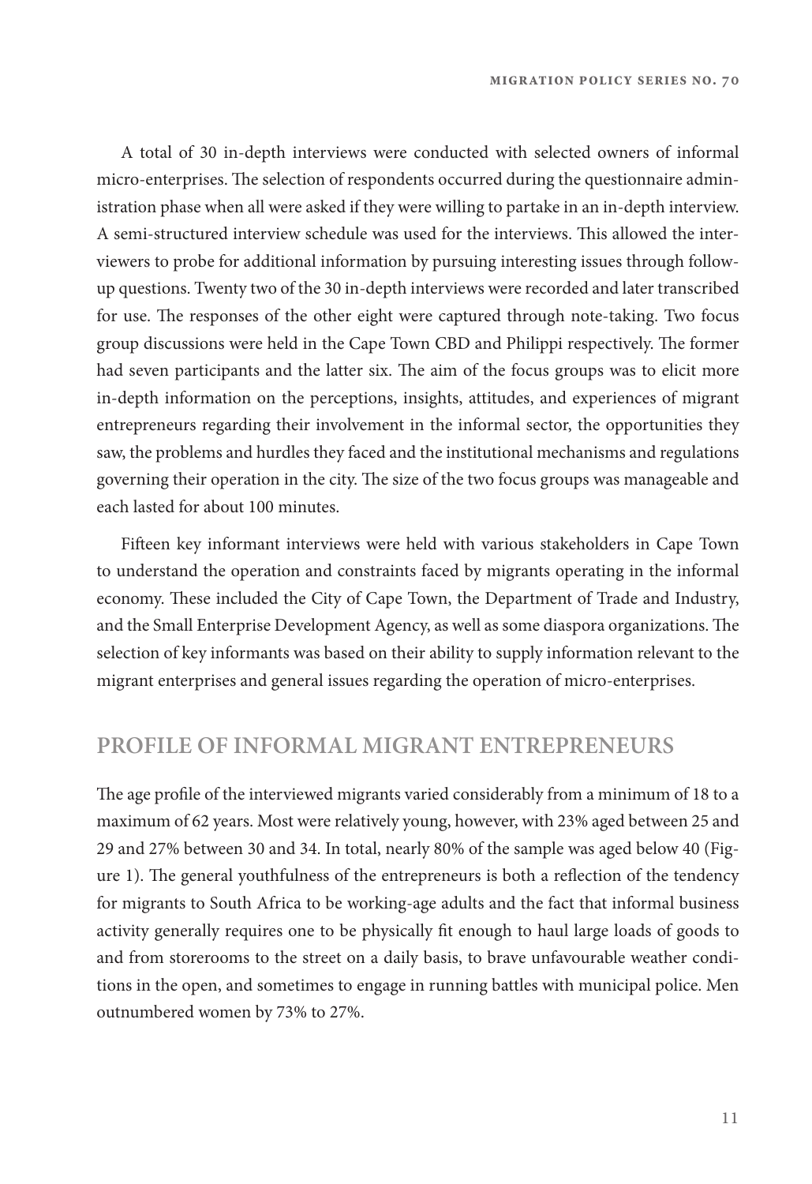A total of 30 in-depth interviews were conducted with selected owners of informal micro-enterprises. The selection of respondents occurred during the questionnaire administration phase when all were asked if they were willing to partake in an in-depth interview. A semi-structured interview schedule was used for the interviews. This allowed the interviewers to probe for additional information by pursuing interesting issues through follow-up questions. Twenty two of the 30 in-depth interviews were recorded and later transcribed for use. The responses of the other eight were captured through note-taking. Two focus group discussions were held in the Cape Town CBD and Philippi respectively. The former had seven participants and the latter six. The aim of the focus groups was to elicit more in-depth information on the perceptions, insights, attitudes, and experiences of migrant entrepreneurs regarding their involvement in the informal sector, the opportunities they saw, the problems and hurdles they faced and the institutional mechanisms and regulations governing their operation in the city. The size of the two focus groups was manageable and each lasted for about 100 minutes.

Fifteen key informant interviews were held with various stakeholders in Cape Town to understand the operation and constraints faced by migrants operating in the informal economy. These included the City of Cape Town, the Department of Trade and Industry, and the Small Enterprise Development Agency, as well as some diaspora organizations. The selection of key informants was based on their ability to supply information relevant to the migrant enterprises and general issues regarding the operation of micro-enterprises.

## PROFILE OF INFORMAL MIGRANT ENTREPRENEURS

The age profile of the interviewed migrants varied considerably from a minimum of 18 to a maximum of 62 years. Most were relatively young, however, with 23% aged between 25 and 29 and 27% between 30 and 34. In total, nearly 80% of the sample was aged below 40 (Figure 1). The general youthfulness of the entrepreneurs is both a reflection of the tendency for migrants to South Africa to be working-age adults and the fact that informal business activity generally requires one to be physically fit enough to haul large loads of goods to and from storerooms to the street on a daily basis, to brave unfavourable weather conditions in the open, and sometimes to engage in running battles with municipal police. Men outnumbered women by 73% to 27%.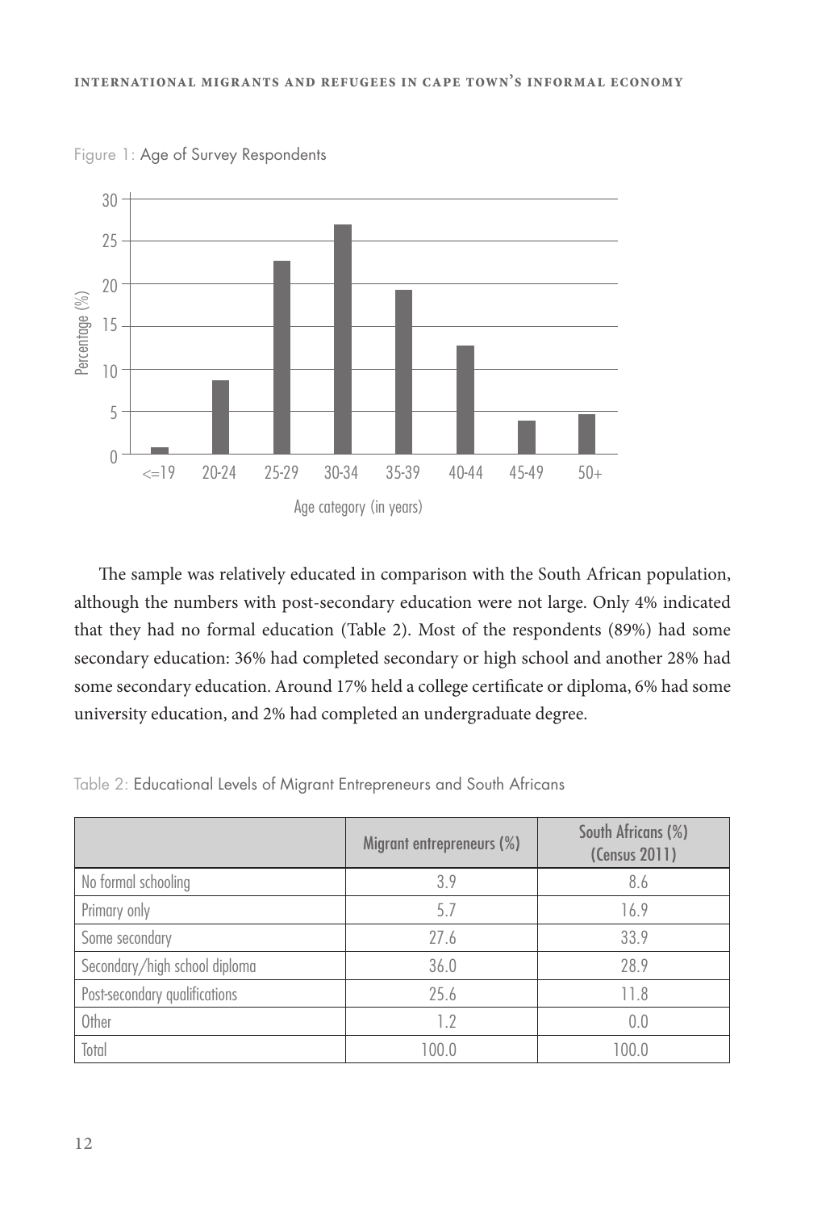Figure 1: Age of Survey Respondents

The sample was relatively educated in comparison with the South African population, although the numbers with post-secondary education were not large. Only 4% indicated that they had no formal education (Table 2). Most of the respondents (89%) had some secondary education: 36% had completed secondary or high school and another 28% had some secondary education. Around 17% held a college certificate or diploma, 6% had some university education, and 2% had completed an undergraduate degree.

Table 2: Educational Levels of Migrant Entrepreneurs and South Africans

| | Migrant entrepreneurs (%) | South Africans (%) (Census 2011) |
|---|---|---|
| No formal schooling | 3.9 | 8.6 |
| Primary only | 5.7 | 16.9 |
| Some secondary | 27.6 | 33.9 |
| Secondary/high school diploma | 36.0 | 28.9 |
| Post-secondary qualifications | 25.6 | 11.8 |
| Other | 1.2 | 0.0 |
| Total | 100.0 | 100.0 |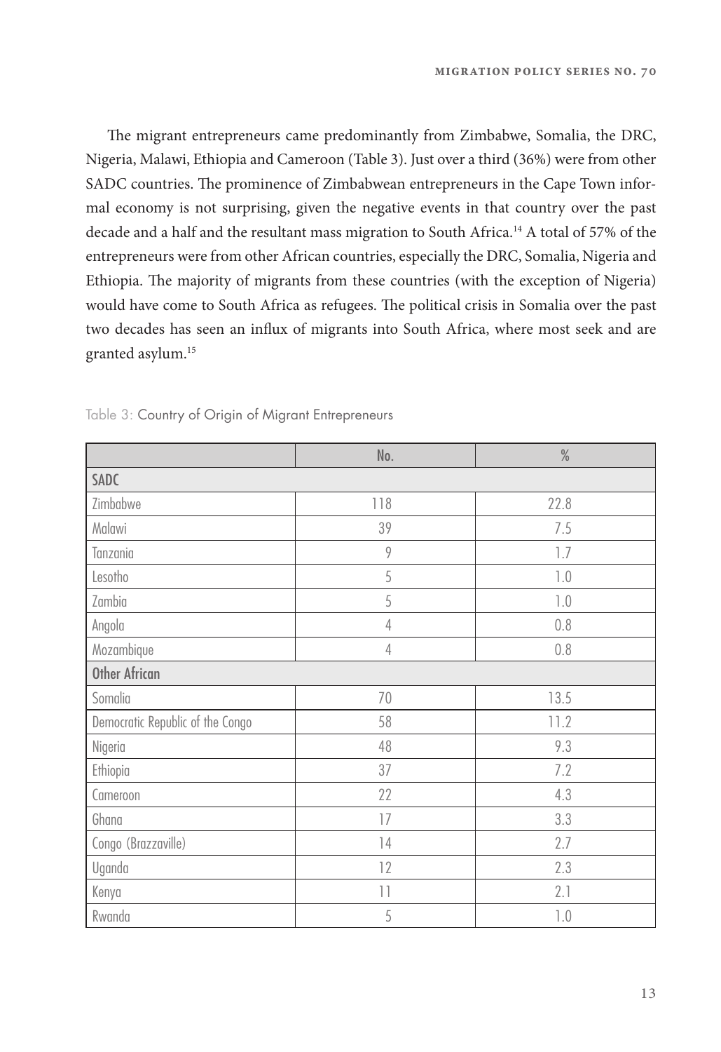The migrant entrepreneurs came predominantly from Zimbabwe, Somalia, the DRC, Nigeria, Malawi, Ethiopia and Cameroon (Table 3). Just over a third (36%) were from other SADC countries. The prominence of Zimbabwean entrepreneurs in the Cape Town informal economy is not surprising, given the negative events in that country over the past decade and a half and the resultant mass migration to South Africa.[14] A total of 57% of the entrepreneurs were from other African countries, especially the DRC, Somalia, Nigeria and Ethiopia. The majority of migrants from these countries (with the exception of Nigeria) would have come to South Africa as refugees. The political crisis in Somalia over the past two decades has seen an influx of migrants into South Africa, where most seek and are granted asylum.[15]

Table 3: Country of Origin of Migrant Entrepreneurs

| | No. | % |
|---|---|---|
| **SADC** | | |
| Zimbabwe | 118 | 22.8 |
| Malawi | 39 | 7.5 |
| Tanzania | 9 | 1.7 |
| Lesotho | 5 | 1.0 |
| Zambia | 5 | 1.0 |
| Angola | 4 | 0.8 |
| Mozambique | 4 | 0.8 |
| **Other African** | | |
| Somalia | 70 | 13.5 |
| Democratic Republic of the Congo | 58 | 11.2 |
| Nigeria | 48 | 9.3 |
| Ethiopia | 37 | 7.2 |
| Cameroon | 22 | 4.3 |
| Ghana | 17 | 3.3 |
| Congo (Brazzaville) | 14 | 2.7 |
| Uganda | 12 | 2.3 |
| Kenya | 11 | 2.1 |
| Rwanda | 5 | 1.0 |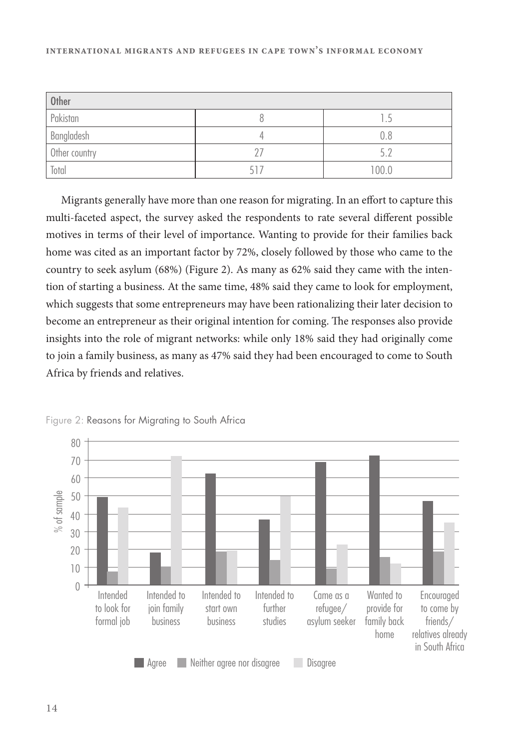| Other | | |
|---|---|---|
| Pakistan | 8 | 1.5 |
| Bangladesh | 4 | 0.8 |
| Other country | 27 | 5.2 |
| Total | 517 | 100.0 |

Migrants generally have more than one reason for migrating. In an effort to capture this multi-faceted aspect, the survey asked the respondents to rate several different possible motives in terms of their level of importance. Wanting to provide for their families back home was cited as an important factor by 72%, closely followed by those who came to the country to seek asylum (68%) (Figure 2). As many as 62% said they came with the intention of starting a business. At the same time, 48% said they came to look for employment, which suggests that some entrepreneurs may have been rationalizing their later decision to become an entrepreneur as their original intention for coming. The responses also provide insights into the role of migrant networks: while only 18% said they had originally come to join a family business, as many as 47% said they had been encouraged to come to South Africa by friends and relatives.

Figure 2: Reasons for Migrating to South Africa

| | Agree | Neither agree nor disagree | Disagree |
|---|---|---|---|
| Intended to look for formal job | 49 | 7 | 43 |
| Intended to join family business | 18 | 10 | 72 |
| Intended to start own business | 62 | 18 | 19 |
| Intended to further studies | 37 | 14 | 50 |
| Came as a refugee/asylum seeker | 68 | 9 | 22 |
| Wanted to provide for family back home | 72 | 15 | 12 |
| Encouraged to come by friends/relatives already in South Africa | 47 | 18 | 35 |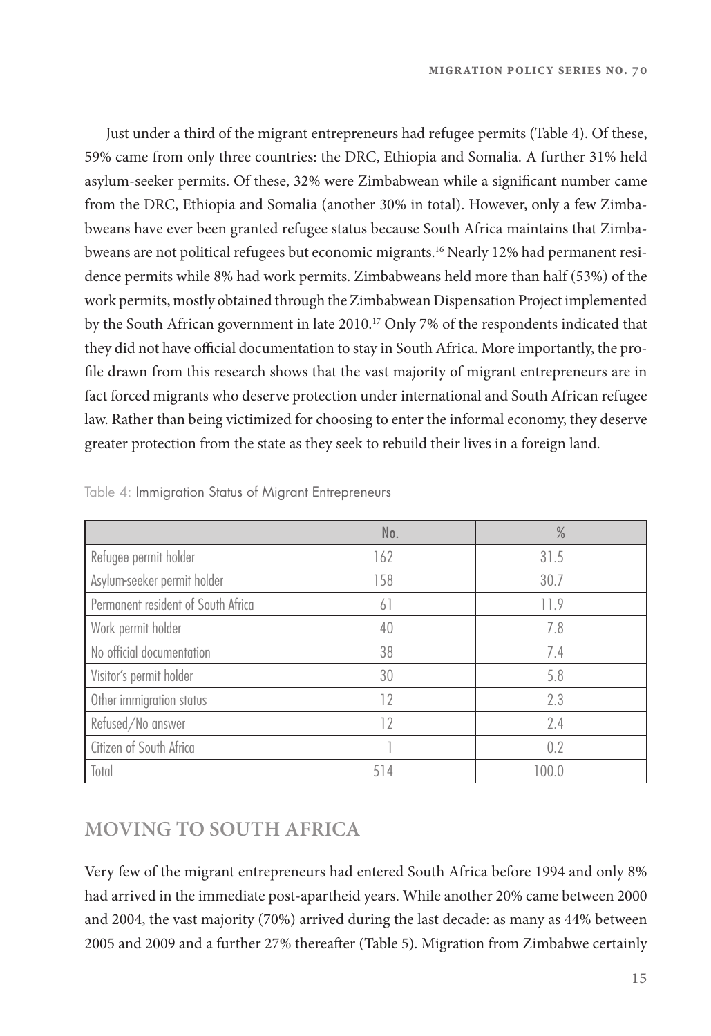Just under a third of the migrant entrepreneurs had refugee permits (Table 4). Of these, 59% came from only three countries: the DRC, Ethiopia and Somalia. A further 31% held asylum-seeker permits. Of these, 32% were Zimbabwean while a significant number came from the DRC, Ethiopia and Somalia (another 30% in total). However, only a few Zimbabweans have ever been granted refugee status because South Africa maintains that Zimbabweans are not political refugees but economic migrants.[16] Nearly 12% had permanent residence permits while 8% had work permits. Zimbabweans held more than half (53%) of the work permits, mostly obtained through the Zimbabwean Dispensation Project implemented by the South African government in late 2010.[17] Only 7% of the respondents indicated that they did not have official documentation to stay in South Africa. More importantly, the profile drawn from this research shows that the vast majority of migrant entrepreneurs are in fact forced migrants who deserve protection under international and South African refugee law. Rather than being victimized for choosing to enter the informal economy, they deserve greater protection from the state as they seek to rebuild their lives in a foreign land.

Table 4: Immigration Status of Migrant Entrepreneurs

| | No. | % |
|---|---|---|
| Refugee permit holder | 162 | 31.5 |
| Asylum-seeker permit holder | 158 | 30.7 |
| Permanent resident of South Africa | 61 | 11.9 |
| Work permit holder | 40 | 7.8 |
| No official documentation | 38 | 7.4 |
| Visitor's permit holder | 30 | 5.8 |
| Other immigration status | 12 | 2.3 |
| Refused/No answer | 12 | 2.4 |
| Citizen of South Africa | 1 | 0.2 |
| Total | 514 | 100.0 |

## MOVING TO SOUTH AFRICA

Very few of the migrant entrepreneurs had entered South Africa before 1994 and only 8% had arrived in the immediate post-apartheid years. While another 20% came between 2000 and 2004, the vast majority (70%) arrived during the last decade: as many as 44% between 2005 and 2009 and a further 27% thereafter (Table 5). Migration from Zimbabwe certainly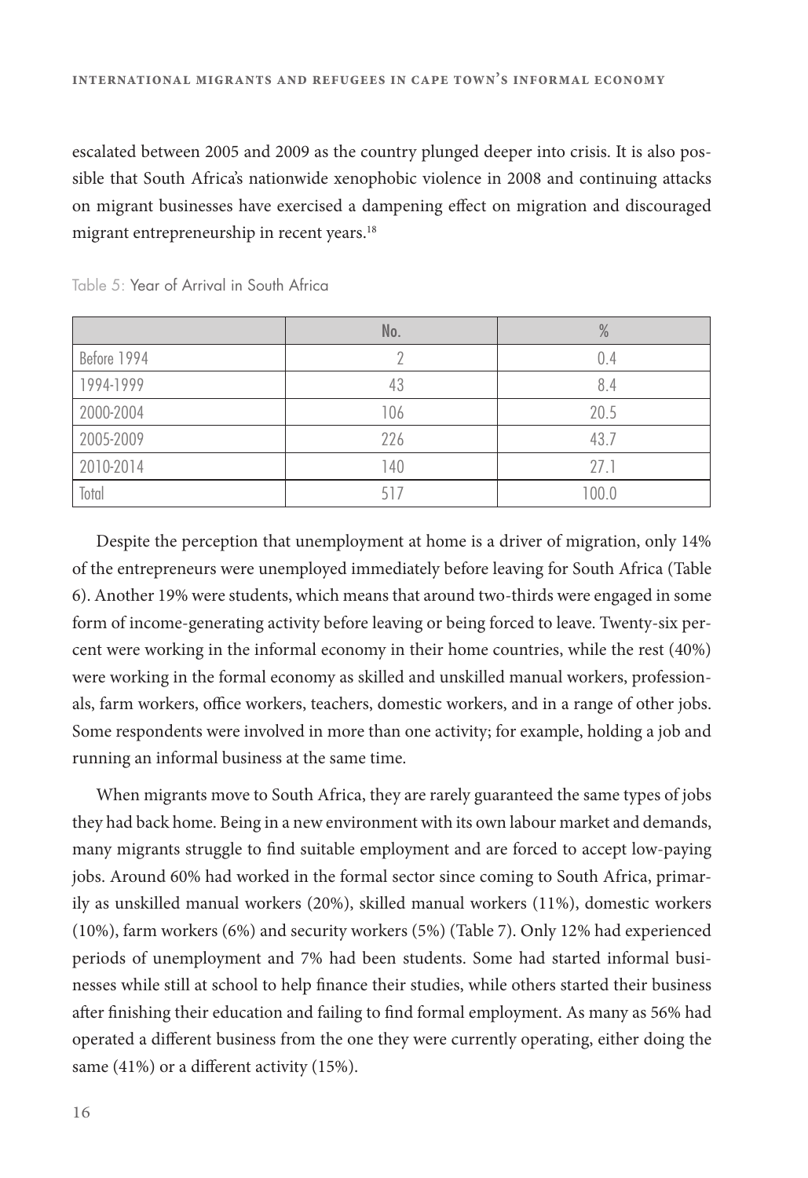escalated between 2005 and 2009 as the country plunged deeper into crisis. It is also possible that South Africa's nationwide xenophobic violence in 2008 and continuing attacks on migrant businesses have exercised a dampening effect on migration and discouraged migrant entrepreneurship in recent years.[18]

Table 5: Year of Arrival in South Africa

| | No. | % |
|---|---|---|
| Before 1994 | 2 | 0.4 |
| 1994-1999 | 43 | 8.4 |
| 2000-2004 | 106 | 20.5 |
| 2005-2009 | 226 | 43.7 |
| 2010-2014 | 140 | 27.1 |
| Total | 517 | 100.0 |

Despite the perception that unemployment at home is a driver of migration, only 14% of the entrepreneurs were unemployed immediately before leaving for South Africa (Table 6). Another 19% were students, which means that around two-thirds were engaged in some form of income-generating activity before leaving or being forced to leave. Twenty-six percent were working in the informal economy in their home countries, while the rest (40%) were working in the formal economy as skilled and unskilled manual workers, professionals, farm workers, office workers, teachers, domestic workers, and in a range of other jobs. Some respondents were involved in more than one activity; for example, holding a job and running an informal business at the same time.

When migrants move to South Africa, they are rarely guaranteed the same types of jobs they had back home. Being in a new environment with its own labour market and demands, many migrants struggle to find suitable employment and are forced to accept low-paying jobs. Around 60% had worked in the formal sector since coming to South Africa, primarily as unskilled manual workers (20%), skilled manual workers (11%), domestic workers (10%), farm workers (6%) and security workers (5%) (Table 7). Only 12% had experienced periods of unemployment and 7% had been students. Some had started informal businesses while still at school to help finance their studies, while others started their business after finishing their education and failing to find formal employment. As many as 56% had operated a different business from the one they were currently operating, either doing the same (41%) or a different activity (15%).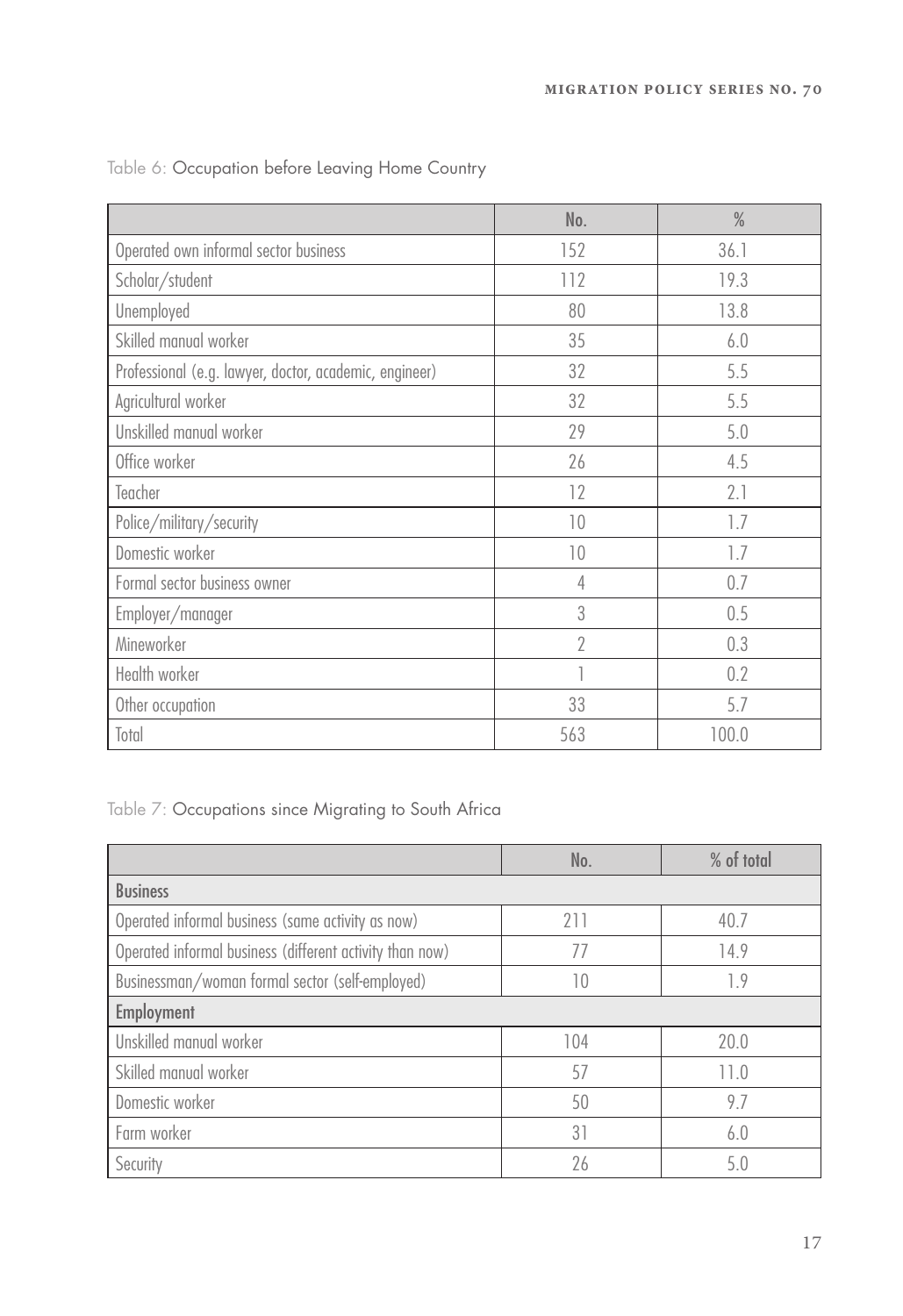Table 6: Occupation before Leaving Home Country

| | No. | % |
|---|---|---|
| Operated own informal sector business | 152 | 36.1 |
| Scholar/student | 112 | 19.3 |
| Unemployed | 80 | 13.8 |
| Skilled manual worker | 35 | 6.0 |
| Professional (e.g. lawyer, doctor, academic, engineer) | 32 | 5.5 |
| Agricultural worker | 32 | 5.5 |
| Unskilled manual worker | 29 | 5.0 |
| Office worker | 26 | 4.5 |
| Teacher | 12 | 2.1 |
| Police/military/security | 10 | 1.7 |
| Domestic worker | 10 | 1.7 |
| Formal sector business owner | 4 | 0.7 |
| Employer/manager | 3 | 0.5 |
| Mineworker | 2 | 0.3 |
| Health worker | 1 | 0.2 |
| Other occupation | 33 | 5.7 |
| Total | 563 | 100.0 |

Table 7: Occupations since Migrating to South Africa

| | No. | % of total |
|---|---|---|
| **Business** | | |
| Operated informal business (same activity as now) | 211 | 40.7 |
| Operated informal business (different activity than now) | 77 | 14.9 |
| Businessman/woman formal sector (self-employed) | 10 | 1.9 |
| **Employment** | | |
| Unskilled manual worker | 104 | 20.0 |
| Skilled manual worker | 57 | 11.0 |
| Domestic worker | 50 | 9.7 |
| Farm worker | 31 | 6.0 |
| Security | 26 | 5.0 |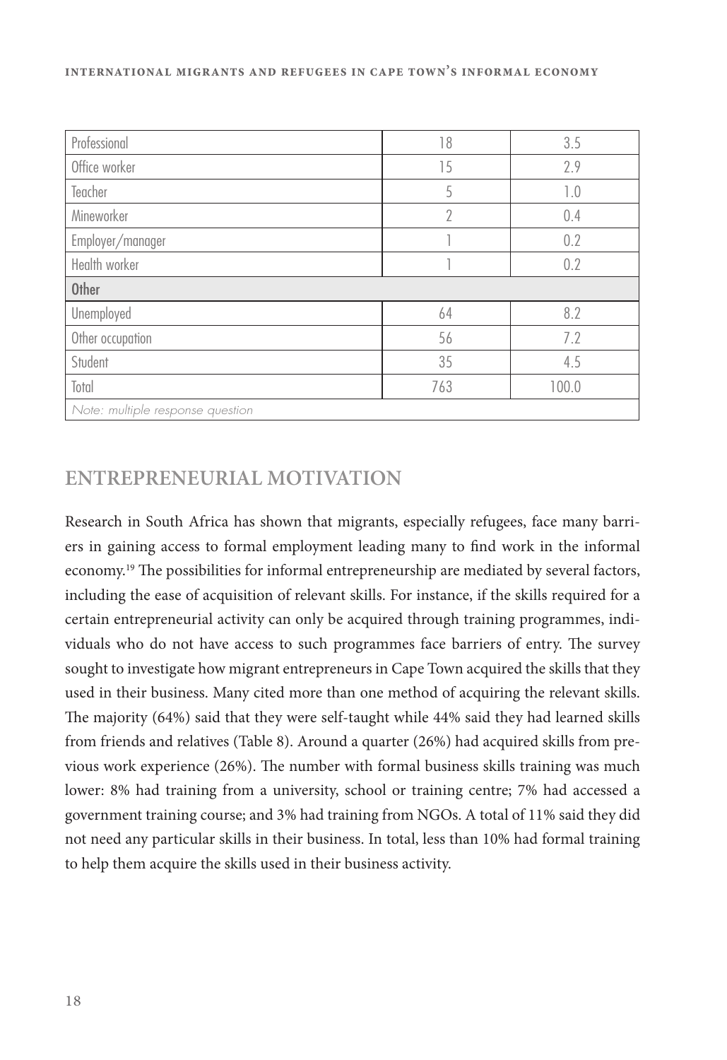| | | |
|---|---|---|
| Professional | 18 | 3.5 |
| Office worker | 15 | 2.9 |
| Teacher | 5 | 1.0 |
| Mineworker | 2 | 0.4 |
| Employer/manager | 1 | 0.2 |
| Health worker | 1 | 0.2 |
| **Other** | | |
| Unemployed | 64 | 8.2 |
| Other occupation | 56 | 7.2 |
| Student | 35 | 4.5 |
| Total | 763 | 100.0 |
| *Note: multiple response question* | | |

## ENTREPRENEURIAL MOTIVATION

Research in South Africa has shown that migrants, especially refugees, face many barriers in gaining access to formal employment leading many to find work in the informal economy.[19] The possibilities for informal entrepreneurship are mediated by several factors, including the ease of acquisition of relevant skills. For instance, if the skills required for a certain entrepreneurial activity can only be acquired through training programmes, individuals who do not have access to such programmes face barriers of entry. The survey sought to investigate how migrant entrepreneurs in Cape Town acquired the skills that they used in their business. Many cited more than one method of acquiring the relevant skills. The majority (64%) said that they were self-taught while 44% said they had learned skills from friends and relatives (Table 8). Around a quarter (26%) had acquired skills from previous work experience (26%). The number with formal business skills training was much lower: 8% had training from a university, school or training centre; 7% had accessed a government training course; and 3% had training from NGOs. A total of 11% said they did not need any particular skills in their business. In total, less than 10% had formal training to help them acquire the skills used in their business activity.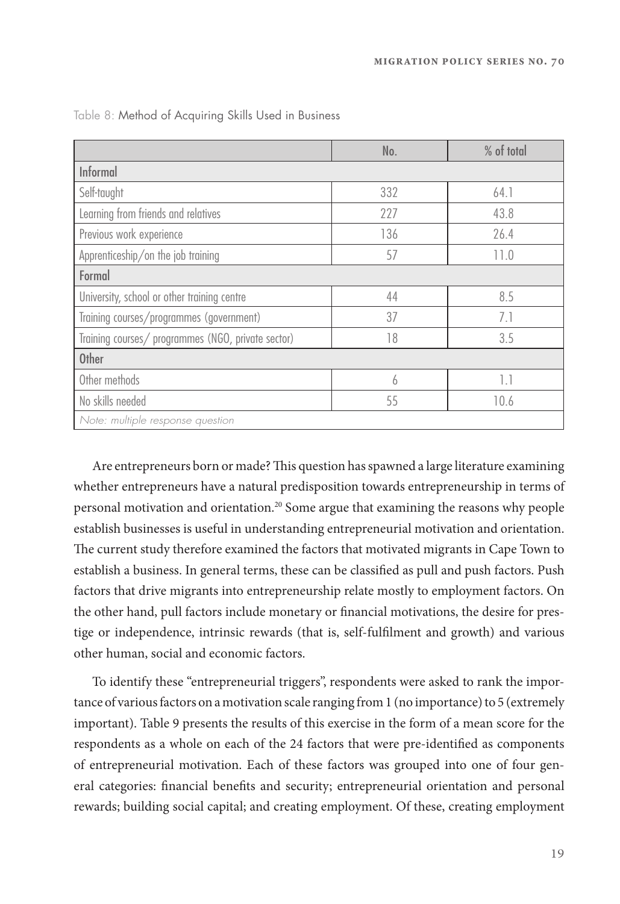Table 8: Method of Acquiring Skills Used in Business

| | No. | % of total |
|---|---|---|
| **Informal** | | |
| Self-taught | 332 | 64.1 |
| Learning from friends and relatives | 227 | 43.8 |
| Previous work experience | 136 | 26.4 |
| Apprenticeship/on the job training | 57 | 11.0 |
| **Formal** | | |
| University, school or other training centre | 44 | 8.5 |
| Training courses/programmes (government) | 37 | 7.1 |
| Training courses/ programmes (NGO, private sector) | 18 | 3.5 |
| **Other** | | |
| Other methods | 6 | 1.1 |
| No skills needed | 55 | 10.6 |
| *Note: multiple response question* | | |

Are entrepreneurs born or made? This question has spawned a large literature examining whether entrepreneurs have a natural predisposition towards entrepreneurship in terms of personal motivation and orientation.[20] Some argue that examining the reasons why people establish businesses is useful in understanding entrepreneurial motivation and orientation. The current study therefore examined the factors that motivated migrants in Cape Town to establish a business. In general terms, these can be classified as pull and push factors. Push factors that drive migrants into entrepreneurship relate mostly to employment factors. On the other hand, pull factors include monetary or financial motivations, the desire for prestige or independence, intrinsic rewards (that is, self-fulfilment and growth) and various other human, social and economic factors.

To identify these "entrepreneurial triggers", respondents were asked to rank the importance of various factors on a motivation scale ranging from 1 (no importance) to 5 (extremely important). Table 9 presents the results of this exercise in the form of a mean score for the respondents as a whole on each of the 24 factors that were pre-identified as components of entrepreneurial motivation. Each of these factors was grouped into one of four general categories: financial benefits and security; entrepreneurial orientation and personal rewards; building social capital; and creating employment. Of these, creating employment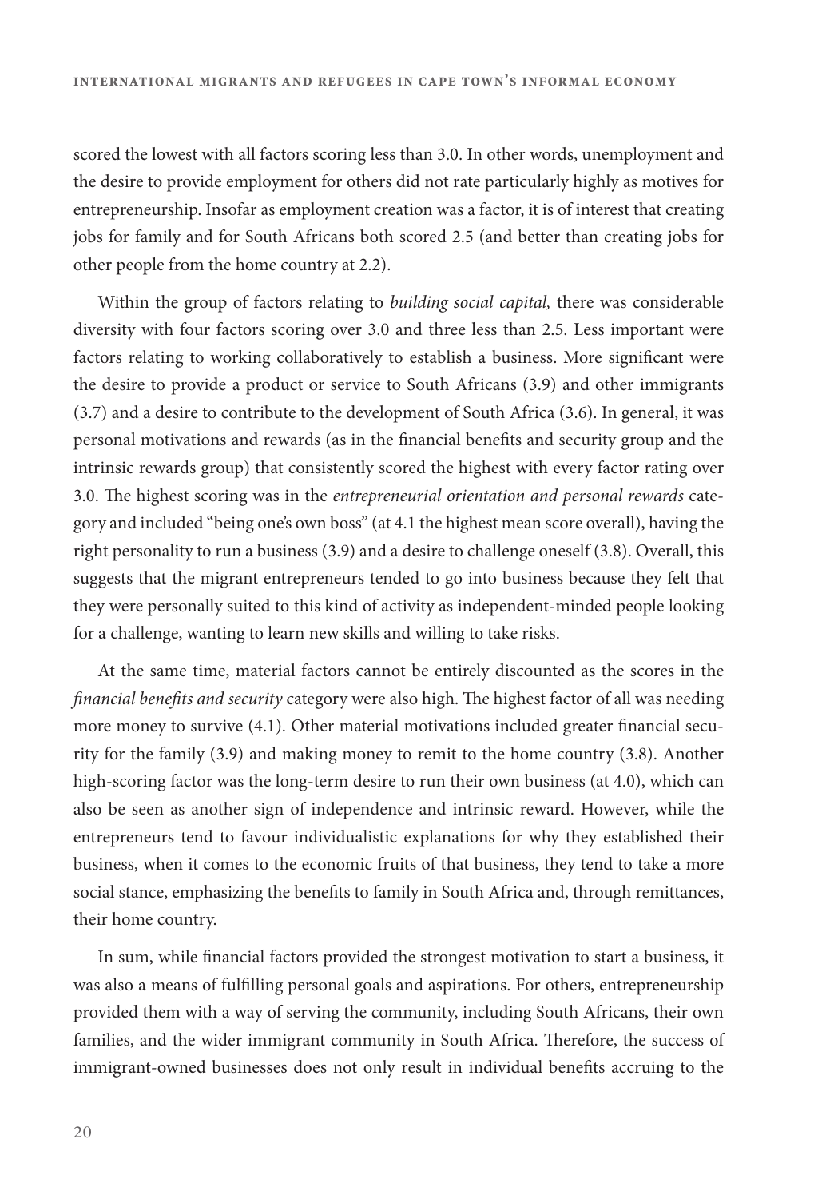scored the lowest with all factors scoring less than 3.0. In other words, unemployment and the desire to provide employment for others did not rate particularly highly as motives for entrepreneurship. Insofar as employment creation was a factor, it is of interest that creating jobs for family and for South Africans both scored 2.5 (and better than creating jobs for other people from the home country at 2.2).

Within the group of factors relating to *building social capital,* there was considerable diversity with four factors scoring over 3.0 and three less than 2.5. Less important were factors relating to working collaboratively to establish a business. More significant were the desire to provide a product or service to South Africans (3.9) and other immigrants (3.7) and a desire to contribute to the development of South Africa (3.6). In general, it was personal motivations and rewards (as in the financial benefits and security group and the intrinsic rewards group) that consistently scored the highest with every factor rating over 3.0. The highest scoring was in the *entrepreneurial orientation and personal rewards* category and included "being one's own boss" (at 4.1 the highest mean score overall), having the right personality to run a business (3.9) and a desire to challenge oneself (3.8). Overall, this suggests that the migrant entrepreneurs tended to go into business because they felt that they were personally suited to this kind of activity as independent-minded people looking for a challenge, wanting to learn new skills and willing to take risks.

At the same time, material factors cannot be entirely discounted as the scores in the *financial benefits and security* category were also high. The highest factor of all was needing more money to survive (4.1). Other material motivations included greater financial security for the family (3.9) and making money to remit to the home country (3.8). Another high-scoring factor was the long-term desire to run their own business (at 4.0), which can also be seen as another sign of independence and intrinsic reward. However, while the entrepreneurs tend to favour individualistic explanations for why they established their business, when it comes to the economic fruits of that business, they tend to take a more social stance, emphasizing the benefits to family in South Africa and, through remittances, their home country.

In sum, while financial factors provided the strongest motivation to start a business, it was also a means of fulfilling personal goals and aspirations. For others, entrepreneurship provided them with a way of serving the community, including South Africans, their own families, and the wider immigrant community in South Africa. Therefore, the success of immigrant-owned businesses does not only result in individual benefits accruing to the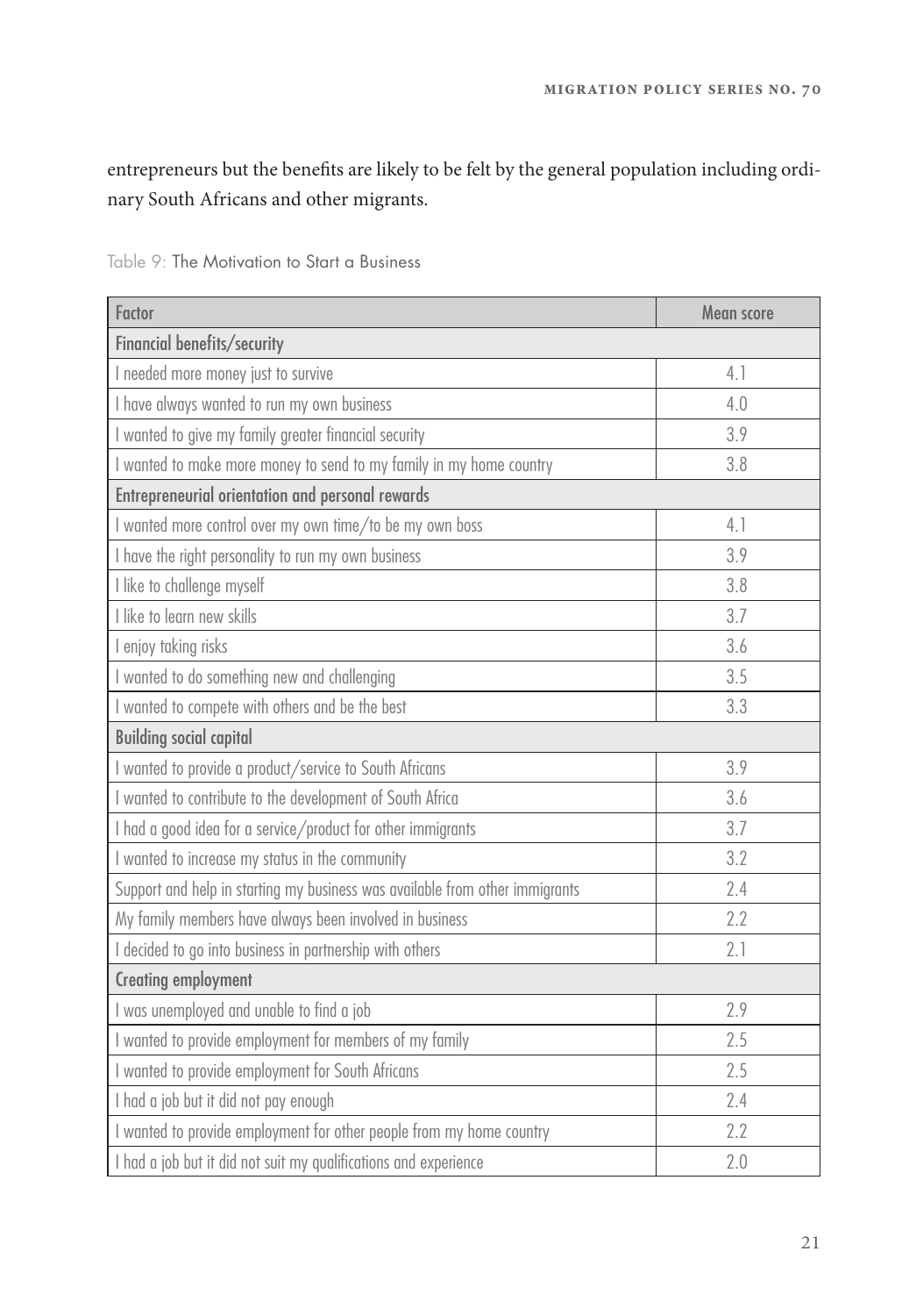entrepreneurs but the benefits are likely to be felt by the general population including ordinary South Africans and other migrants.

Table 9: The Motivation to Start a Business

| Factor | Mean score |
|---|---|
| **Financial benefits/security** | |
| I needed more money just to survive | 4.1 |
| I have always wanted to run my own business | 4.0 |
| I wanted to give my family greater financial security | 3.9 |
| I wanted to make more money to send to my family in my home country | 3.8 |
| **Entrepreneurial orientation and personal rewards** | |
| I wanted more control over my own time/to be my own boss | 4.1 |
| I have the right personality to run my own business | 3.9 |
| I like to challenge myself | 3.8 |
| I like to learn new skills | 3.7 |
| I enjoy taking risks | 3.6 |
| I wanted to do something new and challenging | 3.5 |
| I wanted to compete with others and be the best | 3.3 |
| **Building social capital** | |
| I wanted to provide a product/service to South Africans | 3.9 |
| I wanted to contribute to the development of South Africa | 3.6 |
| I had a good idea for a service/product for other immigrants | 3.7 |
| I wanted to increase my status in the community | 3.2 |
| Support and help in starting my business was available from other immigrants | 2.4 |
| My family members have always been involved in business | 2.2 |
| I decided to go into business in partnership with others | 2.1 |
| **Creating employment** | |
| I was unemployed and unable to find a job | 2.9 |
| I wanted to provide employment for members of my family | 2.5 |
| I wanted to provide employment for South Africans | 2.5 |
| I had a job but it did not pay enough | 2.4 |
| I wanted to provide employment for other people from my home country | 2.2 |
| I had a job but it did not suit my qualifications and experience | 2.0 |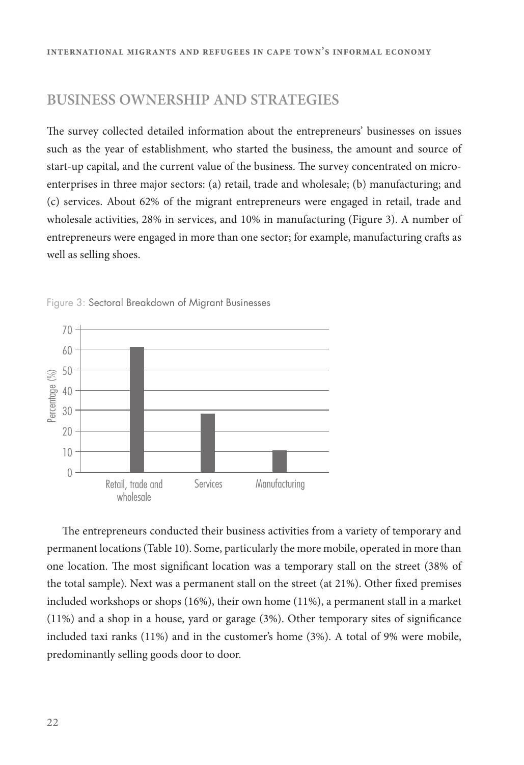## BUSINESS OWNERSHIP AND STRATEGIES

The survey collected detailed information about the entrepreneurs' businesses on issues such as the year of establishment, who started the business, the amount and source of start-up capital, and the current value of the business. The survey concentrated on micro-enterprises in three major sectors: (a) retail, trade and wholesale; (b) manufacturing; and (c) services. About 62% of the migrant entrepreneurs were engaged in retail, trade and wholesale activities, 28% in services, and 10% in manufacturing (Figure 3). A number of entrepreneurs were engaged in more than one sector; for example, manufacturing crafts as well as selling shoes.

Figure 3: Sectoral Breakdown of Migrant Businesses

The entrepreneurs conducted their business activities from a variety of temporary and permanent locations (Table 10). Some, particularly the more mobile, operated in more than one location. The most significant location was a temporary stall on the street (38% of the total sample). Next was a permanent stall on the street (at 21%). Other fixed premises included workshops or shops (16%), their own home (11%), a permanent stall in a market (11%) and a shop in a house, yard or garage (3%). Other temporary sites of significance included taxi ranks (11%) and in the customer's home (3%). A total of 9% were mobile, predominantly selling goods door to door.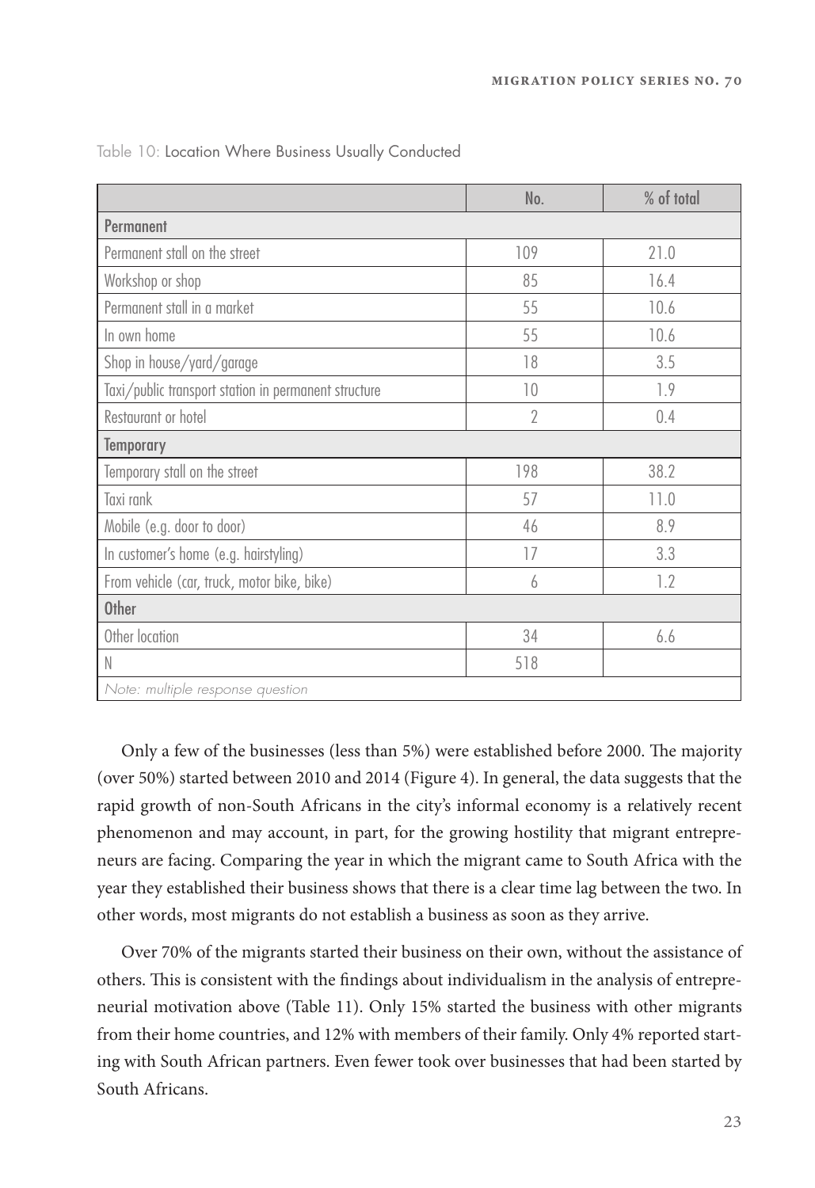Table 10: Location Where Business Usually Conducted

| | No. | % of total |
|---|---|---|
| **Permanent** | | |
| Permanent stall on the street | 109 | 21.0 |
| Workshop or shop | 85 | 16.4 |
| Permanent stall in a market | 55 | 10.6 |
| In own home | 55 | 10.6 |
| Shop in house/yard/garage | 18 | 3.5 |
| Taxi/public transport station in permanent structure | 10 | 1.9 |
| Restaurant or hotel | 2 | 0.4 |
| **Temporary** | | |
| Temporary stall on the street | 198 | 38.2 |
| Taxi rank | 57 | 11.0 |
| Mobile (e.g. door to door) | 46 | 8.9 |
| In customer's home (e.g. hairstyling) | 17 | 3.3 |
| From vehicle (car, truck, motor bike, bike) | 6 | 1.2 |
| **Other** | | |
| Other location | 34 | 6.6 |
| N | 518 | |
| *Note: multiple response question* | | |

Only a few of the businesses (less than 5%) were established before 2000. The majority (over 50%) started between 2010 and 2014 (Figure 4). In general, the data suggests that the rapid growth of non-South Africans in the city's informal economy is a relatively recent phenomenon and may account, in part, for the growing hostility that migrant entrepreneurs are facing. Comparing the year in which the migrant came to South Africa with the year they established their business shows that there is a clear time lag between the two. In other words, most migrants do not establish a business as soon as they arrive.

Over 70% of the migrants started their business on their own, without the assistance of others. This is consistent with the findings about individualism in the analysis of entrepreneurial motivation above (Table 11). Only 15% started the business with other migrants from their home countries, and 12% with members of their family. Only 4% reported starting with South African partners. Even fewer took over businesses that had been started by South Africans.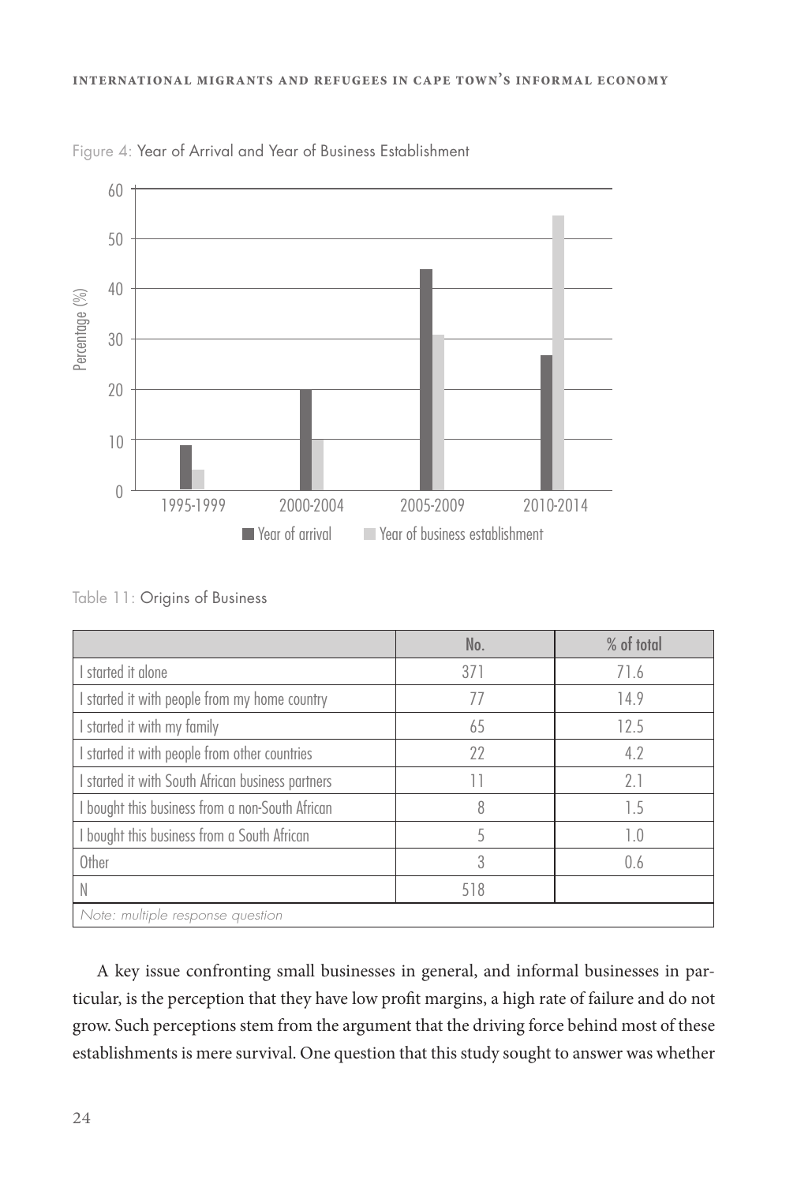Figure 4: Year of Arrival and Year of Business Establishment

Table 11: Origins of Business

| | No. | % of total |
|---|---|---|
| I started it alone | 371 | 71.6 |
| I started it with people from my home country | 77 | 14.9 |
| I started it with my family | 65 | 12.5 |
| I started it with people from other countries | 22 | 4.2 |
| I started it with South African business partners | 11 | 2.1 |
| I bought this business from a non-South African | 8 | 1.5 |
| I bought this business from a South African | 5 | 1.0 |
| Other | 3 | 0.6 |
| N | 518 | |

*Note: multiple response question*

A key issue confronting small businesses in general, and informal businesses in particular, is the perception that they have low profit margins, a high rate of failure and do not grow. Such perceptions stem from the argument that the driving force behind most of these establishments is mere survival. One question that this study sought to answer was whether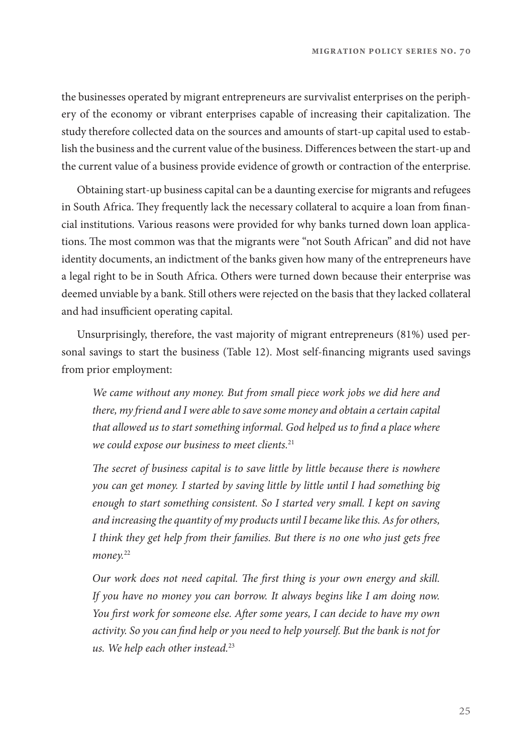the businesses operated by migrant entrepreneurs are survivalist enterprises on the periphery of the economy or vibrant enterprises capable of increasing their capitalization. The study therefore collected data on the sources and amounts of start-up capital used to establish the business and the current value of the business. Differences between the start-up and the current value of a business provide evidence of growth or contraction of the enterprise.

Obtaining start-up business capital can be a daunting exercise for migrants and refugees in South Africa. They frequently lack the necessary collateral to acquire a loan from financial institutions. Various reasons were provided for why banks turned down loan applications. The most common was that the migrants were "not South African" and did not have identity documents, an indictment of the banks given how many of the entrepreneurs have a legal right to be in South Africa. Others were turned down because their enterprise was deemed unviable by a bank. Still others were rejected on the basis that they lacked collateral and had insufficient operating capital.

Unsurprisingly, therefore, the vast majority of migrant entrepreneurs (81%) used personal savings to start the business (Table 12). Most self-financing migrants used savings from prior employment:

> *We came without any money. But from small piece work jobs we did here and there, my friend and I were able to save some money and obtain a certain capital that allowed us to start something informal. God helped us to find a place where we could expose our business to meet clients.*[21]

> *The secret of business capital is to save little by little because there is nowhere you can get money. I started by saving little by little until I had something big enough to start something consistent. So I started very small. I kept on saving and increasing the quantity of my products until I became like this. As for others, I think they get help from their families. But there is no one who just gets free money.*[22]

> *Our work does not need capital. The first thing is your own energy and skill. If you have no money you can borrow. It always begins like I am doing now. You first work for someone else. After some years, I can decide to have my own activity. So you can find help or you need to help yourself. But the bank is not for us. We help each other instead.*[23]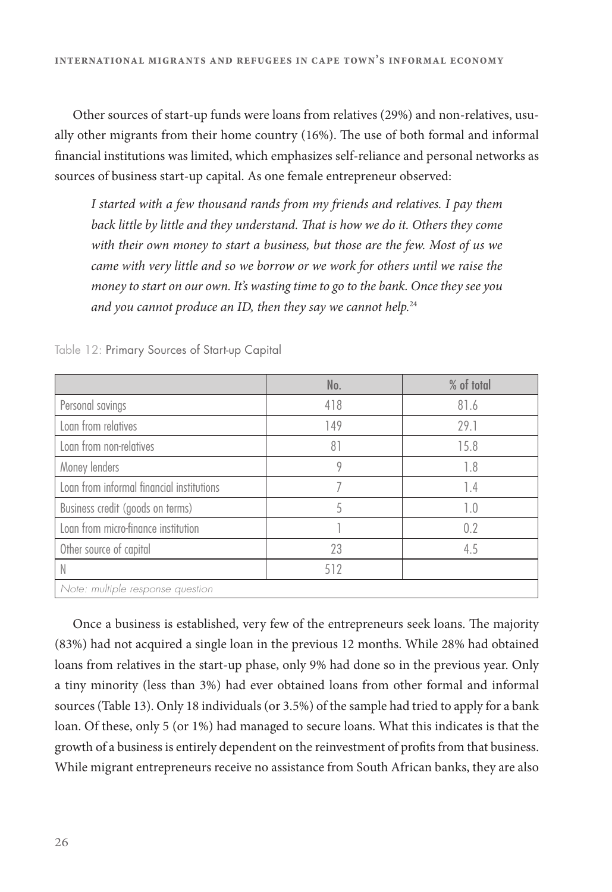Other sources of start-up funds were loans from relatives (29%) and non-relatives, usually other migrants from their home country (16%). The use of both formal and informal financial institutions was limited, which emphasizes self-reliance and personal networks as sources of business start-up capital. As one female entrepreneur observed:

> *I started with a few thousand rands from my friends and relatives. I pay them back little by little and they understand. That is how we do it. Others they come with their own money to start a business, but those are the few. Most of us we came with very little and so we borrow or we work for others until we raise the money to start on our own. It's wasting time to go to the bank. Once they see you and you cannot produce an ID, then they say we cannot help.*[24]

Table 12: Primary Sources of Start-up Capital

| | No. | % of total |
|---|---|---|
| Personal savings | 418 | 81.6 |
| Loan from relatives | 149 | 29.1 |
| Loan from non-relatives | 81 | 15.8 |
| Money lenders | 9 | 1.8 |
| Loan from informal financial institutions | 7 | 1.4 |
| Business credit (goods on terms) | 5 | 1.0 |
| Loan from micro-finance institution | 1 | 0.2 |
| Other source of capital | 23 | 4.5 |
| N | 512 | |
| *Note: multiple response question* | | |

Once a business is established, very few of the entrepreneurs seek loans. The majority (83%) had not acquired a single loan in the previous 12 months. While 28% had obtained loans from relatives in the start-up phase, only 9% had done so in the previous year. Only a tiny minority (less than 3%) had ever obtained loans from other formal and informal sources (Table 13). Only 18 individuals (or 3.5%) of the sample had tried to apply for a bank loan. Of these, only 5 (or 1%) had managed to secure loans. What this indicates is that the growth of a business is entirely dependent on the reinvestment of profits from that business. While migrant entrepreneurs receive no assistance from South African banks, they are also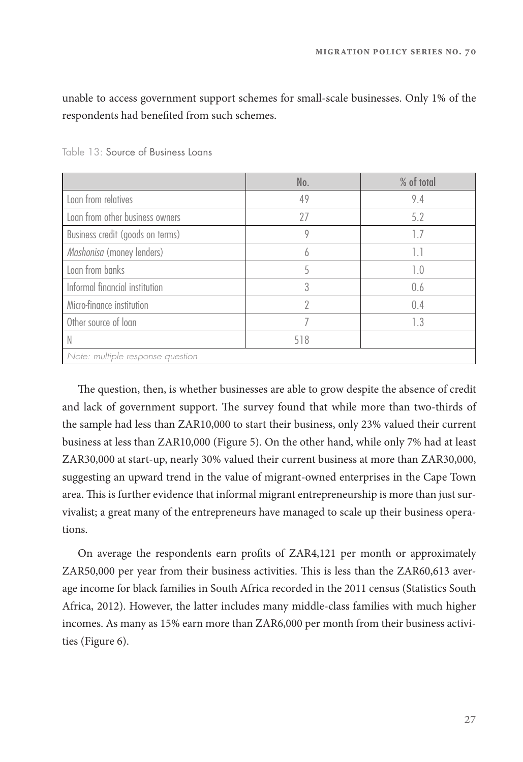unable to access government support schemes for small-scale businesses. Only 1% of the respondents had benefited from such schemes.

Table 13: Source of Business Loans

| | No. | % of total |
|---|---|---|
| Loan from relatives | 49 | 9.4 |
| Loan from other business owners | 27 | 5.2 |
| Business credit (goods on terms) | 9 | 1.7 |
| *Mashonisa* (money lenders) | 6 | 1.1 |
| Loan from banks | 5 | 1.0 |
| Informal financial institution | 3 | 0.6 |
| Micro-finance institution | 2 | 0.4 |
| Other source of loan | 7 | 1.3 |
| N | 518 | |
| *Note: multiple response question* | | |

The question, then, is whether businesses are able to grow despite the absence of credit and lack of government support. The survey found that while more than two-thirds of the sample had less than ZAR10,000 to start their business, only 23% valued their current business at less than ZAR10,000 (Figure 5). On the other hand, while only 7% had at least ZAR30,000 at start-up, nearly 30% valued their current business at more than ZAR30,000, suggesting an upward trend in the value of migrant-owned enterprises in the Cape Town area. This is further evidence that informal migrant entrepreneurship is more than just survivalist; a great many of the entrepreneurs have managed to scale up their business operations.

On average the respondents earn profits of ZAR4,121 per month or approximately ZAR50,000 per year from their business activities. This is less than the ZAR60,613 average income for black families in South Africa recorded in the 2011 census (Statistics South Africa, 2012). However, the latter includes many middle-class families with much higher incomes. As many as 15% earn more than ZAR6,000 per month from their business activities (Figure 6).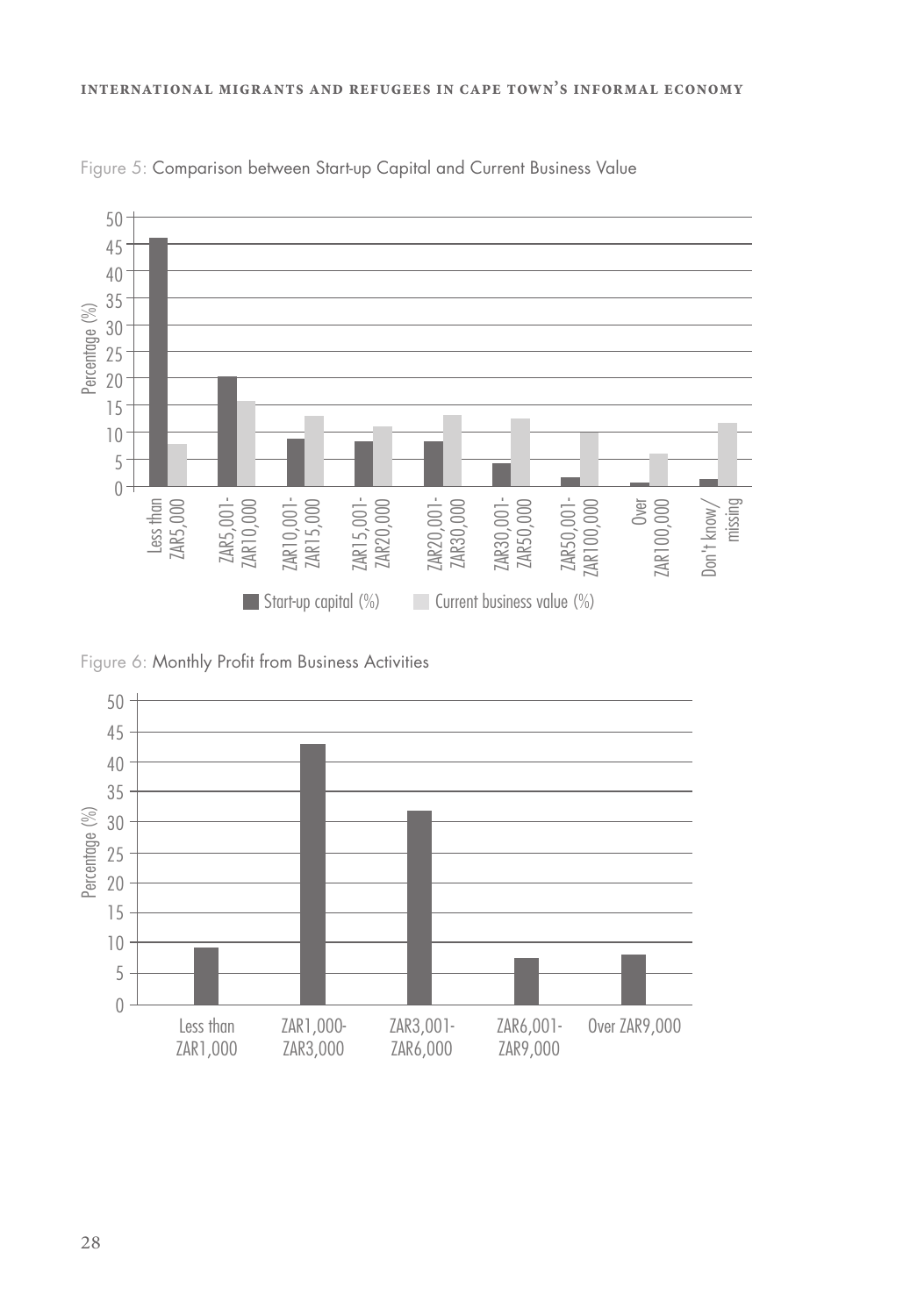Figure 5: Comparison between Start-up Capital and Current Business Value

Figure 6: Monthly Profit from Business Activities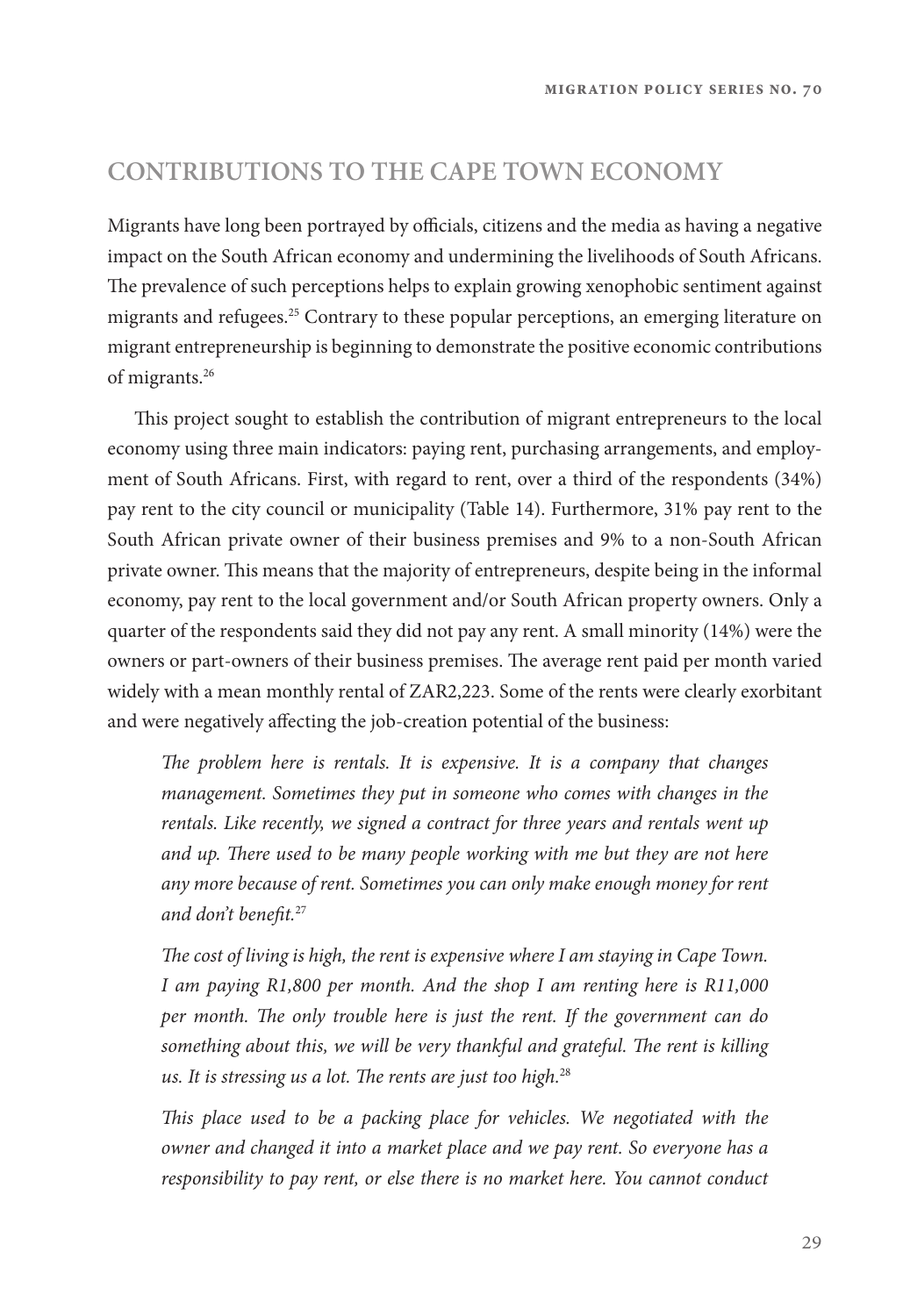## CONTRIBUTIONS TO THE CAPE TOWN ECONOMY

Migrants have long been portrayed by officials, citizens and the media as having a negative impact on the South African economy and undermining the livelihoods of South Africans. The prevalence of such perceptions helps to explain growing xenophobic sentiment against migrants and refugees.[25] Contrary to these popular perceptions, an emerging literature on migrant entrepreneurship is beginning to demonstrate the positive economic contributions of migrants.[26]

This project sought to establish the contribution of migrant entrepreneurs to the local economy using three main indicators: paying rent, purchasing arrangements, and employment of South Africans. First, with regard to rent, over a third of the respondents (34%) pay rent to the city council or municipality (Table 14). Furthermore, 31% pay rent to the South African private owner of their business premises and 9% to a non-South African private owner. This means that the majority of entrepreneurs, despite being in the informal economy, pay rent to the local government and/or South African property owners. Only a quarter of the respondents said they did not pay any rent. A small minority (14%) were the owners or part-owners of their business premises. The average rent paid per month varied widely with a mean monthly rental of ZAR2,223. Some of the rents were clearly exorbitant and were negatively affecting the job-creation potential of the business:

> *The problem here is rentals. It is expensive. It is a company that changes management. Sometimes they put in someone who comes with changes in the rentals. Like recently, we signed a contract for three years and rentals went up and up. There used to be many people working with me but they are not here any more because of rent. Sometimes you can only make enough money for rent and don't benefit.*[27]

> *The cost of living is high, the rent is expensive where I am staying in Cape Town. I am paying R1,800 per month. And the shop I am renting here is R11,000 per month. The only trouble here is just the rent. If the government can do something about this, we will be very thankful and grateful. The rent is killing us. It is stressing us a lot. The rents are just too high.*[28]

> *This place used to be a packing place for vehicles. We negotiated with the owner and changed it into a market place and we pay rent. So everyone has a responsibility to pay rent, or else there is no market here. You cannot conduct*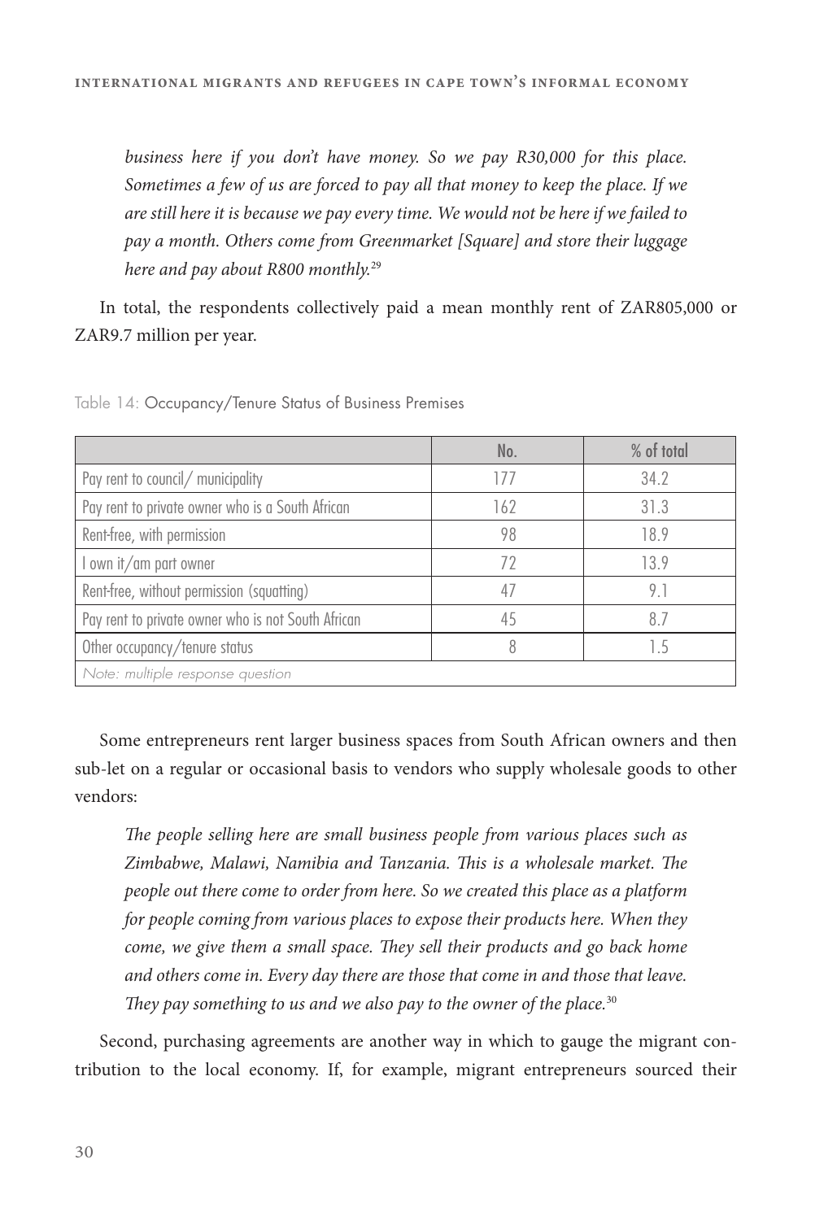*business here if you don't have money. So we pay R30,000 for this place. Sometimes a few of us are forced to pay all that money to keep the place. If we are still here it is because we pay every time. We would not be here if we failed to pay a month. Others come from Greenmarket [Square] and store their luggage here and pay about R800 monthly.*[29]

In total, the respondents collectively paid a mean monthly rent of ZAR805,000 or ZAR9.7 million per year.

Table 14: Occupancy/Tenure Status of Business Premises

| | No. | % of total |
|---|---|---|
| Pay rent to council/ municipality | 177 | 34.2 |
| Pay rent to private owner who is a South African | 162 | 31.3 |
| Rent-free, with permission | 98 | 18.9 |
| I own it/am part owner | 72 | 13.9 |
| Rent-free, without permission (squatting) | 47 | 9.1 |
| Pay rent to private owner who is not South African | 45 | 8.7 |
| Other occupancy/tenure status | 8 | 1.5 |
| *Note: multiple response question* | | |

Some entrepreneurs rent larger business spaces from South African owners and then sub-let on a regular or occasional basis to vendors who supply wholesale goods to other vendors:

*The people selling here are small business people from various places such as Zimbabwe, Malawi, Namibia and Tanzania. This is a wholesale market. The people out there come to order from here. So we created this place as a platform for people coming from various places to expose their products here. When they come, we give them a small space. They sell their products and go back home and others come in. Every day there are those that come in and those that leave. They pay something to us and we also pay to the owner of the place.*[30]

Second, purchasing agreements are another way in which to gauge the migrant contribution to the local economy. If, for example, migrant entrepreneurs sourced their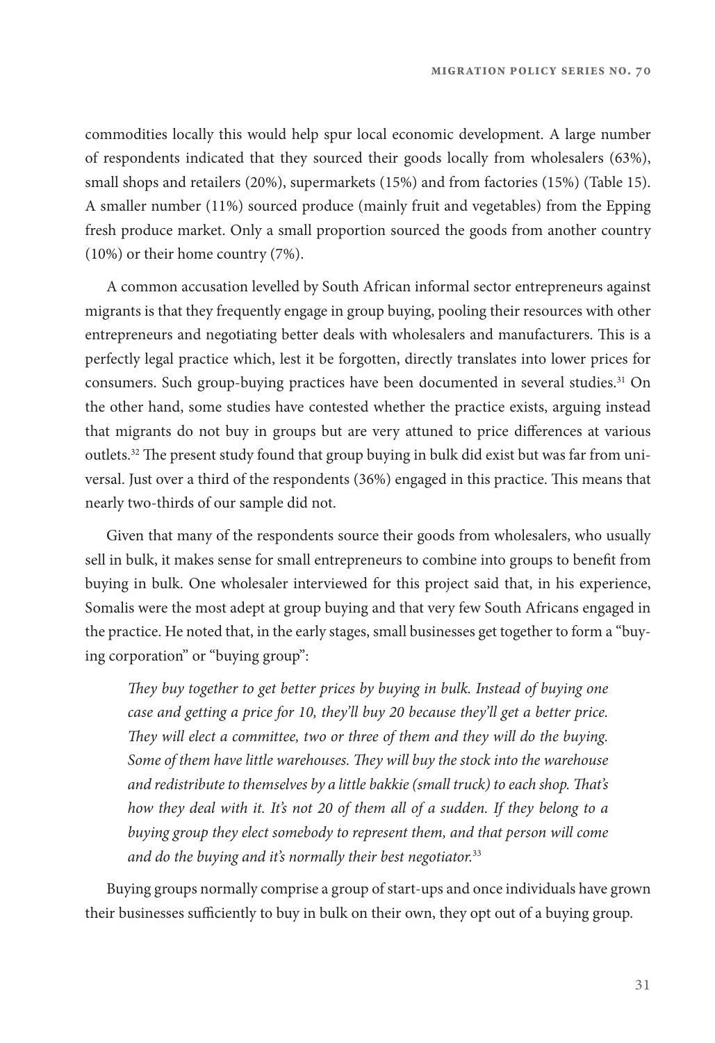commodities locally this would help spur local economic development. A large number of respondents indicated that they sourced their goods locally from wholesalers (63%), small shops and retailers (20%), supermarkets (15%) and from factories (15%) (Table 15). A smaller number (11%) sourced produce (mainly fruit and vegetables) from the Epping fresh produce market. Only a small proportion sourced the goods from another country (10%) or their home country (7%).

A common accusation levelled by South African informal sector entrepreneurs against migrants is that they frequently engage in group buying, pooling their resources with other entrepreneurs and negotiating better deals with wholesalers and manufacturers. This is a perfectly legal practice which, lest it be forgotten, directly translates into lower prices for consumers. Such group-buying practices have been documented in several studies.[31] On the other hand, some studies have contested whether the practice exists, arguing instead that migrants do not buy in groups but are very attuned to price differences at various outlets.[32] The present study found that group buying in bulk did exist but was far from universal. Just over a third of the respondents (36%) engaged in this practice. This means that nearly two-thirds of our sample did not.

Given that many of the respondents source their goods from wholesalers, who usually sell in bulk, it makes sense for small entrepreneurs to combine into groups to benefit from buying in bulk. One wholesaler interviewed for this project said that, in his experience, Somalis were the most adept at group buying and that very few South Africans engaged in the practice. He noted that, in the early stages, small businesses get together to form a "buying corporation" or "buying group":

> *They buy together to get better prices by buying in bulk. Instead of buying one case and getting a price for 10, they'll buy 20 because they'll get a better price. They will elect a committee, two or three of them and they will do the buying. Some of them have little warehouses. They will buy the stock into the warehouse and redistribute to themselves by a little bakkie (small truck) to each shop. That's how they deal with it. It's not 20 of them all of a sudden. If they belong to a buying group they elect somebody to represent them, and that person will come and do the buying and it's normally their best negotiator.*[33]

Buying groups normally comprise a group of start-ups and once individuals have grown their businesses sufficiently to buy in bulk on their own, they opt out of a buying group.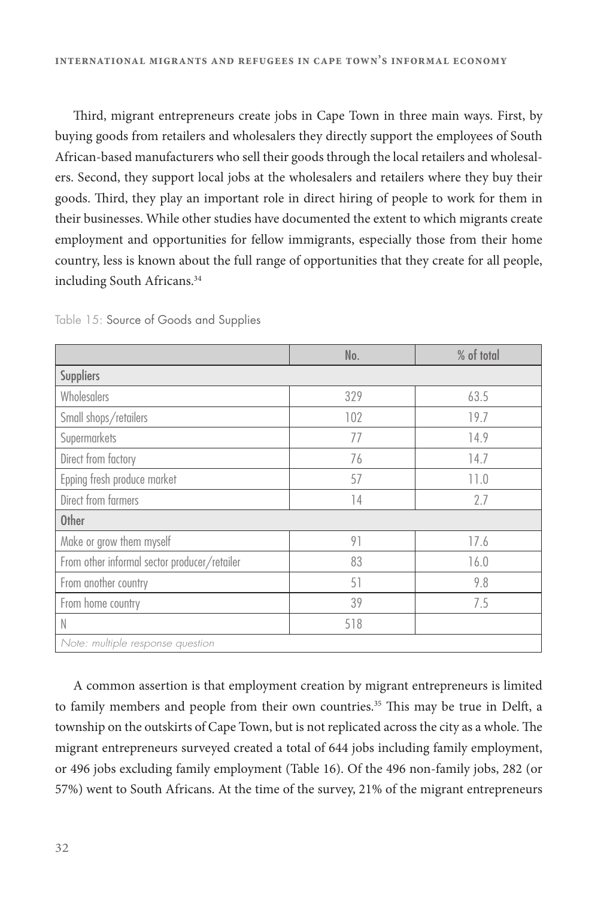Third, migrant entrepreneurs create jobs in Cape Town in three main ways. First, by buying goods from retailers and wholesalers they directly support the employees of South African-based manufacturers who sell their goods through the local retailers and wholesalers. Second, they support local jobs at the wholesalers and retailers where they buy their goods. Third, they play an important role in direct hiring of people to work for them in their businesses. While other studies have documented the extent to which migrants create employment and opportunities for fellow immigrants, especially those from their home country, less is known about the full range of opportunities that they create for all people, including South Africans.[34]

Table 15: Source of Goods and Supplies

| | No. | % of total |
|---|---|---|
| **Suppliers** | | |
| Wholesalers | 329 | 63.5 |
| Small shops/retailers | 102 | 19.7 |
| Supermarkets | 77 | 14.9 |
| Direct from factory | 76 | 14.7 |
| Epping fresh produce market | 57 | 11.0 |
| Direct from farmers | 14 | 2.7 |
| **Other** | | |
| Make or grow them myself | 91 | 17.6 |
| From other informal sector producer/retailer | 83 | 16.0 |
| From another country | 51 | 9.8 |
| From home country | 39 | 7.5 |
| N | 518 | |
| *Note: multiple response question* | | |

A common assertion is that employment creation by migrant entrepreneurs is limited to family members and people from their own countries.[35] This may be true in Delft, a township on the outskirts of Cape Town, but is not replicated across the city as a whole. The migrant entrepreneurs surveyed created a total of 644 jobs including family employment, or 496 jobs excluding family employment (Table 16). Of the 496 non-family jobs, 282 (or 57%) went to South Africans. At the time of the survey, 21% of the migrant entrepreneurs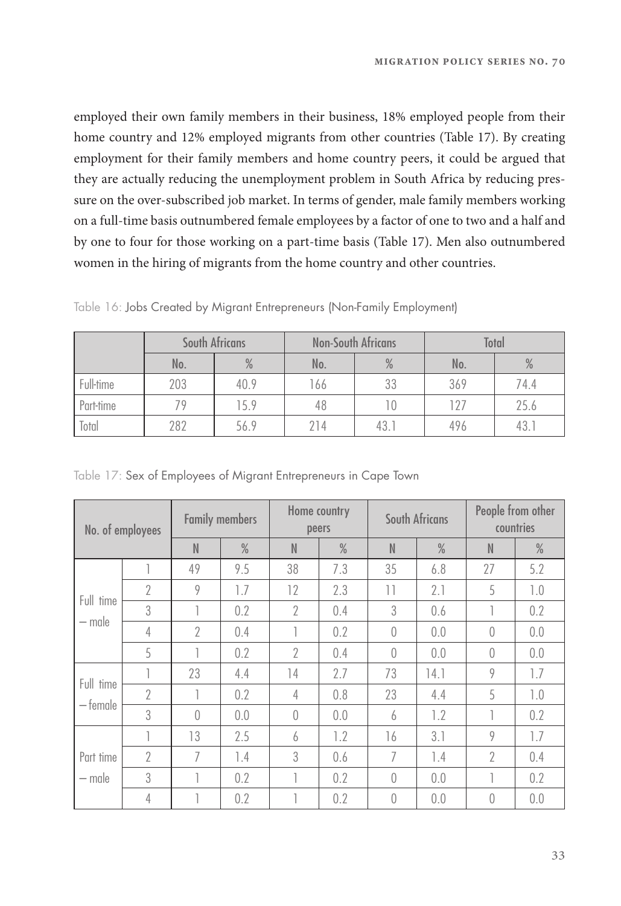employed their own family members in their business, 18% employed people from their home country and 12% employed migrants from other countries (Table 17). By creating employment for their family members and home country peers, it could be argued that they are actually reducing the unemployment problem in South Africa by reducing pressure on the over-subscribed job market. In terms of gender, male family members working on a full-time basis outnumbered female employees by a factor of one to two and a half and by one to four for those working on a part-time basis (Table 17). Men also outnumbered women in the hiring of migrants from the home country and other countries.

Table 16: Jobs Created by Migrant Entrepreneurs (Non-Family Employment)

| | South Africans | | Non-South Africans | | Total | |
|---|---|---|---|---|---|---|
| | No. | % | No. | % | No. | % |
| Full-time | 203 | 40.9 | 166 | 33 | 369 | 74.4 |
| Part-time | 79 | 15.9 | 48 | 10 | 127 | 25.6 |
| Total | 282 | 56.9 | 214 | 43.1 | 496 | 43.1 |

Table 17: Sex of Employees of Migrant Entrepreneurs in Cape Town

| No. of employees | | Family members | | Home country peers | | South Africans | | People from other countries | |
|---|---|---|---|---|---|---|---|---|---|
| | | N | % | N | % | N | % | N | % |
| Full time – male | 1 | 49 | 9.5 | 38 | 7.3 | 35 | 6.8 | 27 | 5.2 |
| | 2 | 9 | 1.7 | 12 | 2.3 | 11 | 2.1 | 5 | 1.0 |
| | 3 | 1 | 0.2 | 2 | 0.4 | 3 | 0.6 | 1 | 0.2 |
| | 4 | 2 | 0.4 | 1 | 0.2 | 0 | 0.0 | 0 | 0.0 |
| | 5 | 1 | 0.2 | 2 | 0.4 | 0 | 0.0 | 0 | 0.0 |
| Full time – female | 1 | 23 | 4.4 | 14 | 2.7 | 73 | 14.1 | 9 | 1.7 |
| | 2 | 1 | 0.2 | 4 | 0.8 | 23 | 4.4 | 5 | 1.0 |
| | 3 | 0 | 0.0 | 0 | 0.0 | 6 | 1.2 | 1 | 0.2 |
| Part time – male | 1 | 13 | 2.5 | 6 | 1.2 | 16 | 3.1 | 9 | 1.7 |
| | 2 | 7 | 1.4 | 3 | 0.6 | 7 | 1.4 | 2 | 0.4 |
| | 3 | 1 | 0.2 | 1 | 0.2 | 0 | 0.0 | 1 | 0.2 |
| | 4 | 1 | 0.2 | 1 | 0.2 | 0 | 0.0 | 0 | 0.0 |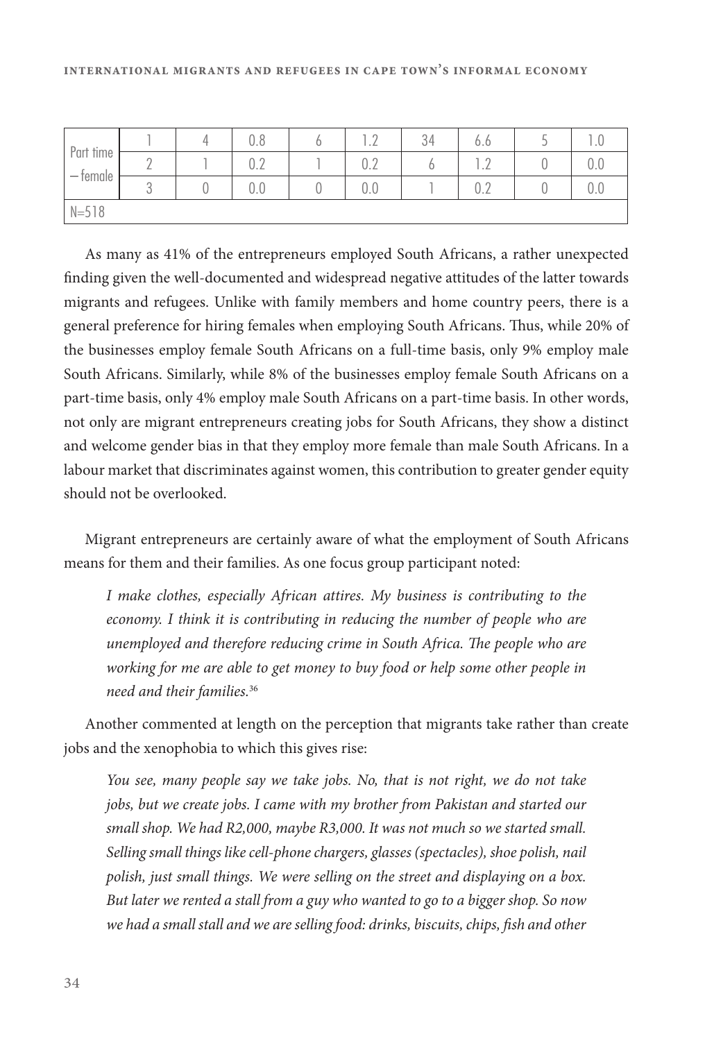| | | | | | | | | | |
|---|---|---|---|---|---|---|---|---|---|
| Part time – female | 1 | 4 | 0.8 | 6 | 1.2 | 34 | 6.6 | 5 | 1.0 |
| | 2 | 1 | 0.2 | 1 | 0.2 | 6 | 1.2 | 0 | 0.0 |
| | 3 | 0 | 0.0 | 0 | 0.0 | 1 | 0.2 | 0 | 0.0 |
| N=518 | | | | | | | | | |

As many as 41% of the entrepreneurs employed South Africans, a rather unexpected finding given the well-documented and widespread negative attitudes of the latter towards migrants and refugees. Unlike with family members and home country peers, there is a general preference for hiring females when employing South Africans. Thus, while 20% of the businesses employ female South Africans on a full-time basis, only 9% employ male South Africans. Similarly, while 8% of the businesses employ female South Africans on a part-time basis, only 4% employ male South Africans on a part-time basis. In other words, not only are migrant entrepreneurs creating jobs for South Africans, they show a distinct and welcome gender bias in that they employ more female than male South Africans. In a labour market that discriminates against women, this contribution to greater gender equity should not be overlooked.

Migrant entrepreneurs are certainly aware of what the employment of South Africans means for them and their families. As one focus group participant noted:

> *I make clothes, especially African attires. My business is contributing to the economy. I think it is contributing in reducing the number of people who are unemployed and therefore reducing crime in South Africa. The people who are working for me are able to get money to buy food or help some other people in need and their families.*[36]

Another commented at length on the perception that migrants take rather than create jobs and the xenophobia to which this gives rise:

> *You see, many people say we take jobs. No, that is not right, we do not take jobs, but we create jobs. I came with my brother from Pakistan and started our small shop. We had R2,000, maybe R3,000. It was not much so we started small. Selling small things like cell-phone chargers, glasses (spectacles), shoe polish, nail polish, just small things. We were selling on the street and displaying on a box. But later we rented a stall from a guy who wanted to go to a bigger shop. So now we had a small stall and we are selling food: drinks, biscuits, chips, fish and other*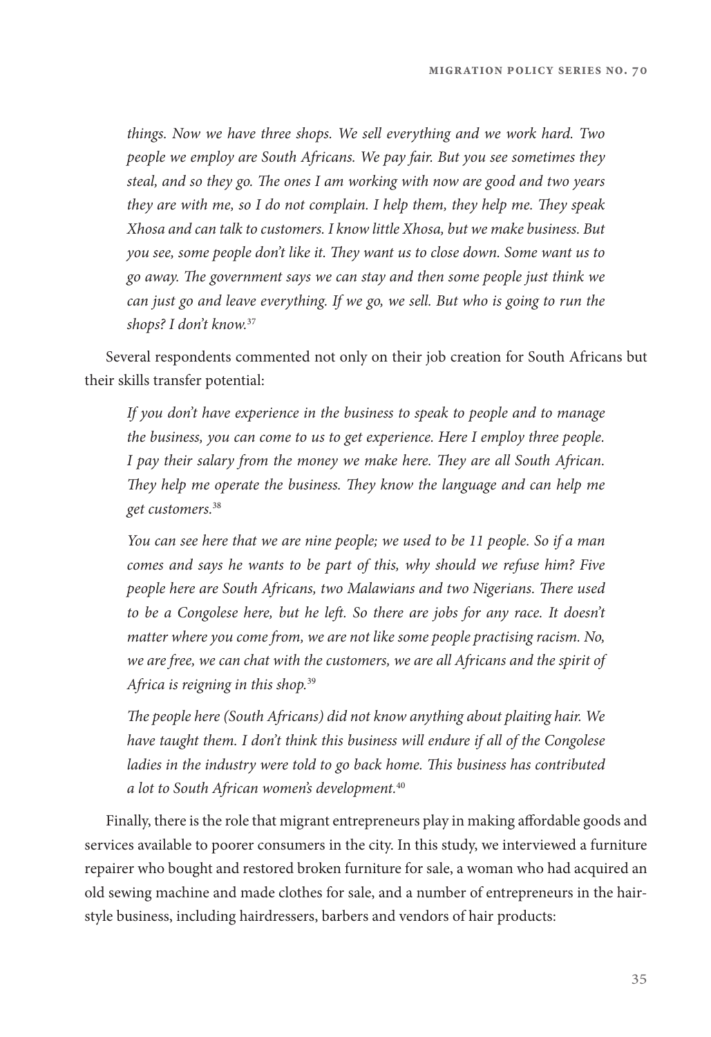*things. Now we have three shops. We sell everything and we work hard. Two people we employ are South Africans. We pay fair. But you see sometimes they steal, and so they go. The ones I am working with now are good and two years they are with me, so I do not complain. I help them, they help me. They speak Xhosa and can talk to customers. I know little Xhosa, but we make business. But you see, some people don't like it. They want us to close down. Some want us to go away. The government says we can stay and then some people just think we can just go and leave everything. If we go, we sell. But who is going to run the shops? I don't know.*[37]

Several respondents commented not only on their job creation for South Africans but their skills transfer potential:

*If you don't have experience in the business to speak to people and to manage the business, you can come to us to get experience. Here I employ three people. I pay their salary from the money we make here. They are all South African. They help me operate the business. They know the language and can help me get customers.*[38]

*You can see here that we are nine people; we used to be 11 people. So if a man comes and says he wants to be part of this, why should we refuse him? Five people here are South Africans, two Malawians and two Nigerians. There used to be a Congolese here, but he left. So there are jobs for any race. It doesn't matter where you come from, we are not like some people practising racism. No, we are free, we can chat with the customers, we are all Africans and the spirit of Africa is reigning in this shop.*[39]

*The people here (South Africans) did not know anything about plaiting hair. We have taught them. I don't think this business will endure if all of the Congolese ladies in the industry were told to go back home. This business has contributed a lot to South African women's development.*[40]

Finally, there is the role that migrant entrepreneurs play in making affordable goods and services available to poorer consumers in the city. In this study, we interviewed a furniture repairer who bought and restored broken furniture for sale, a woman who had acquired an old sewing machine and made clothes for sale, and a number of entrepreneurs in the hairstyle business, including hairdressers, barbers and vendors of hair products: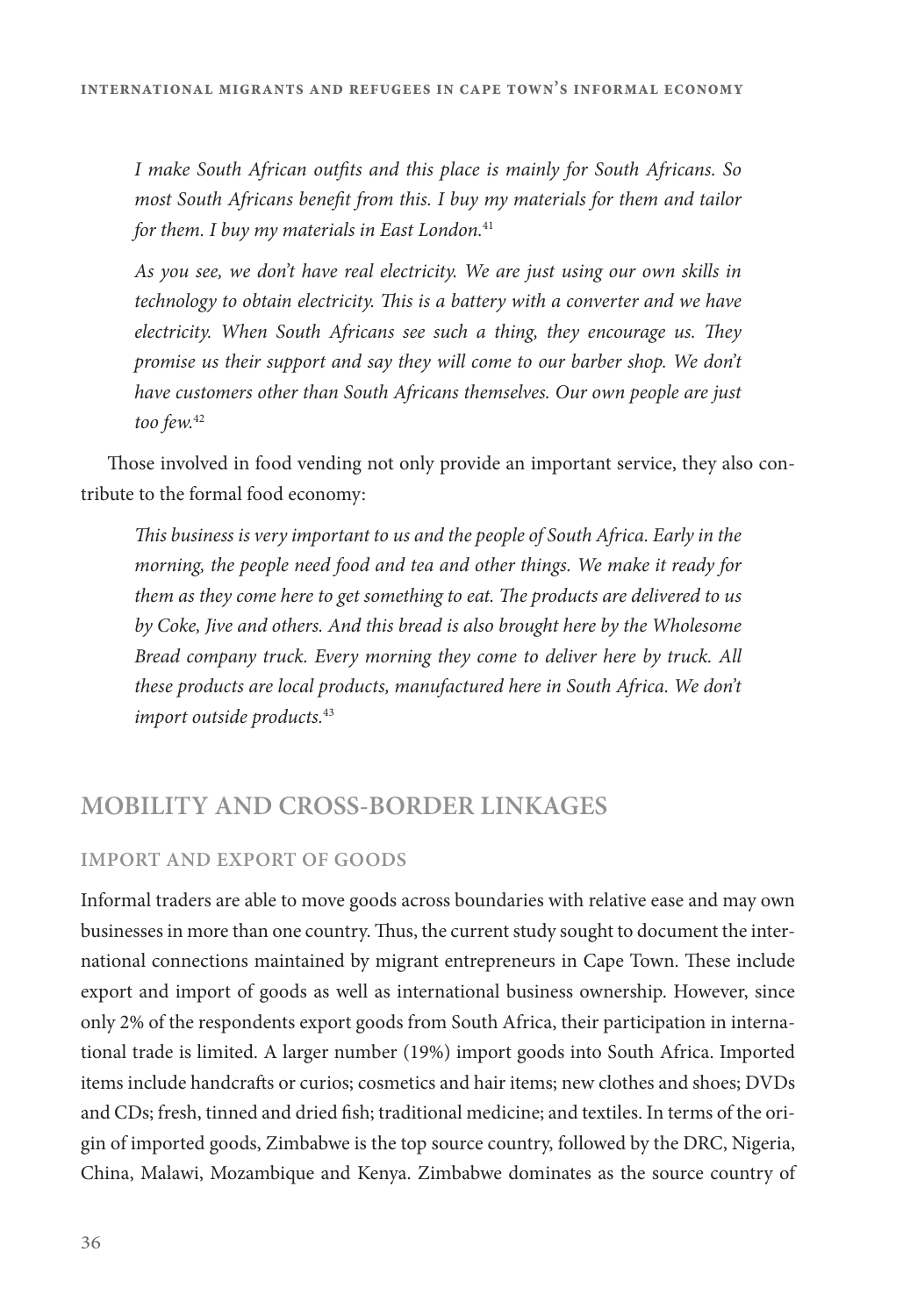*I make South African outfits and this place is mainly for South Africans. So most South Africans benefit from this. I buy my materials for them and tailor for them. I buy my materials in East London.*[41]

*As you see, we don't have real electricity. We are just using our own skills in technology to obtain electricity. This is a battery with a converter and we have electricity. When South Africans see such a thing, they encourage us. They promise us their support and say they will come to our barber shop. We don't have customers other than South Africans themselves. Our own people are just too few.*[42]

Those involved in food vending not only provide an important service, they also contribute to the formal food economy:

*This business is very important to us and the people of South Africa. Early in the morning, the people need food and tea and other things. We make it ready for them as they come here to get something to eat. The products are delivered to us by Coke, Jive and others. And this bread is also brought here by the Wholesome Bread company truck. Every morning they come to deliver here by truck. All these products are local products, manufactured here in South Africa. We don't import outside products.*[43]

## MOBILITY AND CROSS-BORDER LINKAGES

### IMPORT AND EXPORT OF GOODS

Informal traders are able to move goods across boundaries with relative ease and may own businesses in more than one country. Thus, the current study sought to document the international connections maintained by migrant entrepreneurs in Cape Town. These include export and import of goods as well as international business ownership. However, since only 2% of the respondents export goods from South Africa, their participation in international trade is limited. A larger number (19%) import goods into South Africa. Imported items include handcrafts or curios; cosmetics and hair items; new clothes and shoes; DVDs and CDs; fresh, tinned and dried fish; traditional medicine; and textiles. In terms of the origin of imported goods, Zimbabwe is the top source country, followed by the DRC, Nigeria, China, Malawi, Mozambique and Kenya. Zimbabwe dominates as the source country of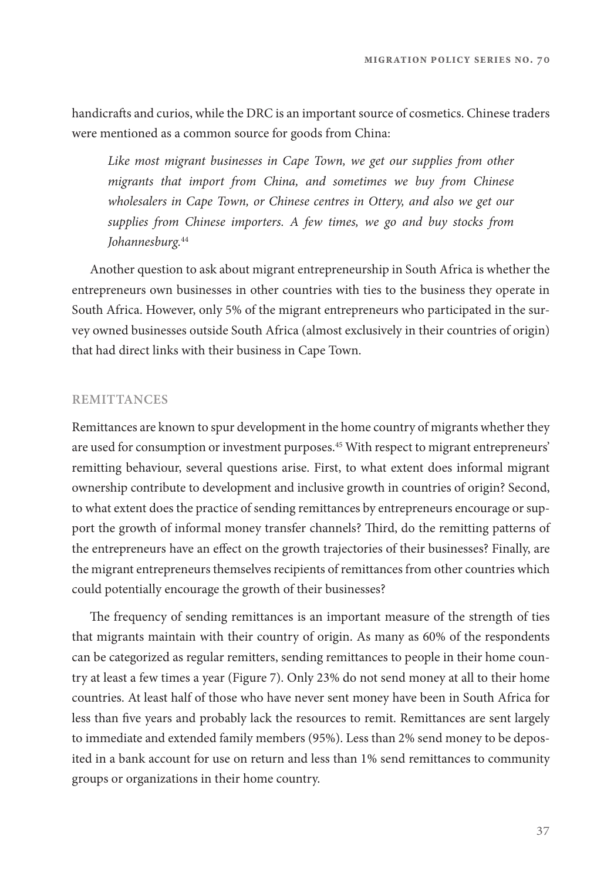handicrafts and curios, while the DRC is an important source of cosmetics. Chinese traders were mentioned as a common source for goods from China:

> *Like most migrant businesses in Cape Town, we get our supplies from other migrants that import from China, and sometimes we buy from Chinese wholesalers in Cape Town, or Chinese centres in Ottery, and also we get our supplies from Chinese importers. A few times, we go and buy stocks from Johannesburg.*[44]

Another question to ask about migrant entrepreneurship in South Africa is whether the entrepreneurs own businesses in other countries with ties to the business they operate in South Africa. However, only 5% of the migrant entrepreneurs who participated in the survey owned businesses outside South Africa (almost exclusively in their countries of origin) that had direct links with their business in Cape Town.

## REMITTANCES

Remittances are known to spur development in the home country of migrants whether they are used for consumption or investment purposes.[45] With respect to migrant entrepreneurs' remitting behaviour, several questions arise. First, to what extent does informal migrant ownership contribute to development and inclusive growth in countries of origin? Second, to what extent does the practice of sending remittances by entrepreneurs encourage or support the growth of informal money transfer channels? Third, do the remitting patterns of the entrepreneurs have an effect on the growth trajectories of their businesses? Finally, are the migrant entrepreneurs themselves recipients of remittances from other countries which could potentially encourage the growth of their businesses?

The frequency of sending remittances is an important measure of the strength of ties that migrants maintain with their country of origin. As many as 60% of the respondents can be categorized as regular remitters, sending remittances to people in their home country at least a few times a year (Figure 7). Only 23% do not send money at all to their home countries. At least half of those who have never sent money have been in South Africa for less than five years and probably lack the resources to remit. Remittances are sent largely to immediate and extended family members (95%). Less than 2% send money to be deposited in a bank account for use on return and less than 1% send remittances to community groups or organizations in their home country.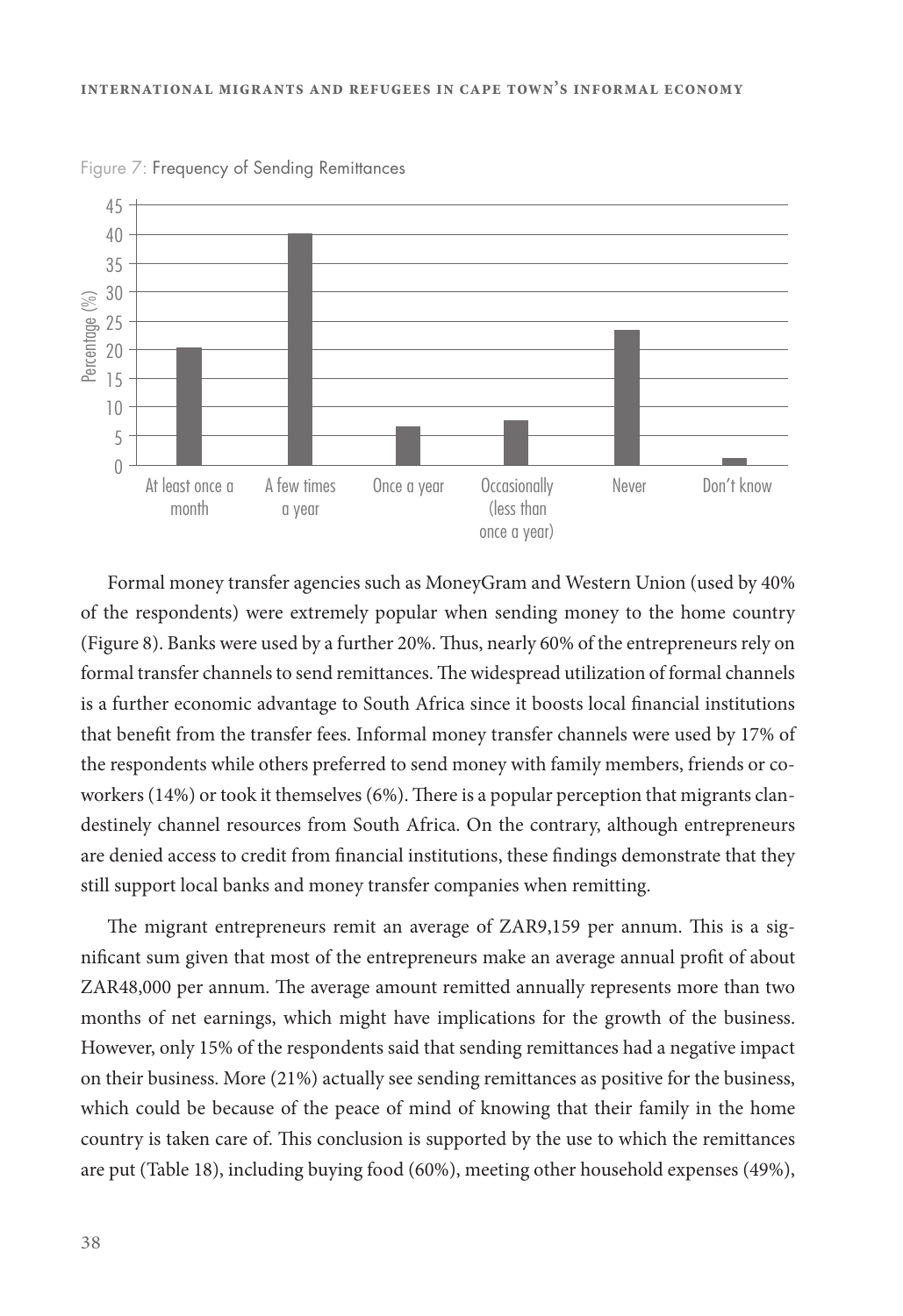Figure 7: Frequency of Sending Remittances

Formal money transfer agencies such as MoneyGram and Western Union (used by 40% of the respondents) were extremely popular when sending money to the home country (Figure 8). Banks were used by a further 20%. Thus, nearly 60% of the entrepreneurs rely on formal transfer channels to send remittances. The widespread utilization of formal channels is a further economic advantage to South Africa since it boosts local financial institutions that benefit from the transfer fees. Informal money transfer channels were used by 17% of the respondents while others preferred to send money with family members, friends or co-workers (14%) or took it themselves (6%). There is a popular perception that migrants clandestinely channel resources from South Africa. On the contrary, although entrepreneurs are denied access to credit from financial institutions, these findings demonstrate that they still support local banks and money transfer companies when remitting.

The migrant entrepreneurs remit an average of ZAR9,159 per annum. This is a significant sum given that most of the entrepreneurs make an average annual profit of about ZAR48,000 per annum. The average amount remitted annually represents more than two months of net earnings, which might have implications for the growth of the business. However, only 15% of the respondents said that sending remittances had a negative impact on their business. More (21%) actually see sending remittances as positive for the business, which could be because of the peace of mind of knowing that their family in the home country is taken care of. This conclusion is supported by the use to which the remittances are put (Table 18), including buying food (60%), meeting other household expenses (49%),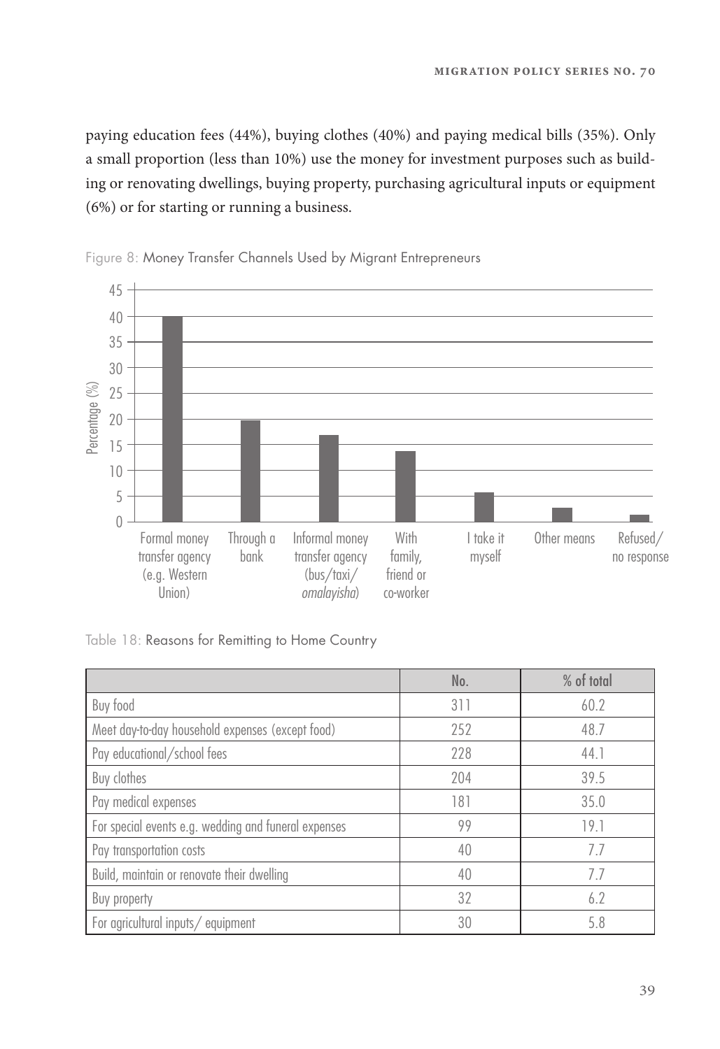paying education fees (44%), buying clothes (40%) and paying medical bills (35%). Only a small proportion (less than 10%) use the money for investment purposes such as building or renovating dwellings, buying property, purchasing agricultural inputs or equipment (6%) or for starting or running a business.

Figure 8: Money Transfer Channels Used by Migrant Entrepreneurs

Table 18: Reasons for Remitting to Home Country

| | No. | % of total |
|---|---|---|
| Buy food | 311 | 60.2 |
| Meet day-to-day household expenses (except food) | 252 | 48.7 |
| Pay educational/school fees | 228 | 44.1 |
| Buy clothes | 204 | 39.5 |
| Pay medical expenses | 181 | 35.0 |
| For special events e.g. wedding and funeral expenses | 99 | 19.1 |
| Pay transportation costs | 40 | 7.7 |
| Build, maintain or renovate their dwelling | 40 | 7.7 |
| Buy property | 32 | 6.2 |
| For agricultural inputs/ equipment | 30 | 5.8 |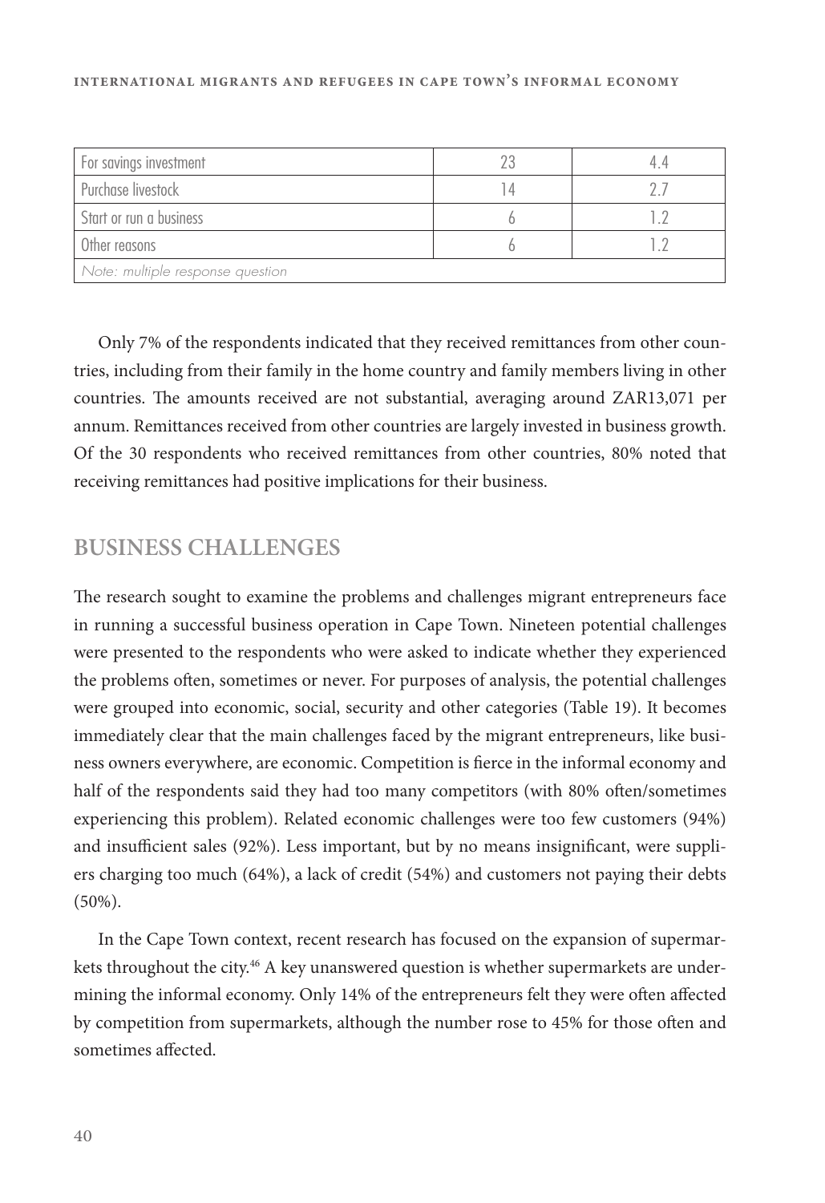| | | |
|---|---|---|
| For savings investment | 23 | 4.4 |
| Purchase livestock | 14 | 2.7 |
| Start or run a business | 6 | 1.2 |
| Other reasons | 6 | 1.2 |
| *Note: multiple response question* | | |

Only 7% of the respondents indicated that they received remittances from other countries, including from their family in the home country and family members living in other countries. The amounts received are not substantial, averaging around ZAR13,071 per annum. Remittances received from other countries are largely invested in business growth. Of the 30 respondents who received remittances from other countries, 80% noted that receiving remittances had positive implications for their business.

## BUSINESS CHALLENGES

The research sought to examine the problems and challenges migrant entrepreneurs face in running a successful business operation in Cape Town. Nineteen potential challenges were presented to the respondents who were asked to indicate whether they experienced the problems often, sometimes or never. For purposes of analysis, the potential challenges were grouped into economic, social, security and other categories (Table 19). It becomes immediately clear that the main challenges faced by the migrant entrepreneurs, like business owners everywhere, are economic. Competition is fierce in the informal economy and half of the respondents said they had too many competitors (with 80% often/sometimes experiencing this problem). Related economic challenges were too few customers (94%) and insufficient sales (92%). Less important, but by no means insignificant, were suppliers charging too much (64%), a lack of credit (54%) and customers not paying their debts (50%).

In the Cape Town context, recent research has focused on the expansion of supermarkets throughout the city.[46] A key unanswered question is whether supermarkets are undermining the informal economy. Only 14% of the entrepreneurs felt they were often affected by competition from supermarkets, although the number rose to 45% for those often and sometimes affected.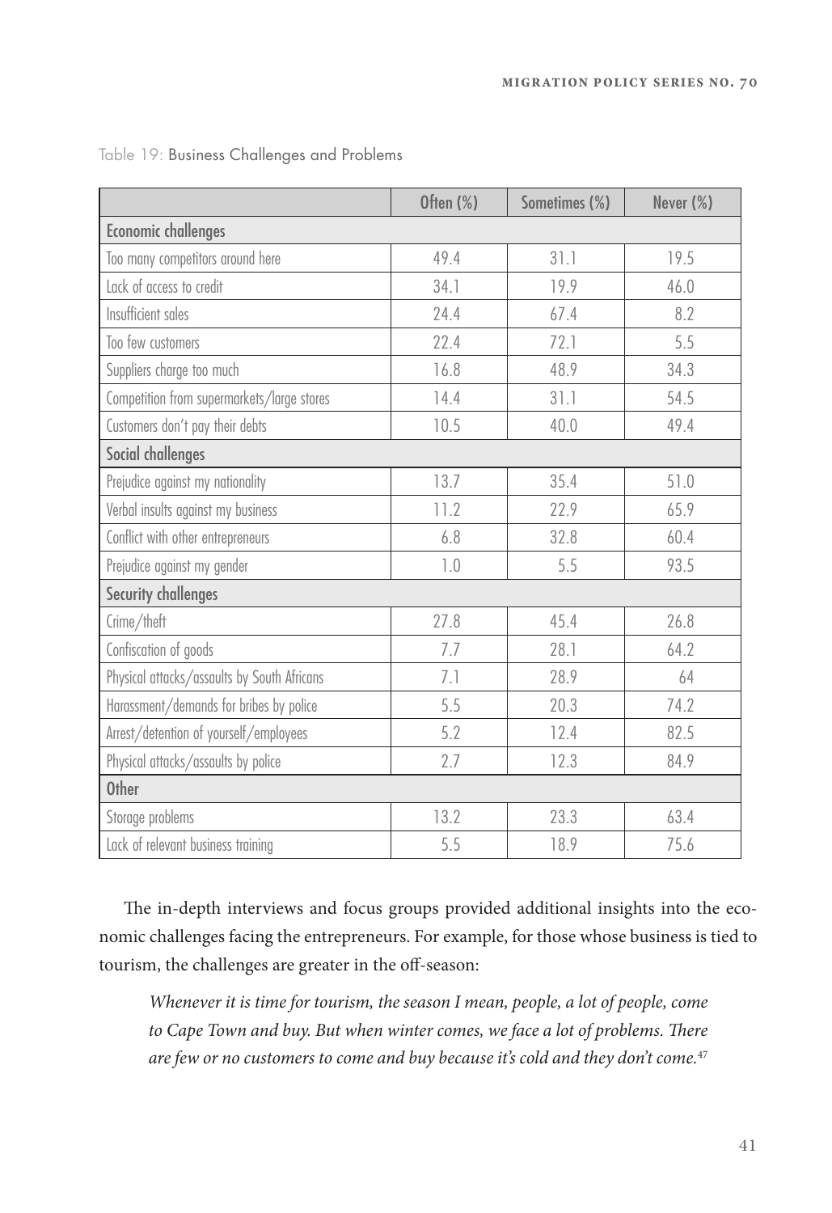Table 19: Business Challenges and Problems

| | Often (%) | Sometimes (%) | Never (%) |
|---|---|---|---|
| **Economic challenges** | | | |
| Too many competitors around here | 49.4 | 31.1 | 19.5 |
| Lack of access to credit | 34.1 | 19.9 | 46.0 |
| Insufficient sales | 24.4 | 67.4 | 8.2 |
| Too few customers | 22.4 | 72.1 | 5.5 |
| Suppliers charge too much | 16.8 | 48.9 | 34.3 |
| Competition from supermarkets/large stores | 14.4 | 31.1 | 54.5 |
| Customers don't pay their debts | 10.5 | 40.0 | 49.4 |
| **Social challenges** | | | |
| Prejudice against my nationality | 13.7 | 35.4 | 51.0 |
| Verbal insults against my business | 11.2 | 22.9 | 65.9 |
| Conflict with other entrepreneurs | 6.8 | 32.8 | 60.4 |
| Prejudice against my gender | 1.0 | 5.5 | 93.5 |
| **Security challenges** | | | |
| Crime/theft | 27.8 | 45.4 | 26.8 |
| Confiscation of goods | 7.7 | 28.1 | 64.2 |
| Physical attacks/assaults by South Africans | 7.1 | 28.9 | 64 |
| Harassment/demands for bribes by police | 5.5 | 20.3 | 74.2 |
| Arrest/detention of yourself/employees | 5.2 | 12.4 | 82.5 |
| Physical attacks/assaults by police | 2.7 | 12.3 | 84.9 |
| **Other** | | | |
| Storage problems | 13.2 | 23.3 | 63.4 |
| Lack of relevant business training | 5.5 | 18.9 | 75.6 |

The in-depth interviews and focus groups provided additional insights into the economic challenges facing the entrepreneurs. For example, for those whose business is tied to tourism, the challenges are greater in the off-season:

> *Whenever it is time for tourism, the season I mean, people, a lot of people, come to Cape Town and buy. But when winter comes, we face a lot of problems. There are few or no customers to come and buy because it's cold and they don't come.*[47]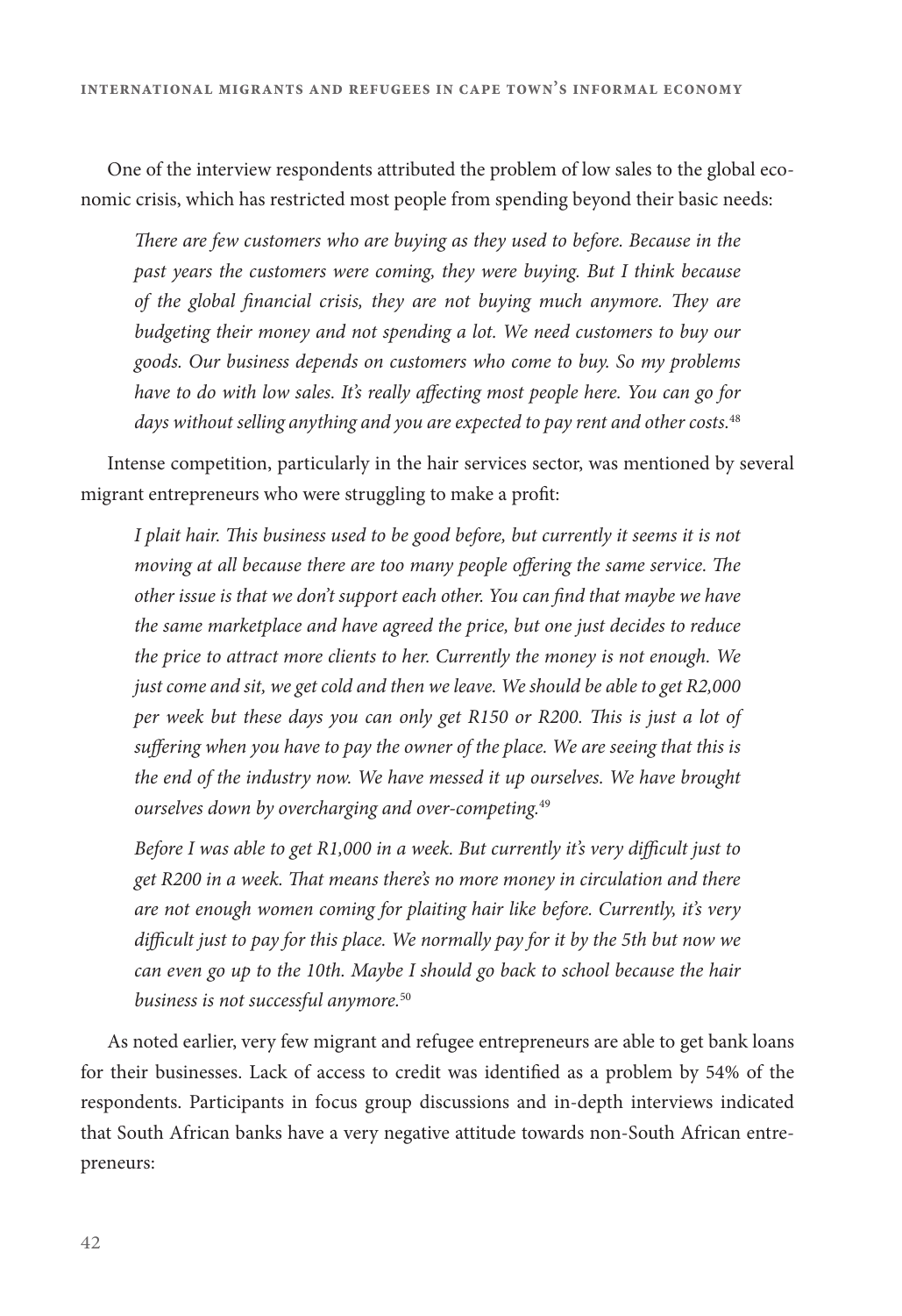One of the interview respondents attributed the problem of low sales to the global economic crisis, which has restricted most people from spending beyond their basic needs:

> *There are few customers who are buying as they used to before. Because in the past years the customers were coming, they were buying. But I think because of the global financial crisis, they are not buying much anymore. They are budgeting their money and not spending a lot. We need customers to buy our goods. Our business depends on customers who come to buy. So my problems have to do with low sales. It's really affecting most people here. You can go for days without selling anything and you are expected to pay rent and other costs.*[48]

Intense competition, particularly in the hair services sector, was mentioned by several migrant entrepreneurs who were struggling to make a profit:

> *I plait hair. This business used to be good before, but currently it seems it is not moving at all because there are too many people offering the same service. The other issue is that we don't support each other. You can find that maybe we have the same marketplace and have agreed the price, but one just decides to reduce the price to attract more clients to her. Currently the money is not enough. We just come and sit, we get cold and then we leave. We should be able to get R2,000 per week but these days you can only get R150 or R200. This is just a lot of suffering when you have to pay the owner of the place. We are seeing that this is the end of the industry now. We have messed it up ourselves. We have brought ourselves down by overcharging and over-competing.*[49]

> *Before I was able to get R1,000 in a week. But currently it's very difficult just to get R200 in a week. That means there's no more money in circulation and there are not enough women coming for plaiting hair like before. Currently, it's very difficult just to pay for this place. We normally pay for it by the 5th but now we can even go up to the 10th. Maybe I should go back to school because the hair business is not successful anymore.*[50]

As noted earlier, very few migrant and refugee entrepreneurs are able to get bank loans for their businesses. Lack of access to credit was identified as a problem by 54% of the respondents. Participants in focus group discussions and in-depth interviews indicated that South African banks have a very negative attitude towards non-South African entrepreneurs: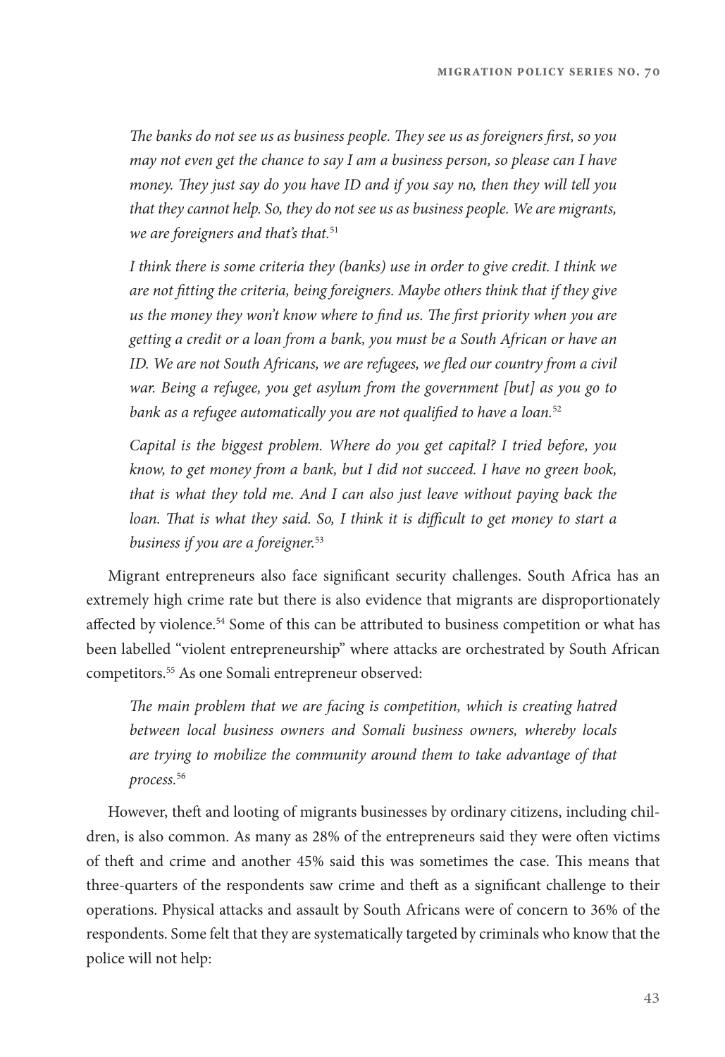*The banks do not see us as business people. They see us as foreigners first, so you may not even get the chance to say I am a business person, so please can I have money. They just say do you have ID and if you say no, then they will tell you that they cannot help. So, they do not see us as business people. We are migrants, we are foreigners and that's that.*[51]

*I think there is some criteria they (banks) use in order to give credit. I think we are not fitting the criteria, being foreigners. Maybe others think that if they give us the money they won't know where to find us. The first priority when you are getting a credit or a loan from a bank, you must be a South African or have an ID. We are not South Africans, we are refugees, we fled our country from a civil war. Being a refugee, you get asylum from the government [but] as you go to bank as a refugee automatically you are not qualified to have a loan.*[52]

*Capital is the biggest problem. Where do you get capital? I tried before, you know, to get money from a bank, but I did not succeed. I have no green book, that is what they told me. And I can also just leave without paying back the loan. That is what they said. So, I think it is difficult to get money to start a business if you are a foreigner.*[53]

Migrant entrepreneurs also face significant security challenges. South Africa has an extremely high crime rate but there is also evidence that migrants are disproportionately affected by violence.[54] Some of this can be attributed to business competition or what has been labelled "violent entrepreneurship" where attacks are orchestrated by South African competitors.[55] As one Somali entrepreneur observed:

*The main problem that we are facing is competition, which is creating hatred between local business owners and Somali business owners, whereby locals are trying to mobilize the community around them to take advantage of that process.*[56]

However, theft and looting of migrants businesses by ordinary citizens, including children, is also common. As many as 28% of the entrepreneurs said they were often victims of theft and crime and another 45% said this was sometimes the case. This means that three-quarters of the respondents saw crime and theft as a significant challenge to their operations. Physical attacks and assault by South Africans were of concern to 36% of the respondents. Some felt that they are systematically targeted by criminals who know that the police will not help: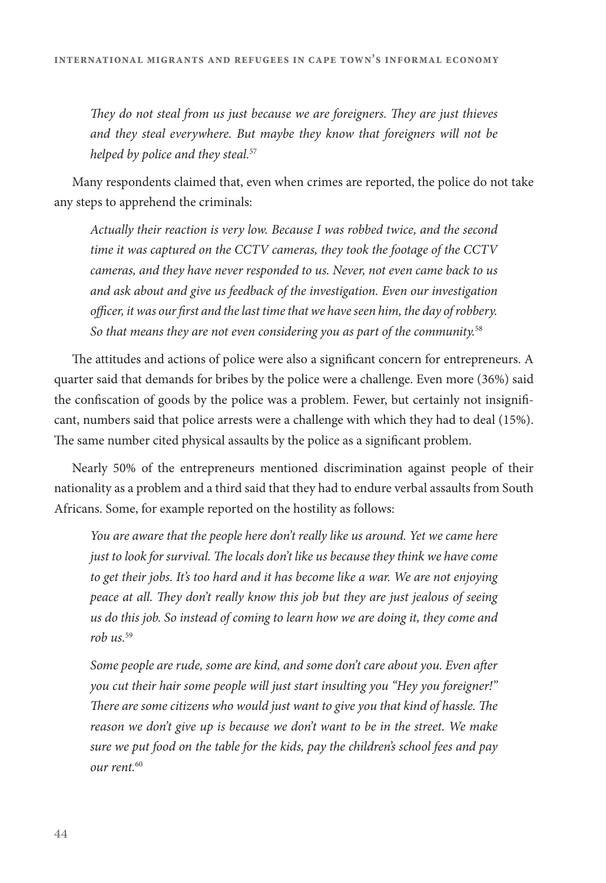*They do not steal from us just because we are foreigners. They are just thieves and they steal everywhere. But maybe they know that foreigners will not be helped by police and they steal.*[57]

Many respondents claimed that, even when crimes are reported, the police do not take any steps to apprehend the criminals:

*Actually their reaction is very low. Because I was robbed twice, and the second time it was captured on the CCTV cameras, they took the footage of the CCTV cameras, and they have never responded to us. Never, not even came back to us and ask about and give us feedback of the investigation. Even our investigation officer, it was our first and the last time that we have seen him, the day of robbery. So that means they are not even considering you as part of the community.*[58]

The attitudes and actions of police were also a significant concern for entrepreneurs. A quarter said that demands for bribes by the police were a challenge. Even more (36%) said the confiscation of goods by the police was a problem. Fewer, but certainly not insignificant, numbers said that police arrests were a challenge with which they had to deal (15%). The same number cited physical assaults by the police as a significant problem.

Nearly 50% of the entrepreneurs mentioned discrimination against people of their nationality as a problem and a third said that they had to endure verbal assaults from South Africans. Some, for example reported on the hostility as follows:

*You are aware that the people here don't really like us around. Yet we came here just to look for survival. The locals don't like us because they think we have come to get their jobs. It's too hard and it has become like a war. We are not enjoying peace at all. They don't really know this job but they are just jealous of seeing us do this job. So instead of coming to learn how we are doing it, they come and rob us.*[59]

*Some people are rude, some are kind, and some don't care about you. Even after you cut their hair some people will just start insulting you "Hey you foreigner!" There are some citizens who would just want to give you that kind of hassle. The reason we don't give up is because we don't want to be in the street. We make sure we put food on the table for the kids, pay the children's school fees and pay our rent.*[60]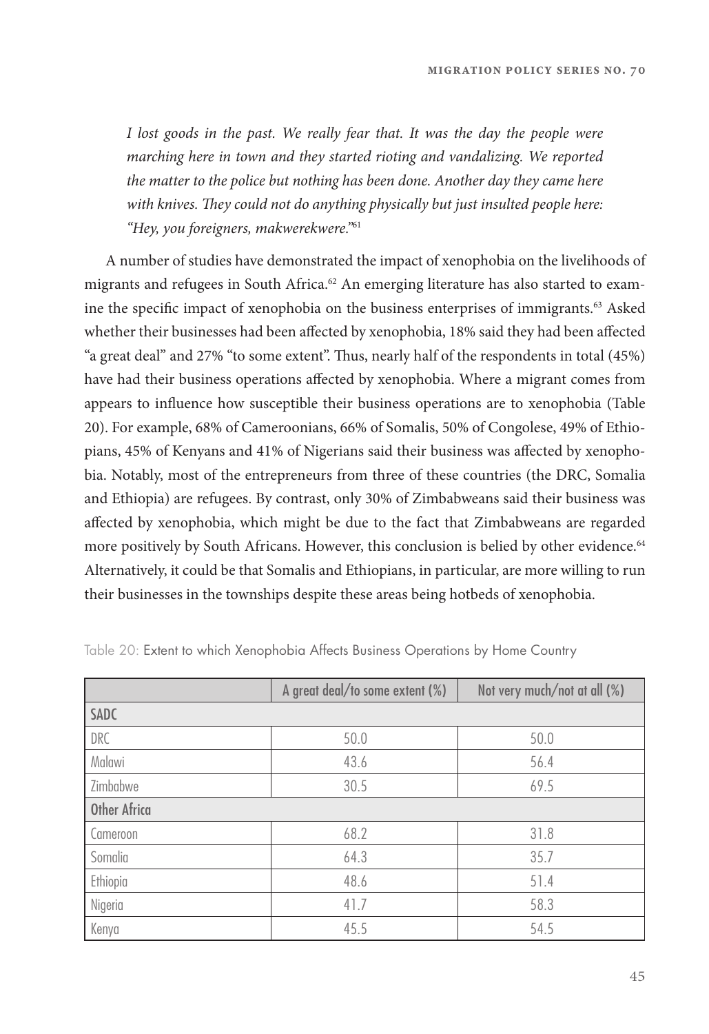*I lost goods in the past. We really fear that. It was the day the people were marching here in town and they started rioting and vandalizing. We reported the matter to the police but nothing has been done. Another day they came here with knives. They could not do anything physically but just insulted people here: "Hey, you foreigners, makwerekwere."*[61]

A number of studies have demonstrated the impact of xenophobia on the livelihoods of migrants and refugees in South Africa.[62] An emerging literature has also started to examine the specific impact of xenophobia on the business enterprises of immigrants.[63] Asked whether their businesses had been affected by xenophobia, 18% said they had been affected "a great deal" and 27% "to some extent". Thus, nearly half of the respondents in total (45%) have had their business operations affected by xenophobia. Where a migrant comes from appears to influence how susceptible their business operations are to xenophobia (Table 20). For example, 68% of Cameroonians, 66% of Somalis, 50% of Congolese, 49% of Ethiopians, 45% of Kenyans and 41% of Nigerians said their business was affected by xenophobia. Notably, most of the entrepreneurs from three of these countries (the DRC, Somalia and Ethiopia) are refugees. By contrast, only 30% of Zimbabweans said their business was affected by xenophobia, which might be due to the fact that Zimbabweans are regarded more positively by South Africans. However, this conclusion is belied by other evidence.[64] Alternatively, it could be that Somalis and Ethiopians, in particular, are more willing to run their businesses in the townships despite these areas being hotbeds of xenophobia.

Table 20: Extent to which Xenophobia Affects Business Operations by Home Country

| | A great deal/to some extent (%) | Not very much/not at all (%) |
|---|---|---|
| SADC | | |
| DRC | 50.0 | 50.0 |
| Malawi | 43.6 | 56.4 |
| Zimbabwe | 30.5 | 69.5 |
| Other Africa | | |
| Cameroon | 68.2 | 31.8 |
| Somalia | 64.3 | 35.7 |
| Ethiopia | 48.6 | 51.4 |
| Nigeria | 41.7 | 58.3 |
| Kenya | 45.5 | 54.5 |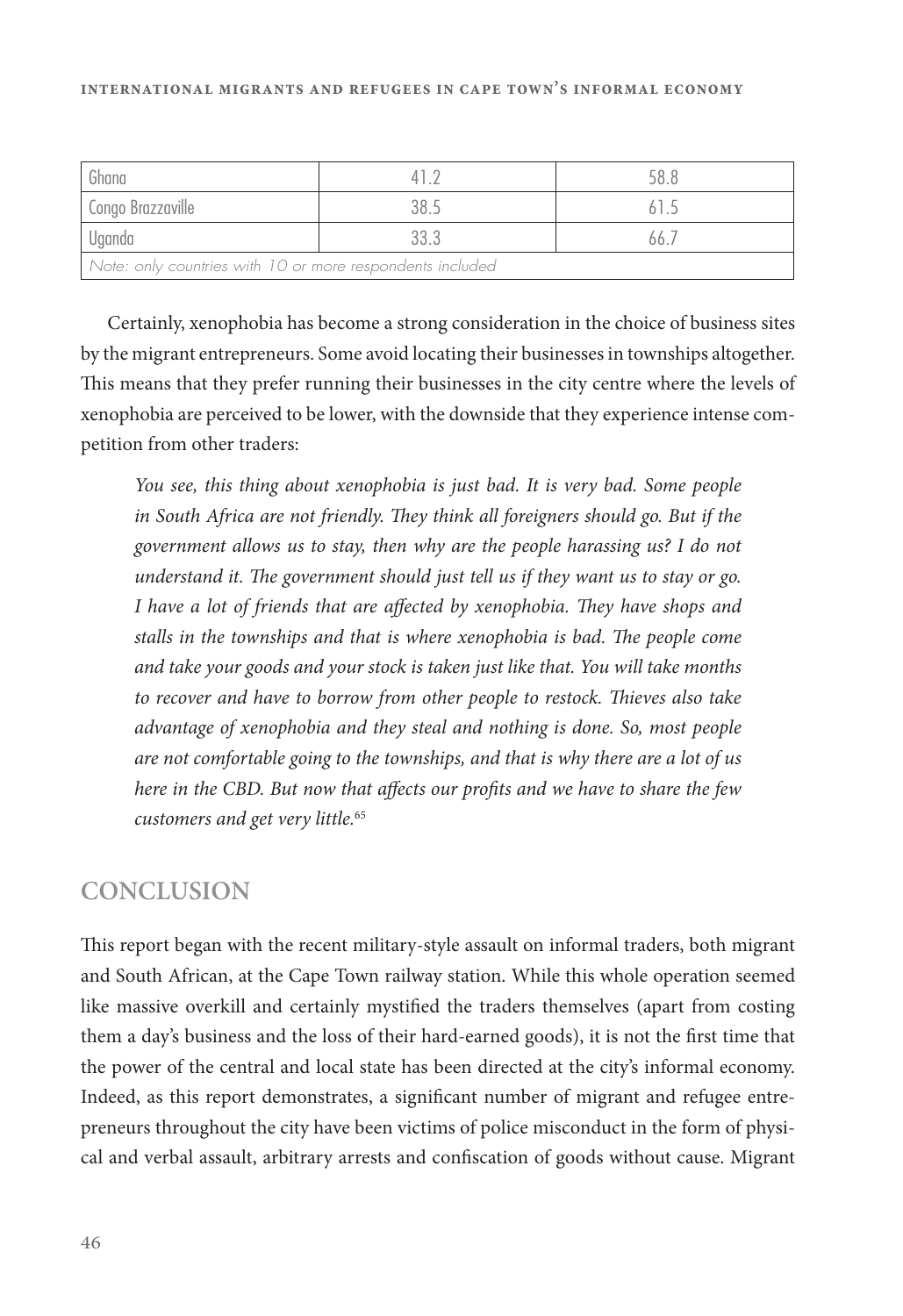| | | |
|---|---|---|
| Ghana | 41.2 | 58.8 |
| Congo Brazzaville | 38.5 | 61.5 |
| Uganda | 33.3 | 66.7 |
| *Note: only countries with 10 or more respondents included* | | |

Certainly, xenophobia has become a strong consideration in the choice of business sites by the migrant entrepreneurs. Some avoid locating their businesses in townships altogether. This means that they prefer running their businesses in the city centre where the levels of xenophobia are perceived to be lower, with the downside that they experience intense competition from other traders:

> *You see, this thing about xenophobia is just bad. It is very bad. Some people in South Africa are not friendly. They think all foreigners should go. But if the government allows us to stay, then why are the people harassing us? I do not understand it. The government should just tell us if they want us to stay or go. I have a lot of friends that are affected by xenophobia. They have shops and stalls in the townships and that is where xenophobia is bad. The people come and take your goods and your stock is taken just like that. You will take months to recover and have to borrow from other people to restock. Thieves also take advantage of xenophobia and they steal and nothing is done. So, most people are not comfortable going to the townships, and that is why there are a lot of us here in the CBD. But now that affects our profits and we have to share the few customers and get very little.*[65]

## CONCLUSION

This report began with the recent military-style assault on informal traders, both migrant and South African, at the Cape Town railway station. While this whole operation seemed like massive overkill and certainly mystified the traders themselves (apart from costing them a day's business and the loss of their hard-earned goods), it is not the first time that the power of the central and local state has been directed at the city's informal economy. Indeed, as this report demonstrates, a significant number of migrant and refugee entrepreneurs throughout the city have been victims of police misconduct in the form of physical and verbal assault, arbitrary arrests and confiscation of goods without cause. Migrant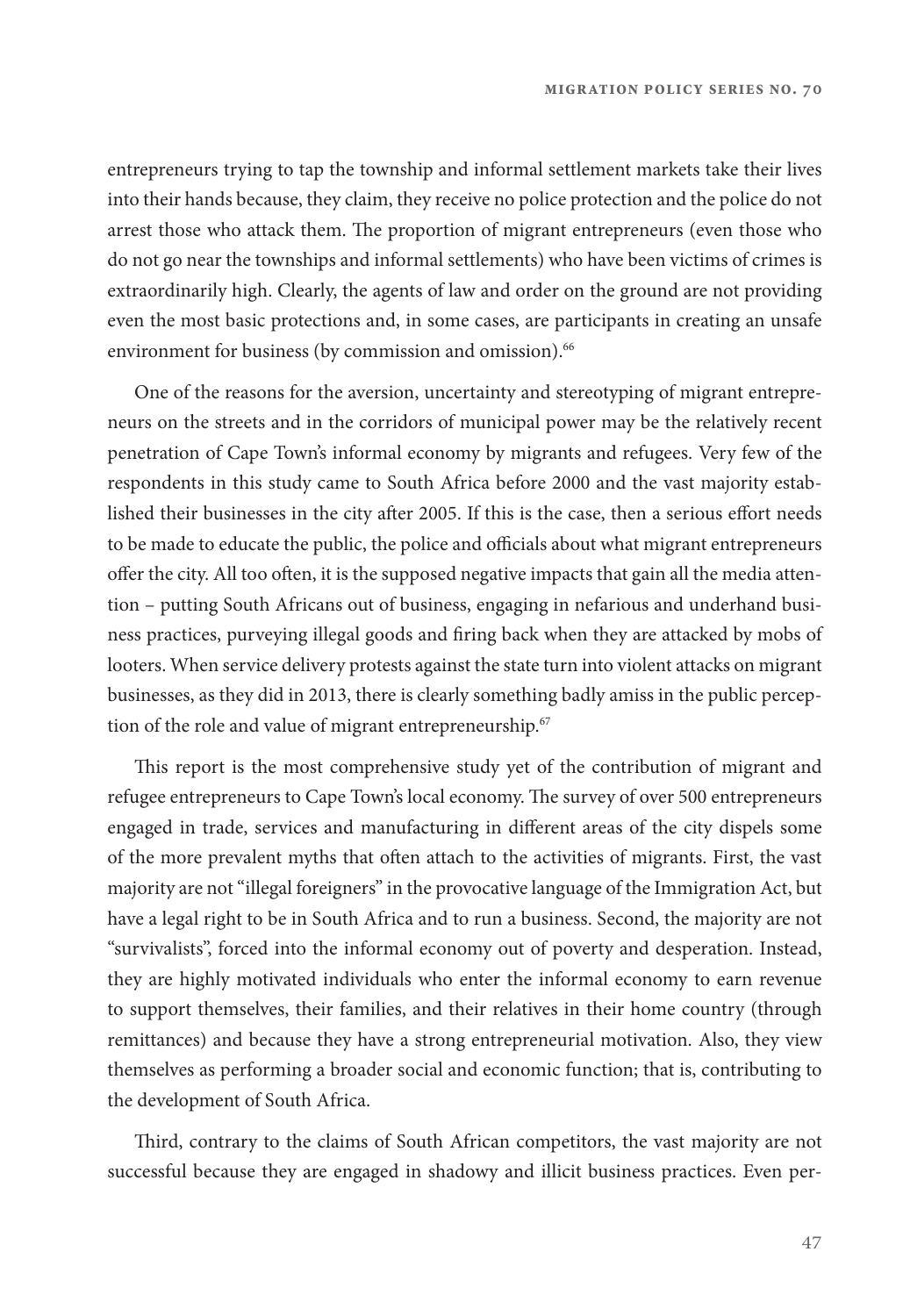entrepreneurs trying to tap the township and informal settlement markets take their lives into their hands because, they claim, they receive no police protection and the police do not arrest those who attack them. The proportion of migrant entrepreneurs (even those who do not go near the townships and informal settlements) who have been victims of crimes is extraordinarily high. Clearly, the agents of law and order on the ground are not providing even the most basic protections and, in some cases, are participants in creating an unsafe environment for business (by commission and omission).[66]

One of the reasons for the aversion, uncertainty and stereotyping of migrant entrepreneurs on the streets and in the corridors of municipal power may be the relatively recent penetration of Cape Town's informal economy by migrants and refugees. Very few of the respondents in this study came to South Africa before 2000 and the vast majority established their businesses in the city after 2005. If this is the case, then a serious effort needs to be made to educate the public, the police and officials about what migrant entrepreneurs offer the city. All too often, it is the supposed negative impacts that gain all the media attention – putting South Africans out of business, engaging in nefarious and underhand business practices, purveying illegal goods and firing back when they are attacked by mobs of looters. When service delivery protests against the state turn into violent attacks on migrant businesses, as they did in 2013, there is clearly something badly amiss in the public perception of the role and value of migrant entrepreneurship.[67]

This report is the most comprehensive study yet of the contribution of migrant and refugee entrepreneurs to Cape Town's local economy. The survey of over 500 entrepreneurs engaged in trade, services and manufacturing in different areas of the city dispels some of the more prevalent myths that often attach to the activities of migrants. First, the vast majority are not "illegal foreigners" in the provocative language of the Immigration Act, but have a legal right to be in South Africa and to run a business. Second, the majority are not "survivalists", forced into the informal economy out of poverty and desperation. Instead, they are highly motivated individuals who enter the informal economy to earn revenue to support themselves, their families, and their relatives in their home country (through remittances) and because they have a strong entrepreneurial motivation. Also, they view themselves as performing a broader social and economic function; that is, contributing to the development of South Africa.

Third, contrary to the claims of South African competitors, the vast majority are not successful because they are engaged in shadowy and illicit business practices. Even per-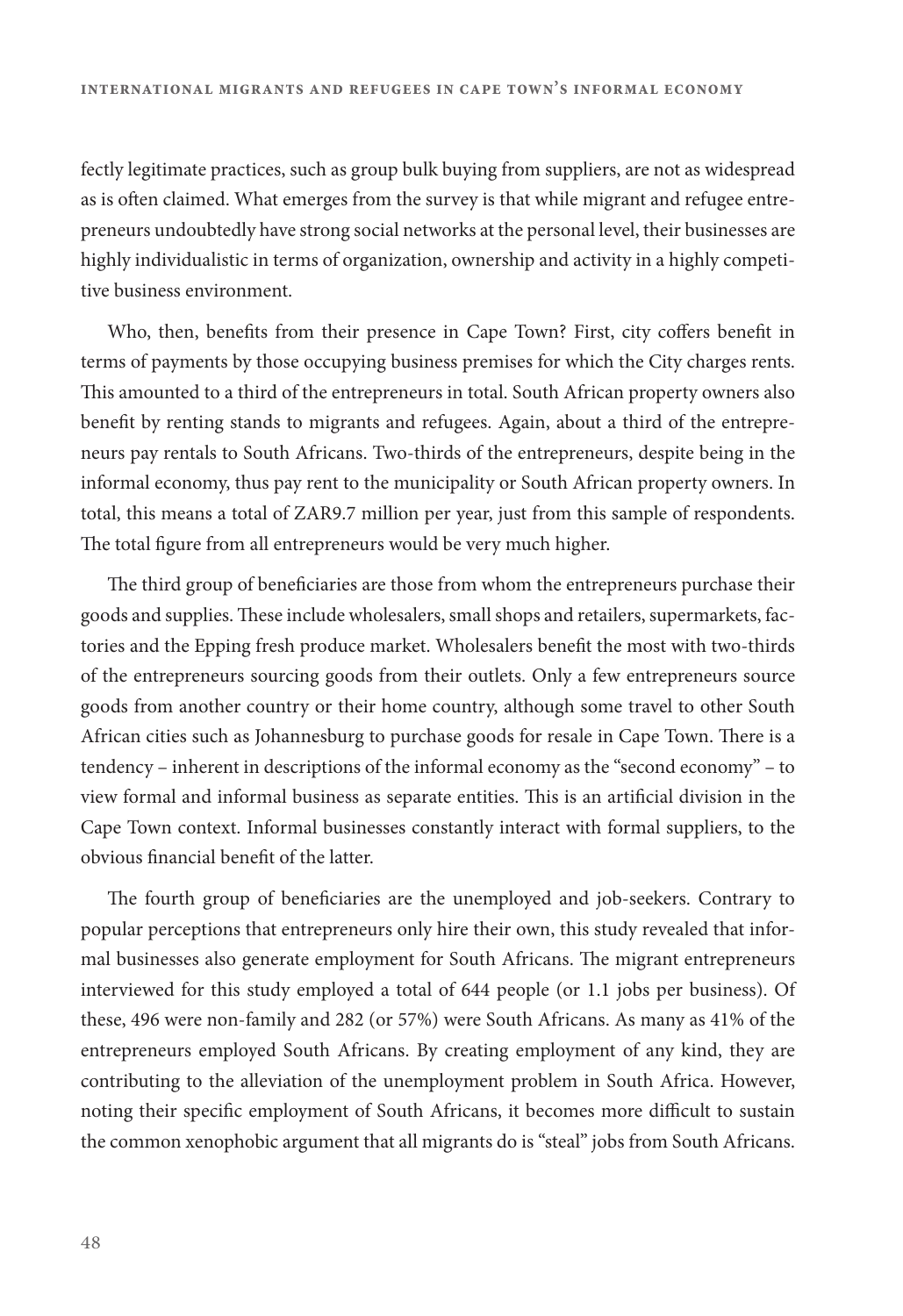fectly legitimate practices, such as group bulk buying from suppliers, are not as widespread as is often claimed. What emerges from the survey is that while migrant and refugee entrepreneurs undoubtedly have strong social networks at the personal level, their businesses are highly individualistic in terms of organization, ownership and activity in a highly competitive business environment.

Who, then, benefits from their presence in Cape Town? First, city coffers benefit in terms of payments by those occupying business premises for which the City charges rents. This amounted to a third of the entrepreneurs in total. South African property owners also benefit by renting stands to migrants and refugees. Again, about a third of the entrepreneurs pay rentals to South Africans. Two-thirds of the entrepreneurs, despite being in the informal economy, thus pay rent to the municipality or South African property owners. In total, this means a total of ZAR9.7 million per year, just from this sample of respondents. The total figure from all entrepreneurs would be very much higher.

The third group of beneficiaries are those from whom the entrepreneurs purchase their goods and supplies. These include wholesalers, small shops and retailers, supermarkets, factories and the Epping fresh produce market. Wholesalers benefit the most with two-thirds of the entrepreneurs sourcing goods from their outlets. Only a few entrepreneurs source goods from another country or their home country, although some travel to other South African cities such as Johannesburg to purchase goods for resale in Cape Town. There is a tendency – inherent in descriptions of the informal economy as the "second economy" – to view formal and informal business as separate entities. This is an artificial division in the Cape Town context. Informal businesses constantly interact with formal suppliers, to the obvious financial benefit of the latter.

The fourth group of beneficiaries are the unemployed and job-seekers. Contrary to popular perceptions that entrepreneurs only hire their own, this study revealed that informal businesses also generate employment for South Africans. The migrant entrepreneurs interviewed for this study employed a total of 644 people (or 1.1 jobs per business). Of these, 496 were non-family and 282 (or 57%) were South Africans. As many as 41% of the entrepreneurs employed South Africans. By creating employment of any kind, they are contributing to the alleviation of the unemployment problem in South Africa. However, noting their specific employment of South Africans, it becomes more difficult to sustain the common xenophobic argument that all migrants do is "steal" jobs from South Africans.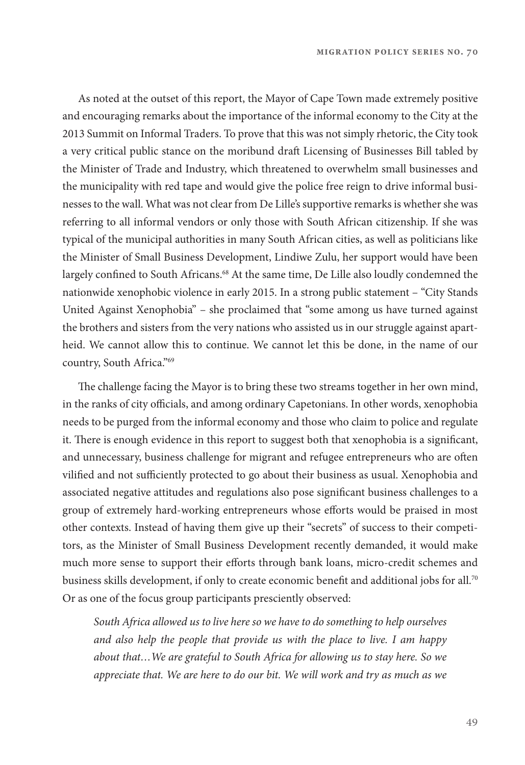As noted at the outset of this report, the Mayor of Cape Town made extremely positive and encouraging remarks about the importance of the informal economy to the City at the 2013 Summit on Informal Traders. To prove that this was not simply rhetoric, the City took a very critical public stance on the moribund draft Licensing of Businesses Bill tabled by the Minister of Trade and Industry, which threatened to overwhelm small businesses and the municipality with red tape and would give the police free reign to drive informal businesses to the wall. What was not clear from De Lille's supportive remarks is whether she was referring to all informal vendors or only those with South African citizenship. If she was typical of the municipal authorities in many South African cities, as well as politicians like the Minister of Small Business Development, Lindiwe Zulu, her support would have been largely confined to South Africans.[68] At the same time, De Lille also loudly condemned the nationwide xenophobic violence in early 2015. In a strong public statement – "City Stands United Against Xenophobia" – she proclaimed that "some among us have turned against the brothers and sisters from the very nations who assisted us in our struggle against apartheid. We cannot allow this to continue. We cannot let this be done, in the name of our country, South Africa."[69]

The challenge facing the Mayor is to bring these two streams together in her own mind, in the ranks of city officials, and among ordinary Capetonians. In other words, xenophobia needs to be purged from the informal economy and those who claim to police and regulate it. There is enough evidence in this report to suggest both that xenophobia is a significant, and unnecessary, business challenge for migrant and refugee entrepreneurs who are often vilified and not sufficiently protected to go about their business as usual. Xenophobia and associated negative attitudes and regulations also pose significant business challenges to a group of extremely hard-working entrepreneurs whose efforts would be praised in most other contexts. Instead of having them give up their "secrets" of success to their competitors, as the Minister of Small Business Development recently demanded, it would make much more sense to support their efforts through bank loans, micro-credit schemes and business skills development, if only to create economic benefit and additional jobs for all.[70] Or as one of the focus group participants presciently observed:

> *South Africa allowed us to live here so we have to do something to help ourselves and also help the people that provide us with the place to live. I am happy about that…We are grateful to South Africa for allowing us to stay here. So we appreciate that. We are here to do our bit. We will work and try as much as we*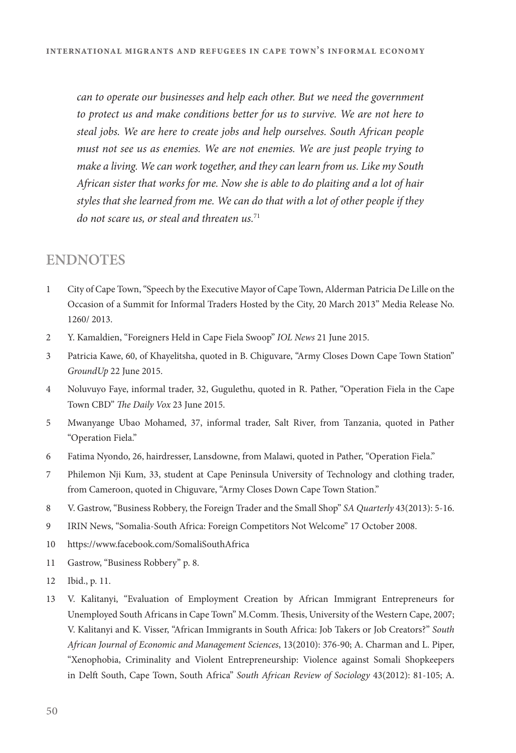*can to operate our businesses and help each other. But we need the government to protect us and make conditions better for us to survive. We are not here to steal jobs. We are here to create jobs and help ourselves. South African people must not see us as enemies. We are not enemies. We are just people trying to make a living. We can work together, and they can learn from us. Like my South African sister that works for me. Now she is able to do plaiting and a lot of hair styles that she learned from me. We can do that with a lot of other people if they do not scare us, or steal and threaten us.*[71]

## ENDNOTES

1. City of Cape Town, "Speech by the Executive Mayor of Cape Town, Alderman Patricia De Lille on the Occasion of a Summit for Informal Traders Hosted by the City, 20 March 2013" Media Release No. 1260/ 2013.
2. Y. Kamaldien, "Foreigners Held in Cape Fiela Swoop" *IOL News* 21 June 2015.
3. Patricia Kawe, 60, of Khayelitsha, quoted in B. Chiguvare, "Army Closes Down Cape Town Station" *GroundUp* 22 June 2015.
4. Noluvuyo Faye, informal trader, 32, Gugulethu, quoted in R. Pather, "Operation Fiela in the Cape Town CBD" *The Daily Vox* 23 June 2015.
5. Mwanyange Ubao Mohamed, 37, informal trader, Salt River, from Tanzania, quoted in Pather "Operation Fiela."
6. Fatima Nyondo, 26, hairdresser, Lansdowne, from Malawi, quoted in Pather, "Operation Fiela."
7. Philemon Nji Kum, 33, student at Cape Peninsula University of Technology and clothing trader, from Cameroon, quoted in Chiguvare, "Army Closes Down Cape Town Station."
8. V. Gastrow, "Business Robbery, the Foreign Trader and the Small Shop" *SA Quarterly* 43(2013): 5-16.
9. IRIN News, "Somalia-South Africa: Foreign Competitors Not Welcome" 17 October 2008.
10. https://www.facebook.com/SomaliSouthAfrica
11. Gastrow, "Business Robbery" p. 8.
12. Ibid., p. 11.
13. V. Kalitanyi, "Evaluation of Employment Creation by African Immigrant Entrepreneurs for Unemployed South Africans in Cape Town" M.Comm. Thesis, University of the Western Cape, 2007; V. Kalitanyi and K. Visser, "African Immigrants in South Africa: Job Takers or Job Creators?" *South African Journal of Economic and Management Sciences*, 13(2010): 376-90; A. Charman and L. Piper, "Xenophobia, Criminality and Violent Entrepreneurship: Violence against Somali Shopkeepers in Delft South, Cape Town, South Africa" *South African Review of Sociology* 43(2012): 81-105; A.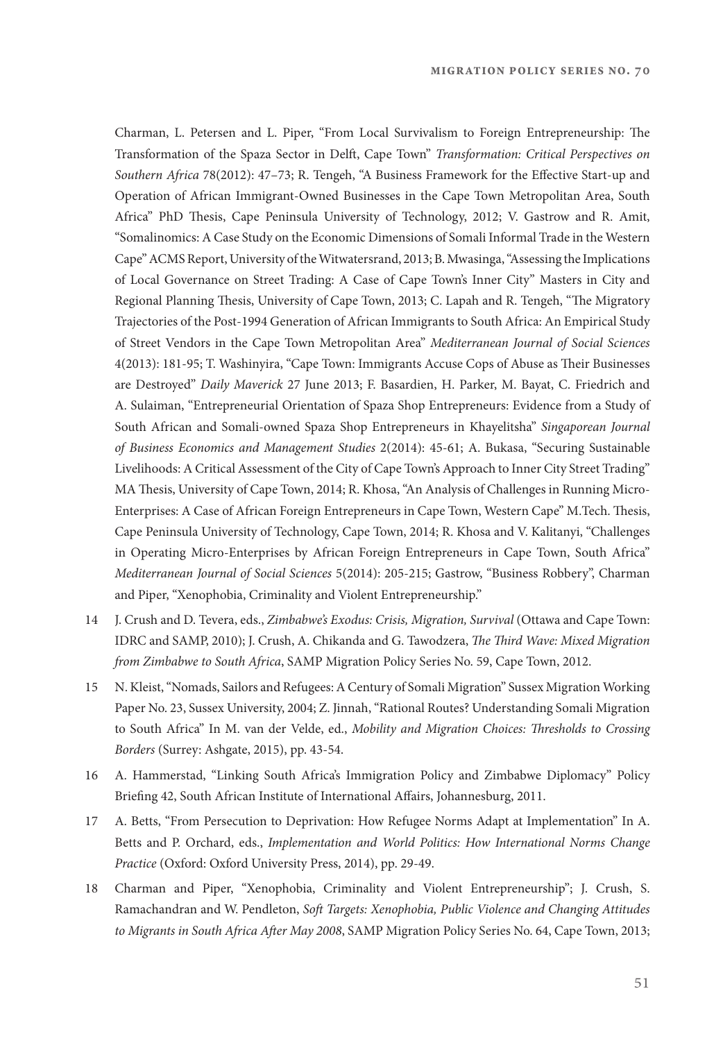Charman, L. Petersen and L. Piper, "From Local Survivalism to Foreign Entrepreneurship: The Transformation of the Spaza Sector in Delft, Cape Town" *Transformation: Critical Perspectives on Southern Africa* 78(2012): 47–73; R. Tengeh, "A Business Framework for the Effective Start-up and Operation of African Immigrant-Owned Businesses in the Cape Town Metropolitan Area, South Africa" PhD Thesis, Cape Peninsula University of Technology, 2012; V. Gastrow and R. Amit, "Somalinomics: A Case Study on the Economic Dimensions of Somali Informal Trade in the Western Cape" ACMS Report, University of the Witwatersrand, 2013; B. Mwasinga, "Assessing the Implications of Local Governance on Street Trading: A Case of Cape Town's Inner City" Masters in City and Regional Planning Thesis, University of Cape Town, 2013; C. Lapah and R. Tengeh, "The Migratory Trajectories of the Post-1994 Generation of African Immigrants to South Africa: An Empirical Study of Street Vendors in the Cape Town Metropolitan Area" *Mediterranean Journal of Social Sciences* 4(2013): 181-95; T. Washinyira, "Cape Town: Immigrants Accuse Cops of Abuse as Their Businesses are Destroyed" *Daily Maverick* 27 June 2013; F. Basardien, H. Parker, M. Bayat, C. Friedrich and A. Sulaiman, "Entrepreneurial Orientation of Spaza Shop Entrepreneurs: Evidence from a Study of South African and Somali-owned Spaza Shop Entrepreneurs in Khayelitsha" *Singaporean Journal of Business Economics and Management Studies* 2(2014): 45-61; A. Bukasa, "Securing Sustainable Livelihoods: A Critical Assessment of the City of Cape Town's Approach to Inner City Street Trading" MA Thesis, University of Cape Town, 2014; R. Khosa, "An Analysis of Challenges in Running Micro-Enterprises: A Case of African Foreign Entrepreneurs in Cape Town, Western Cape" M.Tech. Thesis, Cape Peninsula University of Technology, Cape Town, 2014; R. Khosa and V. Kalitanyi, "Challenges in Operating Micro-Enterprises by African Foreign Entrepreneurs in Cape Town, South Africa" *Mediterranean Journal of Social Sciences* 5(2014): 205-215; Gastrow, "Business Robbery", Charman and Piper, "Xenophobia, Criminality and Violent Entrepreneurship."

14 J. Crush and D. Tevera, eds., *Zimbabwe's Exodus: Crisis, Migration, Survival* (Ottawa and Cape Town: IDRC and SAMP, 2010); J. Crush, A. Chikanda and G. Tawodzera, *The Third Wave: Mixed Migration from Zimbabwe to South Africa*, SAMP Migration Policy Series No. 59, Cape Town, 2012.

15 N. Kleist, "Nomads, Sailors and Refugees: A Century of Somali Migration" Sussex Migration Working Paper No. 23, Sussex University, 2004; Z. Jinnah, "Rational Routes? Understanding Somali Migration to South Africa" In M. van der Velde, ed., *Mobility and Migration Choices: Thresholds to Crossing Borders* (Surrey: Ashgate, 2015), pp. 43-54.

16 A. Hammerstad, "Linking South Africa's Immigration Policy and Zimbabwe Diplomacy" Policy Briefing 42, South African Institute of International Affairs, Johannesburg, 2011.

17 A. Betts, "From Persecution to Deprivation: How Refugee Norms Adapt at Implementation" In A. Betts and P. Orchard, eds., *Implementation and World Politics: How International Norms Change Practice* (Oxford: Oxford University Press, 2014), pp. 29-49.

18 Charman and Piper, "Xenophobia, Criminality and Violent Entrepreneurship"; J. Crush, S. Ramachandran and W. Pendleton, *Soft Targets: Xenophobia, Public Violence and Changing Attitudes to Migrants in South Africa After May 2008*, SAMP Migration Policy Series No. 64, Cape Town, 2013;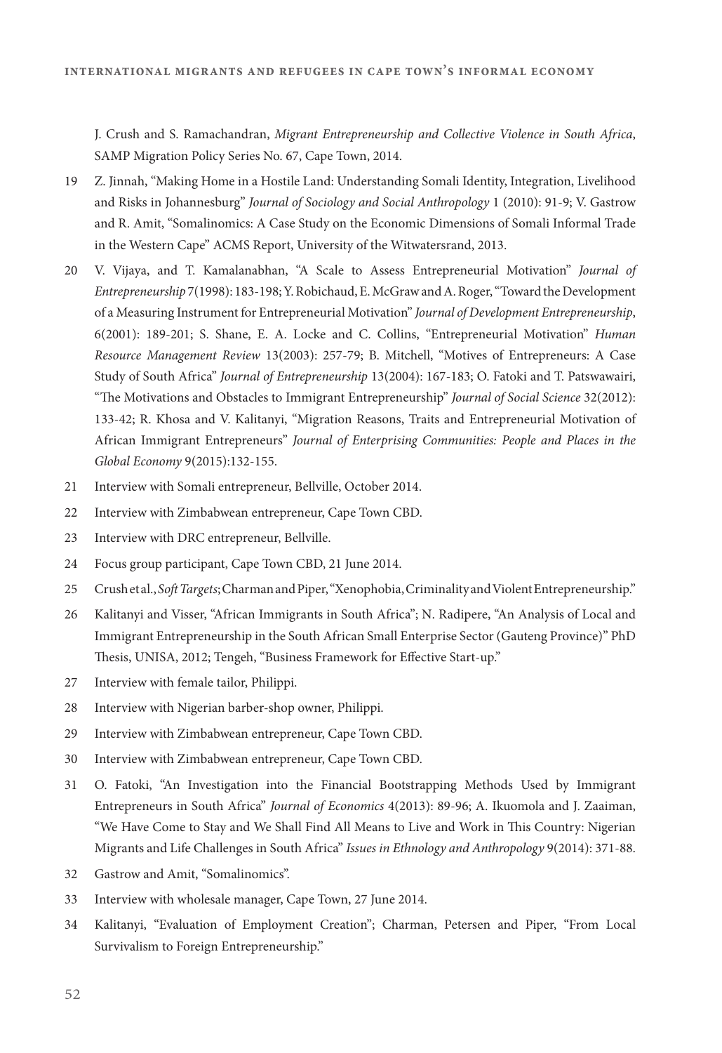J. Crush and S. Ramachandran, *Migrant Entrepreneurship and Collective Violence in South Africa*, SAMP Migration Policy Series No. 67, Cape Town, 2014.

19 Z. Jinnah, "Making Home in a Hostile Land: Understanding Somali Identity, Integration, Livelihood and Risks in Johannesburg" *Journal of Sociology and Social Anthropology* 1 (2010): 91-9; V. Gastrow and R. Amit, "Somalinomics: A Case Study on the Economic Dimensions of Somali Informal Trade in the Western Cape" ACMS Report, University of the Witwatersrand, 2013.

20 V. Vijaya, and T. Kamalanabhan, "A Scale to Assess Entrepreneurial Motivation" *Journal of Entrepreneurship* 7(1998): 183-198; Y. Robichaud, E. McGraw and A. Roger, "Toward the Development of a Measuring Instrument for Entrepreneurial Motivation" *Journal of Development Entrepreneurship*, 6(2001): 189-201; S. Shane, E. A. Locke and C. Collins, "Entrepreneurial Motivation" *Human Resource Management Review* 13(2003): 257-79; B. Mitchell, "Motives of Entrepreneurs: A Case Study of South Africa" *Journal of Entrepreneurship* 13(2004): 167-183; O. Fatoki and T. Patswawairi, "The Motivations and Obstacles to Immigrant Entrepreneurship" *Journal of Social Science* 32(2012): 133-42; R. Khosa and V. Kalitanyi, "Migration Reasons, Traits and Entrepreneurial Motivation of African Immigrant Entrepreneurs" *Journal of Enterprising Communities: People and Places in the Global Economy* 9(2015):132-155.

21 Interview with Somali entrepreneur, Bellville, October 2014.

22 Interview with Zimbabwean entrepreneur, Cape Town CBD.

23 Interview with DRC entrepreneur, Bellville.

24 Focus group participant, Cape Town CBD, 21 June 2014.

25 Crush et al., *Soft Targets*; Charman and Piper, "Xenophobia, Criminality and Violent Entrepreneurship."

26 Kalitanyi and Visser, "African Immigrants in South Africa"; N. Radipere, "An Analysis of Local and Immigrant Entrepreneurship in the South African Small Enterprise Sector (Gauteng Province)" PhD Thesis, UNISA, 2012; Tengeh, "Business Framework for Effective Start-up."

27 Interview with female tailor, Philippi.

28 Interview with Nigerian barber-shop owner, Philippi.

29 Interview with Zimbabwean entrepreneur, Cape Town CBD.

30 Interview with Zimbabwean entrepreneur, Cape Town CBD.

31 O. Fatoki, "An Investigation into the Financial Bootstrapping Methods Used by Immigrant Entrepreneurs in South Africa" *Journal of Economics* 4(2013): 89-96; A. Ikuomola and J. Zaaiman, "We Have Come to Stay and We Shall Find All Means to Live and Work in This Country: Nigerian Migrants and Life Challenges in South Africa" *Issues in Ethnology and Anthropology* 9(2014): 371-88.

32 Gastrow and Amit, "Somalinomics".

33 Interview with wholesale manager, Cape Town, 27 June 2014.

34 Kalitanyi, "Evaluation of Employment Creation"; Charman, Petersen and Piper, "From Local Survivalism to Foreign Entrepreneurship."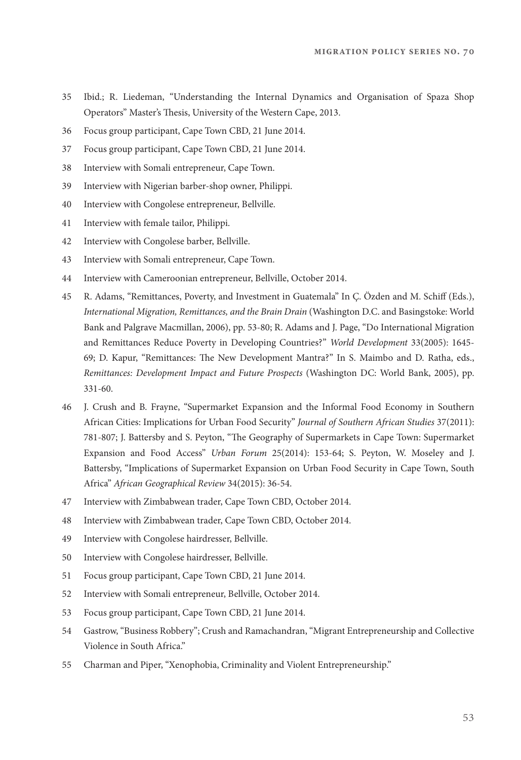35 Ibid.; R. Liedeman, "Understanding the Internal Dynamics and Organisation of Spaza Shop Operators" Master's Thesis, University of the Western Cape, 2013.

36 Focus group participant, Cape Town CBD, 21 June 2014.

37 Focus group participant, Cape Town CBD, 21 June 2014.

38 Interview with Somali entrepreneur, Cape Town.

39 Interview with Nigerian barber-shop owner, Philippi.

40 Interview with Congolese entrepreneur, Bellville.

41 Interview with female tailor, Philippi.

42 Interview with Congolese barber, Bellville.

43 Interview with Somali entrepreneur, Cape Town.

44 Interview with Cameroonian entrepreneur, Bellville, October 2014.

45 R. Adams, "Remittances, Poverty, and Investment in Guatemala" In Ç. Özden and M. Schiff (Eds.), *International Migration, Remittances, and the Brain Drain* (Washington D.C. and Basingstoke: World Bank and Palgrave Macmillan, 2006), pp. 53-80; R. Adams and J. Page, "Do International Migration and Remittances Reduce Poverty in Developing Countries?" *World Development* 33(2005): 1645-69; D. Kapur, "Remittances: The New Development Mantra?" In S. Maimbo and D. Ratha, eds., *Remittances: Development Impact and Future Prospects* (Washington DC: World Bank, 2005), pp. 331-60.

46 J. Crush and B. Frayne, "Supermarket Expansion and the Informal Food Economy in Southern African Cities: Implications for Urban Food Security" *Journal of Southern African Studies* 37(2011): 781-807; J. Battersby and S. Peyton, "The Geography of Supermarkets in Cape Town: Supermarket Expansion and Food Access" *Urban Forum* 25(2014): 153-64; S. Peyton, W. Moseley and J. Battersby, "Implications of Supermarket Expansion on Urban Food Security in Cape Town, South Africa" *African Geographical Review* 34(2015): 36-54.

47 Interview with Zimbabwean trader, Cape Town CBD, October 2014.

48 Interview with Zimbabwean trader, Cape Town CBD, October 2014.

49 Interview with Congolese hairdresser, Bellville.

50 Interview with Congolese hairdresser, Bellville.

51 Focus group participant, Cape Town CBD, 21 June 2014.

52 Interview with Somali entrepreneur, Bellville, October 2014.

53 Focus group participant, Cape Town CBD, 21 June 2014.

54 Gastrow, "Business Robbery"; Crush and Ramachandran, "Migrant Entrepreneurship and Collective Violence in South Africa."

55 Charman and Piper, "Xenophobia, Criminality and Violent Entrepreneurship."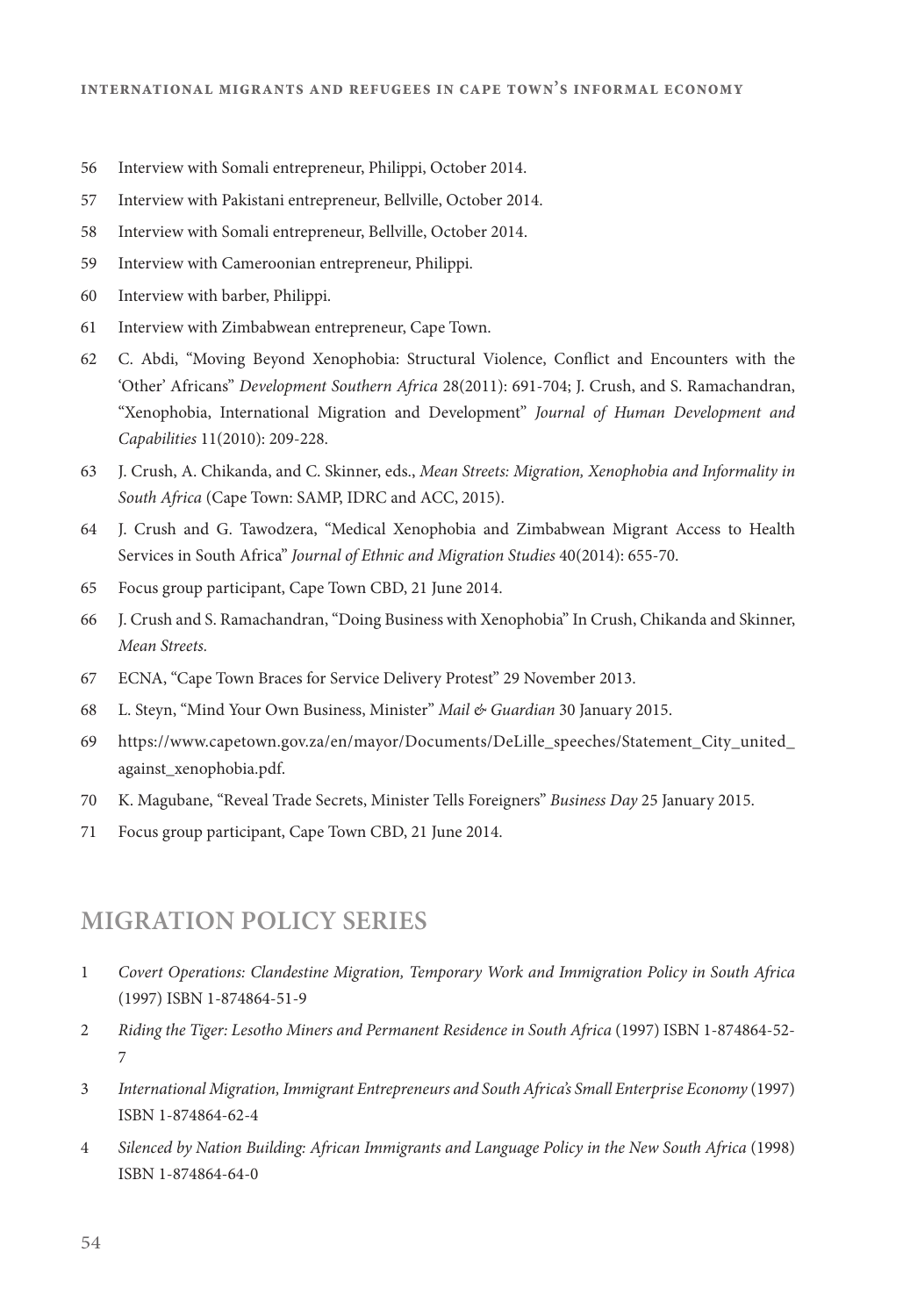56 Interview with Somali entrepreneur, Philippi, October 2014.

57 Interview with Pakistani entrepreneur, Bellville, October 2014.

58 Interview with Somali entrepreneur, Bellville, October 2014.

59 Interview with Cameroonian entrepreneur, Philippi.

60 Interview with barber, Philippi.

61 Interview with Zimbabwean entrepreneur, Cape Town.

62 C. Abdi, "Moving Beyond Xenophobia: Structural Violence, Conflict and Encounters with the 'Other' Africans" *Development Southern Africa* 28(2011): 691-704; J. Crush, and S. Ramachandran, "Xenophobia, International Migration and Development" *Journal of Human Development and Capabilities* 11(2010): 209-228.

63 J. Crush, A. Chikanda, and C. Skinner, eds., *Mean Streets: Migration, Xenophobia and Informality in South Africa* (Cape Town: SAMP, IDRC and ACC, 2015).

64 J. Crush and G. Tawodzera, "Medical Xenophobia and Zimbabwean Migrant Access to Health Services in South Africa" *Journal of Ethnic and Migration Studies* 40(2014): 655-70.

65 Focus group participant, Cape Town CBD, 21 June 2014.

66 J. Crush and S. Ramachandran, "Doing Business with Xenophobia" In Crush, Chikanda and Skinner, *Mean Streets*.

67 ECNA, "Cape Town Braces for Service Delivery Protest" 29 November 2013.

68 L. Steyn, "Mind Your Own Business, Minister" *Mail & Guardian* 30 January 2015.

69 https://www.capetown.gov.za/en/mayor/Documents/DeLille_speeches/Statement_City_united_against_xenophobia.pdf.

70 K. Magubane, "Reveal Trade Secrets, Minister Tells Foreigners" *Business Day* 25 January 2015.

71 Focus group participant, Cape Town CBD, 21 June 2014.

## MIGRATION POLICY SERIES

1 *Covert Operations: Clandestine Migration, Temporary Work and Immigration Policy in South Africa* (1997) ISBN 1-874864-51-9

2 *Riding the Tiger: Lesotho Miners and Permanent Residence in South Africa* (1997) ISBN 1-874864-52-7

3 *International Migration, Immigrant Entrepreneurs and South Africa's Small Enterprise Economy* (1997) ISBN 1-874864-62-4

4 *Silenced by Nation Building: African Immigrants and Language Policy in the New South Africa* (1998) ISBN 1-874864-64-0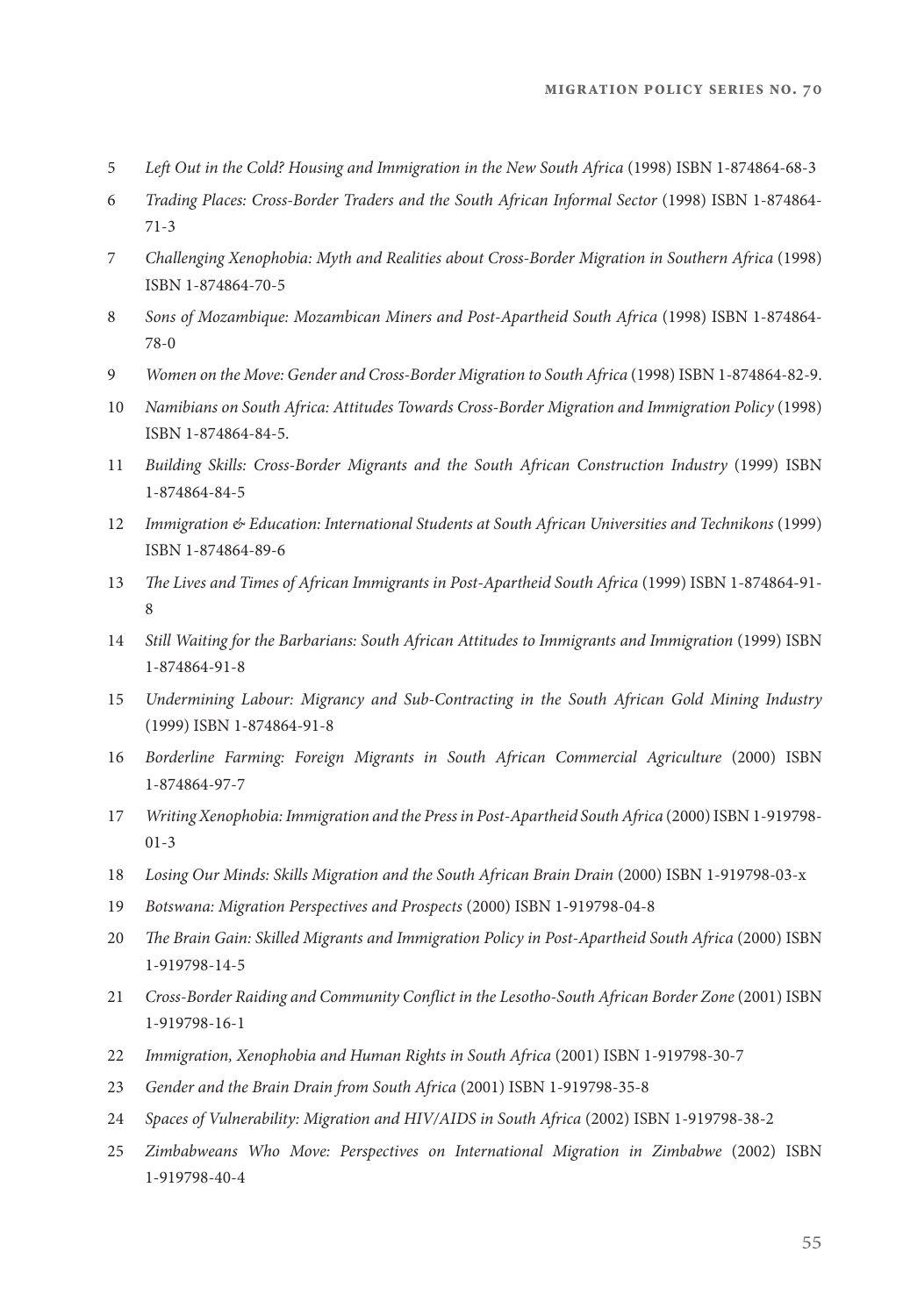5 *Left Out in the Cold? Housing and Immigration in the New South Africa* (1998) ISBN 1-874864-68-3

6 *Trading Places: Cross-Border Traders and the South African Informal Sector* (1998) ISBN 1-874864-71-3

7 *Challenging Xenophobia: Myth and Realities about Cross-Border Migration in Southern Africa* (1998) ISBN 1-874864-70-5

8 *Sons of Mozambique: Mozambican Miners and Post-Apartheid South Africa* (1998) ISBN 1-874864-78-0

9 *Women on the Move: Gender and Cross-Border Migration to South Africa* (1998) ISBN 1-874864-82-9.

10 *Namibians on South Africa: Attitudes Towards Cross-Border Migration and Immigration Policy* (1998) ISBN 1-874864-84-5.

11 *Building Skills: Cross-Border Migrants and the South African Construction Industry* (1999) ISBN 1-874864-84-5

12 *Immigration & Education: International Students at South African Universities and Technikons* (1999) ISBN 1-874864-89-6

13 *The Lives and Times of African Immigrants in Post-Apartheid South Africa* (1999) ISBN 1-874864-91-8

14 *Still Waiting for the Barbarians: South African Attitudes to Immigrants and Immigration* (1999) ISBN 1-874864-91-8

15 *Undermining Labour: Migrancy and Sub-Contracting in the South African Gold Mining Industry* (1999) ISBN 1-874864-91-8

16 *Borderline Farming: Foreign Migrants in South African Commercial Agriculture* (2000) ISBN 1-874864-97-7

17 *Writing Xenophobia: Immigration and the Press in Post-Apartheid South Africa* (2000) ISBN 1-919798-01-3

18 *Losing Our Minds: Skills Migration and the South African Brain Drain* (2000) ISBN 1-919798-03-x

19 *Botswana: Migration Perspectives and Prospects* (2000) ISBN 1-919798-04-8

20 *The Brain Gain: Skilled Migrants and Immigration Policy in Post-Apartheid South Africa* (2000) ISBN 1-919798-14-5

21 *Cross-Border Raiding and Community Conflict in the Lesotho-South African Border Zone* (2001) ISBN 1-919798-16-1

22 *Immigration, Xenophobia and Human Rights in South Africa* (2001) ISBN 1-919798-30-7

23 *Gender and the Brain Drain from South Africa* (2001) ISBN 1-919798-35-8

24 *Spaces of Vulnerability: Migration and HIV/AIDS in South Africa* (2002) ISBN 1-919798-38-2

25 *Zimbabweans Who Move: Perspectives on International Migration in Zimbabwe* (2002) ISBN 1-919798-40-4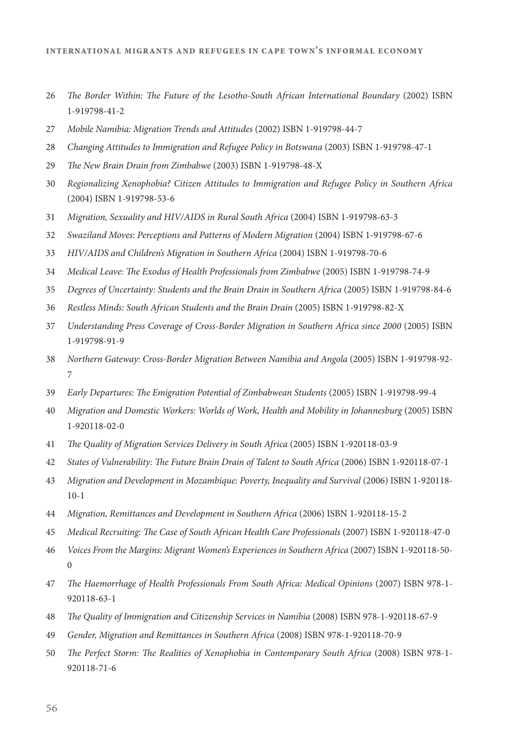26 *The Border Within: The Future of the Lesotho-South African International Boundary* (2002) ISBN 1-919798-41-2

27 *Mobile Namibia: Migration Trends and Attitudes* (2002) ISBN 1-919798-44-7

28 *Changing Attitudes to Immigration and Refugee Policy in Botswana* (2003) ISBN 1-919798-47-1

29 *The New Brain Drain from Zimbabwe* (2003) ISBN 1-919798-48-X

30 *Regionalizing Xenophobia? Citizen Attitudes to Immigration and Refugee Policy in Southern Africa* (2004) ISBN 1-919798-53-6

31 *Migration, Sexuality and HIV/AIDS in Rural South Africa* (2004) ISBN 1-919798-63-3

32 *Swaziland Moves: Perceptions and Patterns of Modern Migration* (2004) ISBN 1-919798-67-6

33 *HIV/AIDS and Children's Migration in Southern Africa* (2004) ISBN 1-919798-70-6

34 *Medical Leave: The Exodus of Health Professionals from Zimbabwe* (2005) ISBN 1-919798-74-9

35 *Degrees of Uncertainty: Students and the Brain Drain in Southern Africa* (2005) ISBN 1-919798-84-6

36 *Restless Minds: South African Students and the Brain Drain* (2005) ISBN 1-919798-82-X

37 *Understanding Press Coverage of Cross-Border Migration in Southern Africa since 2000* (2005) ISBN 1-919798-91-9

38 *Northern Gateway: Cross-Border Migration Between Namibia and Angola* (2005) ISBN 1-919798-92-7

39 *Early Departures: The Emigration Potential of Zimbabwean Students* (2005) ISBN 1-919798-99-4

40 *Migration and Domestic Workers: Worlds of Work, Health and Mobility in Johannesburg* (2005) ISBN 1-920118-02-0

41 *The Quality of Migration Services Delivery in South Africa* (2005) ISBN 1-920118-03-9

42 *States of Vulnerability: The Future Brain Drain of Talent to South Africa* (2006) ISBN 1-920118-07-1

43 *Migration and Development in Mozambique: Poverty, Inequality and Survival* (2006) ISBN 1-920118-10-1

44 *Migration, Remittances and Development in Southern Africa* (2006) ISBN 1-920118-15-2

45 *Medical Recruiting: The Case of South African Health Care Professionals* (2007) ISBN 1-920118-47-0

46 *Voices From the Margins: Migrant Women's Experiences in Southern Africa* (2007) ISBN 1-920118-50-0

47 *The Haemorrhage of Health Professionals From South Africa: Medical Opinions* (2007) ISBN 978-1-920118-63-1

48 *The Quality of Immigration and Citizenship Services in Namibia* (2008) ISBN 978-1-920118-67-9

49 *Gender, Migration and Remittances in Southern Africa* (2008) ISBN 978-1-920118-70-9

50 *The Perfect Storm: The Realities of Xenophobia in Contemporary South Africa* (2008) ISBN 978-1-920118-71-6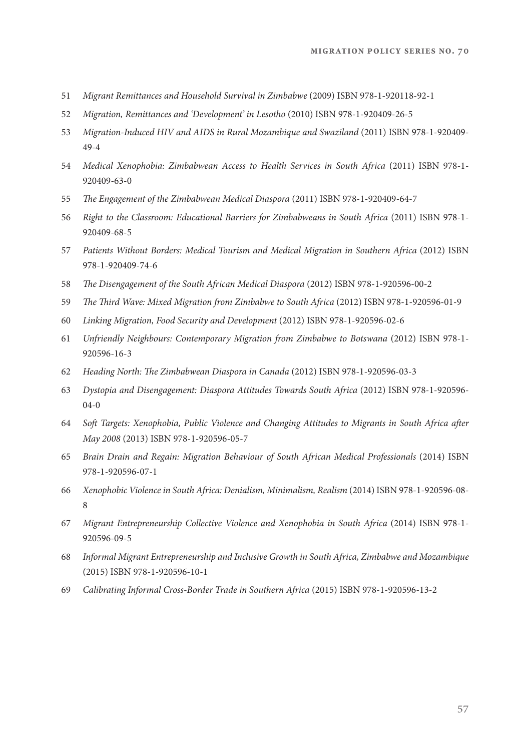51 *Migrant Remittances and Household Survival in Zimbabwe* (2009) ISBN 978-1-920118-92-1

52 *Migration, Remittances and 'Development' in Lesotho* (2010) ISBN 978-1-920409-26-5

53 *Migration-Induced HIV and AIDS in Rural Mozambique and Swaziland* (2011) ISBN 978-1-920409-49-4

54 *Medical Xenophobia: Zimbabwean Access to Health Services in South Africa* (2011) ISBN 978-1-920409-63-0

55 *The Engagement of the Zimbabwean Medical Diaspora* (2011) ISBN 978-1-920409-64-7

56 *Right to the Classroom: Educational Barriers for Zimbabweans in South Africa* (2011) ISBN 978-1-920409-68-5

57 *Patients Without Borders: Medical Tourism and Medical Migration in Southern Africa* (2012) ISBN 978-1-920409-74-6

58 *The Disengagement of the South African Medical Diaspora* (2012) ISBN 978-1-920596-00-2

59 *The Third Wave: Mixed Migration from Zimbabwe to South Africa* (2012) ISBN 978-1-920596-01-9

60 *Linking Migration, Food Security and Development* (2012) ISBN 978-1-920596-02-6

61 *Unfriendly Neighbours: Contemporary Migration from Zimbabwe to Botswana* (2012) ISBN 978-1-920596-16-3

62 *Heading North: The Zimbabwean Diaspora in Canada* (2012) ISBN 978-1-920596-03-3

63 *Dystopia and Disengagement: Diaspora Attitudes Towards South Africa* (2012) ISBN 978-1-920596-04-0

64 *Soft Targets: Xenophobia, Public Violence and Changing Attitudes to Migrants in South Africa after May 2008* (2013) ISBN 978-1-920596-05-7

65 *Brain Drain and Regain: Migration Behaviour of South African Medical Professionals* (2014) ISBN 978-1-920596-07-1

66 *Xenophobic Violence in South Africa: Denialism, Minimalism, Realism* (2014) ISBN 978-1-920596-08-8

67 *Migrant Entrepreneurship Collective Violence and Xenophobia in South Africa* (2014) ISBN 978-1-920596-09-5

68 *Informal Migrant Entrepreneurship and Inclusive Growth in South Africa, Zimbabwe and Mozambique* (2015) ISBN 978-1-920596-10-1

69 *Calibrating Informal Cross-Border Trade in Southern Africa* (2015) ISBN 978-1-920596-13-2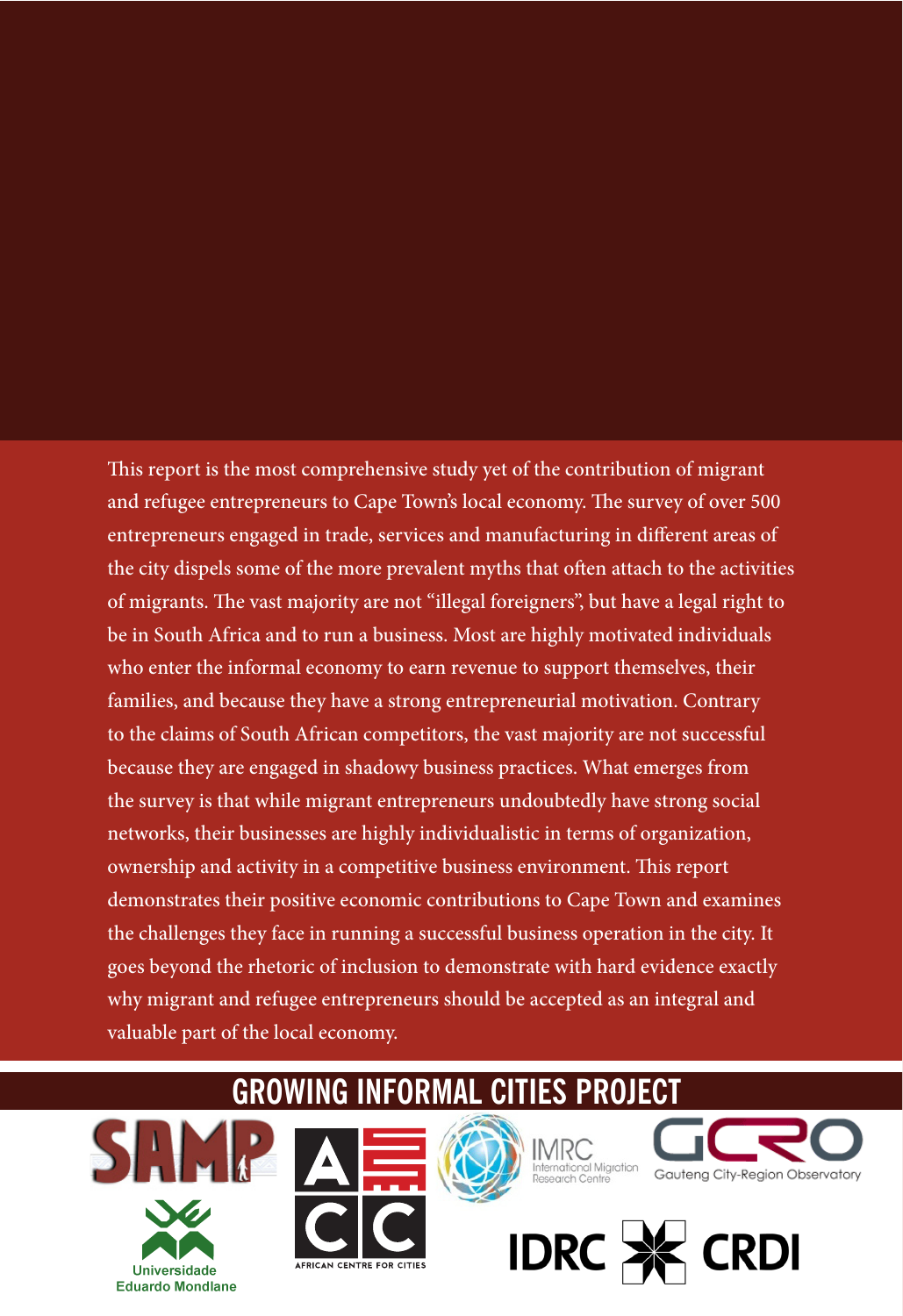This report is the most comprehensive study yet of the contribution of migrant and refugee entrepreneurs to Cape Town's local economy. The survey of over 500 entrepreneurs engaged in trade, services and manufacturing in different areas of the city dispels some of the more prevalent myths that often attach to the activities of migrants. The vast majority are not "illegal foreigners", but have a legal right to be in South Africa and to run a business. Most are highly motivated individuals who enter the informal economy to earn revenue to support themselves, their families, and because they have a strong entrepreneurial motivation. Contrary to the claims of South African competitors, the vast majority are not successful because they are engaged in shadowy business practices. What emerges from the survey is that while migrant entrepreneurs undoubtedly have strong social networks, their businesses are highly individualistic in terms of organization, ownership and activity in a competitive business environment. This report demonstrates their positive economic contributions to Cape Town and examines the challenges they face in running a successful business operation in the city. It goes beyond the rhetoric of inclusion to demonstrate with hard evidence exactly why migrant and refugee entrepreneurs should be accepted as an integral and valuable part of the local economy.

## GROWING INFORMAL CITIES PROJECT

SAMP

Universidade Eduardo Mondlane

AFRICAN CENTRE FOR CITIES

IMRC International Migration Research Centre

GCRO Gauteng City-Region Observatory

IDRC CRDI